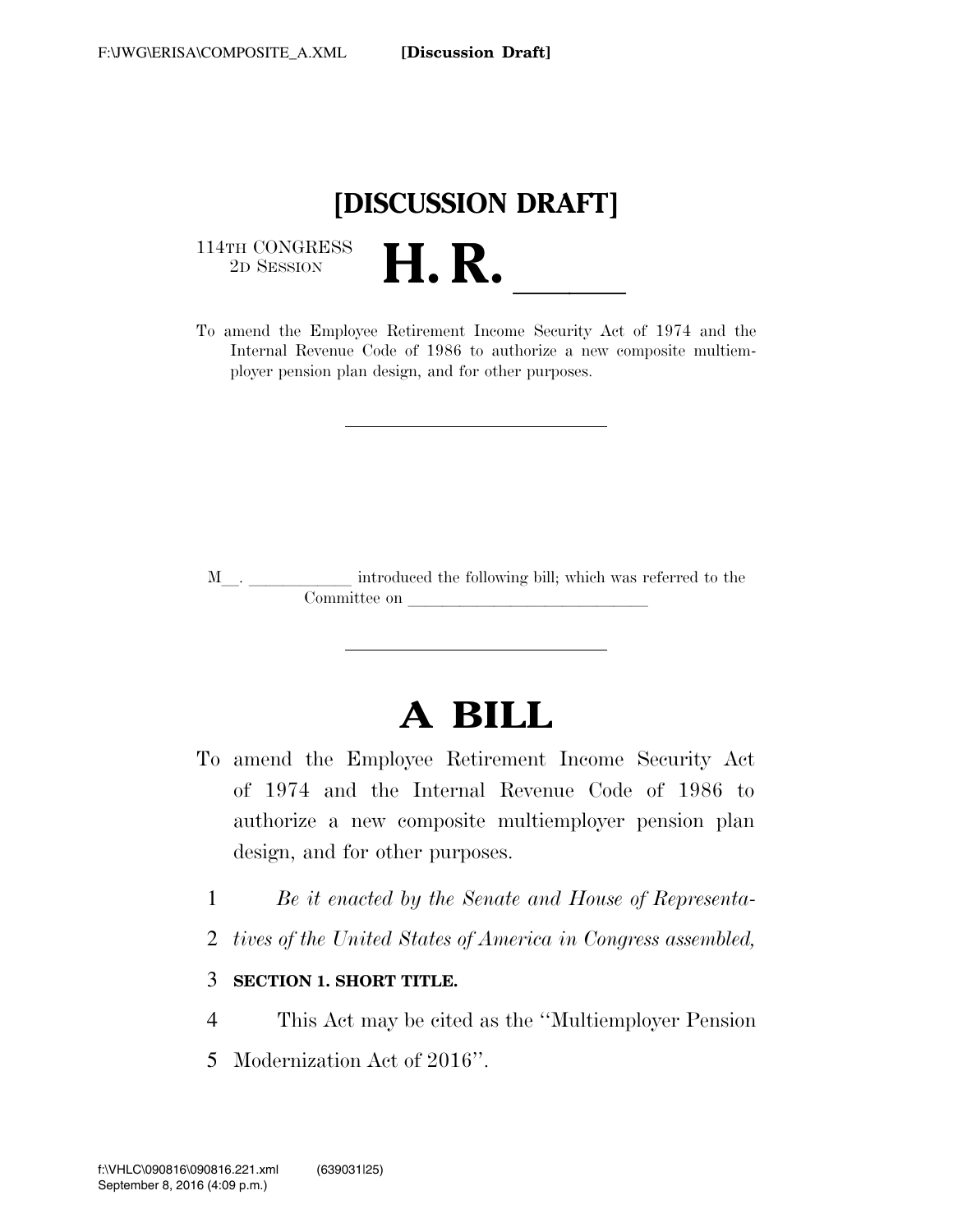# [DISCUSSION DRAFT]

114TH CONGRESS
2D SESSION

# H. R. ____

To amend the Employee Retirement Income Security Act of 1974 and the Internal Revenue Code of 1986 to authorize a new composite multiemployer pension plan design, and for other purposes.

---

M__. ____________ introduced the following bill; which was referred to the Committee on ____________________________

---

# A BILL

To amend the Employee Retirement Income Security Act of 1974 and the Internal Revenue Code of 1986 to authorize a new composite multiemployer pension plan design, and for other purposes.

1 *Be it enacted by the Senate and House of Representa-*
2 *tives of the United States of America in Congress assembled,*

3 **SECTION 1. SHORT TITLE.**

4 This Act may be cited as the ''Multiemployer Pension
5 Modernization Act of 2016''.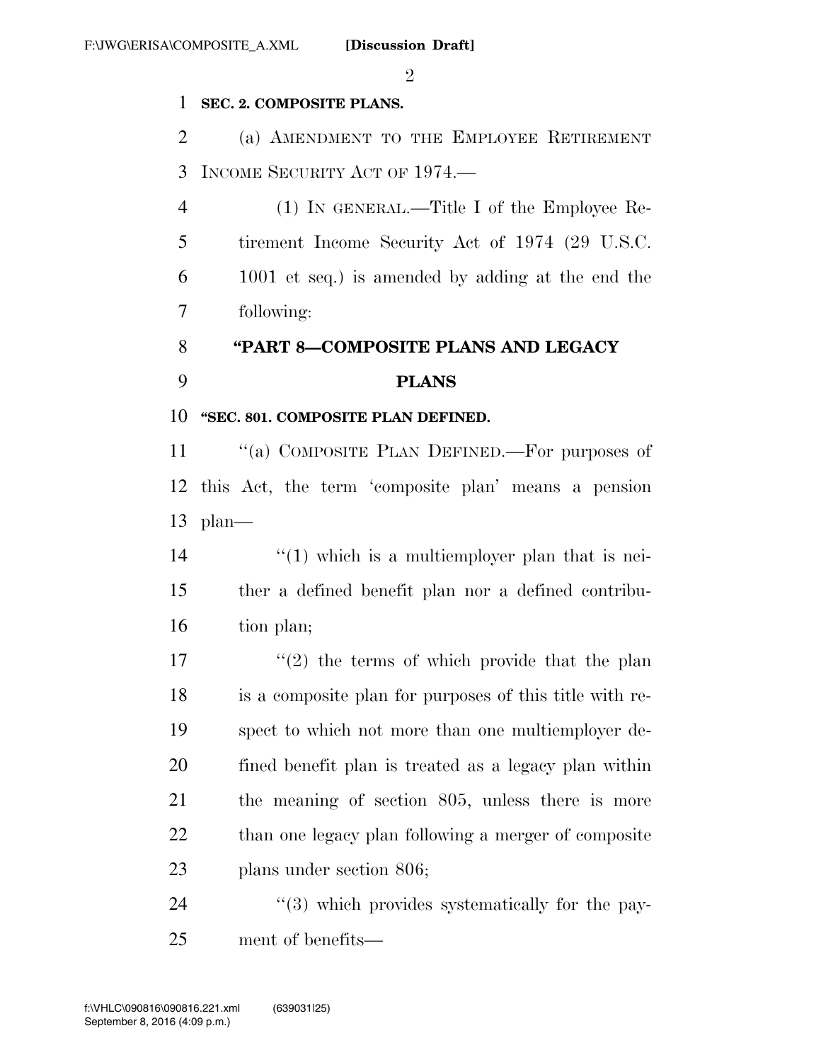**SEC. 2. COMPOSITE PLANS.**

(a) AMENDMENT TO THE EMPLOYEE RETIREMENT INCOME SECURITY ACT OF 1974.—

(1) IN GENERAL.—Title I of the Employee Retirement Income Security Act of 1974 (29 U.S.C. 1001 et seq.) is amended by adding at the end the following:

**"PART 8—COMPOSITE PLANS AND LEGACY PLANS**

**"SEC. 801. COMPOSITE PLAN DEFINED.**

"(a) COMPOSITE PLAN DEFINED.—For purposes of this Act, the term 'composite plan' means a pension plan—

"(1) which is a multiemployer plan that is neither a defined benefit plan nor a defined contribution plan;

"(2) the terms of which provide that the plan is a composite plan for purposes of this title with respect to which not more than one multiemployer defined benefit plan is treated as a legacy plan within the meaning of section 805, unless there is more than one legacy plan following a merger of composite plans under section 806;

"(3) which provides systematically for the payment of benefits—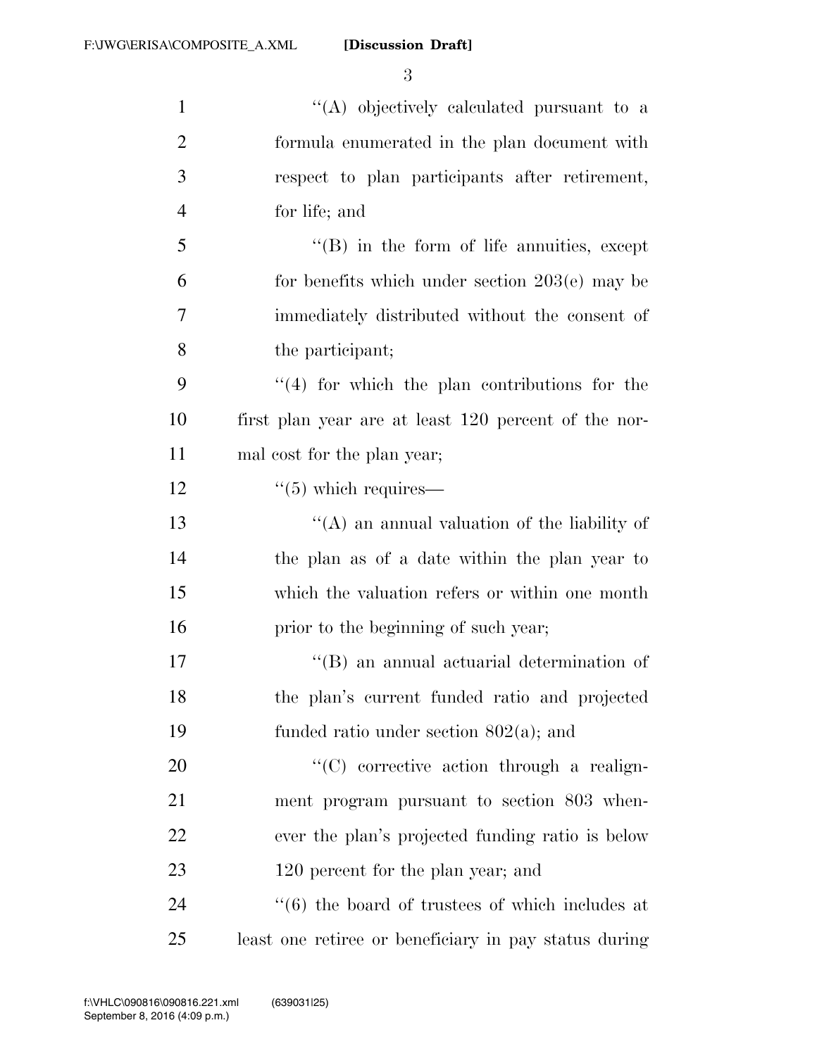''(A) objectively calculated pursuant to a formula enumerated in the plan document with respect to plan participants after retirement, for life; and

''(B) in the form of life annuities, except for benefits which under section 203(e) may be immediately distributed without the consent of the participant;

''(4) for which the plan contributions for the first plan year are at least 120 percent of the normal cost for the plan year;

''(5) which requires—

''(A) an annual valuation of the liability of the plan as of a date within the plan year to which the valuation refers or within one month prior to the beginning of such year;

''(B) an annual actuarial determination of the plan's current funded ratio and projected funded ratio under section 802(a); and

''(C) corrective action through a realignment program pursuant to section 803 whenever the plan's projected funding ratio is below 120 percent for the plan year; and

''(6) the board of trustees of which includes at least one retiree or beneficiary in pay status during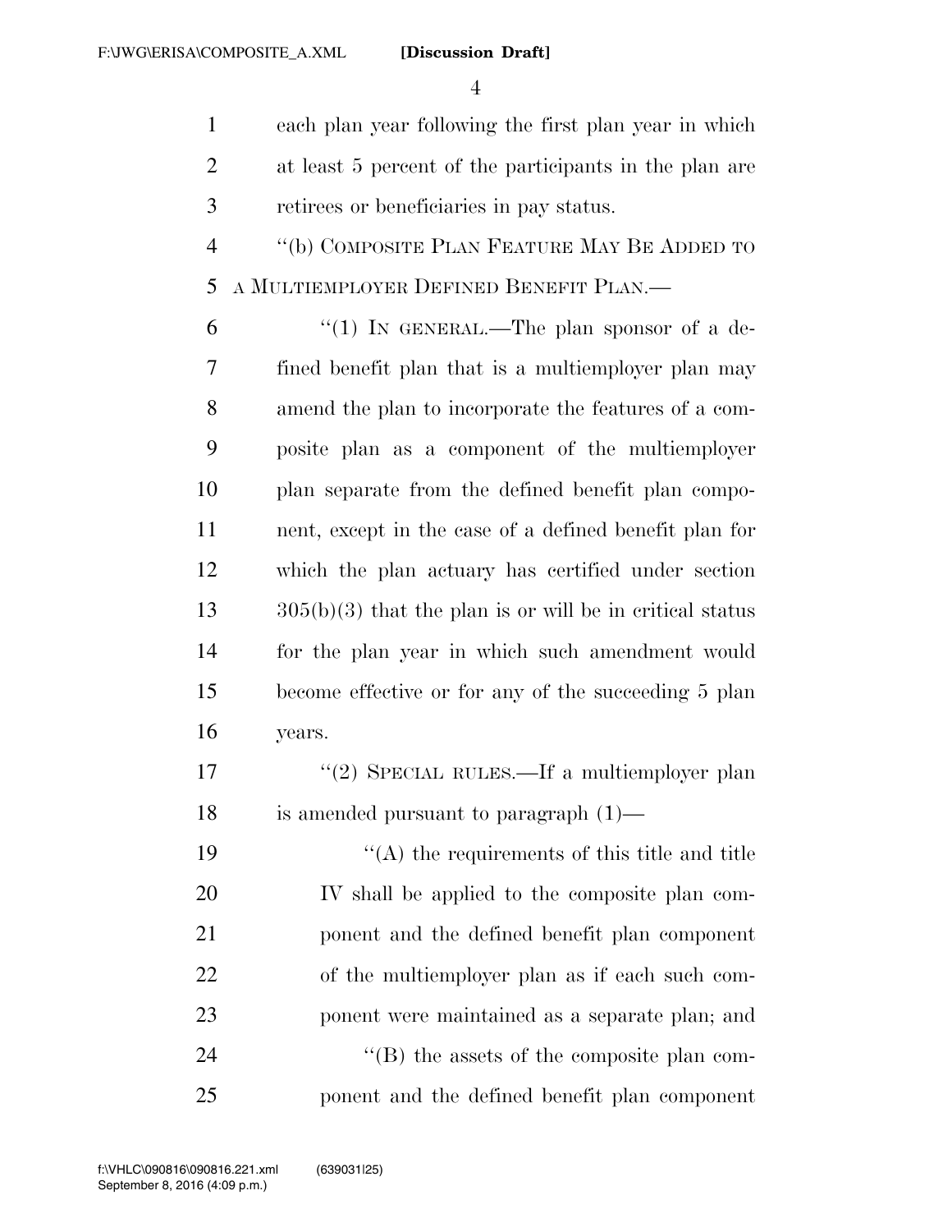each plan year following the first plan year in which at least 5 percent of the participants in the plan are retirees or beneficiaries in pay status.

"(b) COMPOSITE PLAN FEATURE MAY BE ADDED TO A MULTIEMPLOYER DEFINED BENEFIT PLAN.—

"(1) IN GENERAL.—The plan sponsor of a defined benefit plan that is a multiemployer plan may amend the plan to incorporate the features of a composite plan as a component of the multiemployer plan separate from the defined benefit plan component, except in the case of a defined benefit plan for which the plan actuary has certified under section 305(b)(3) that the plan is or will be in critical status for the plan year in which such amendment would become effective or for any of the succeeding 5 plan years.

"(2) SPECIAL RULES.—If a multiemployer plan is amended pursuant to paragraph (1)—

"(A) the requirements of this title and title IV shall be applied to the composite plan component and the defined benefit plan component of the multiemployer plan as if each such component were maintained as a separate plan; and

"(B) the assets of the composite plan component and the defined benefit plan component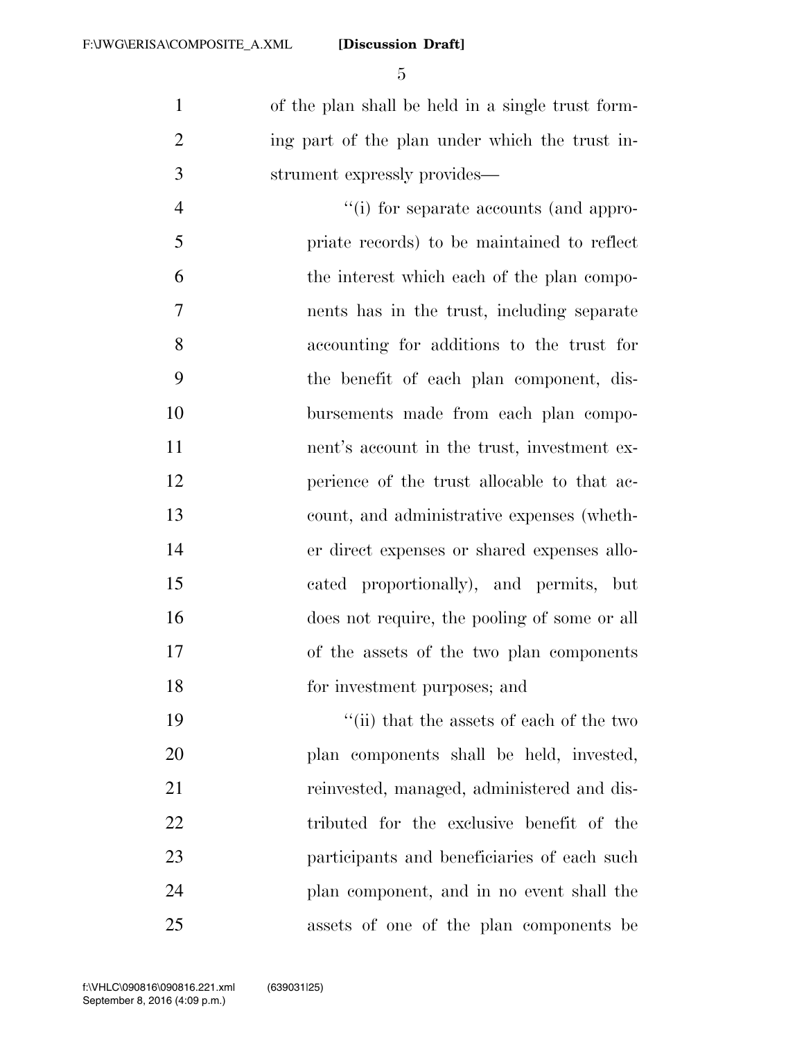of the plan shall be held in a single trust forming part of the plan under which the trust instrument expressly provides—

"(i) for separate accounts (and appropriate records) to be maintained to reflect the interest which each of the plan components has in the trust, including separate accounting for additions to the trust for the benefit of each plan component, disbursements made from each plan component's account in the trust, investment experience of the trust allocable to that account, and administrative expenses (whether direct expenses or shared expenses allocated proportionally), and permits, but does not require, the pooling of some or all of the assets of the two plan components for investment purposes; and

"(ii) that the assets of each of the two plan components shall be held, invested, reinvested, managed, administered and distributed for the exclusive benefit of the participants and beneficiaries of each such plan component, and in no event shall the assets of one of the plan components be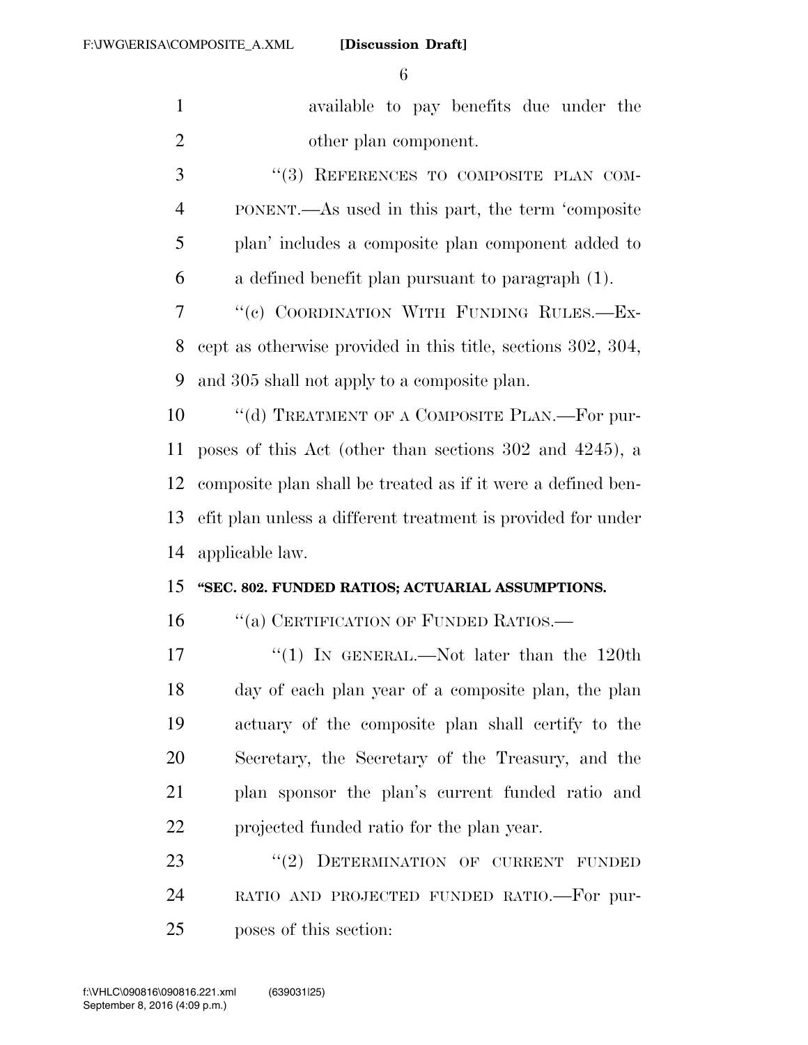available to pay benefits due under the other plan component.

"(3) REFERENCES TO COMPOSITE PLAN COMPONENT.—As used in this part, the term 'composite plan' includes a composite plan component added to a defined benefit plan pursuant to paragraph (1).

"(c) COORDINATION WITH FUNDING RULES.—Except as otherwise provided in this title, sections 302, 304, and 305 shall not apply to a composite plan.

"(d) TREATMENT OF A COMPOSITE PLAN.—For purposes of this Act (other than sections 302 and 4245), a composite plan shall be treated as if it were a defined benefit plan unless a different treatment is provided for under applicable law.

**"SEC. 802. FUNDED RATIOS; ACTUARIAL ASSUMPTIONS.**

"(a) CERTIFICATION OF FUNDED RATIOS.—

"(1) IN GENERAL.—Not later than the 120th day of each plan year of a composite plan, the plan actuary of the composite plan shall certify to the Secretary, the Secretary of the Treasury, and the plan sponsor the plan's current funded ratio and projected funded ratio for the plan year.

"(2) DETERMINATION OF CURRENT FUNDED RATIO AND PROJECTED FUNDED RATIO.—For purposes of this section: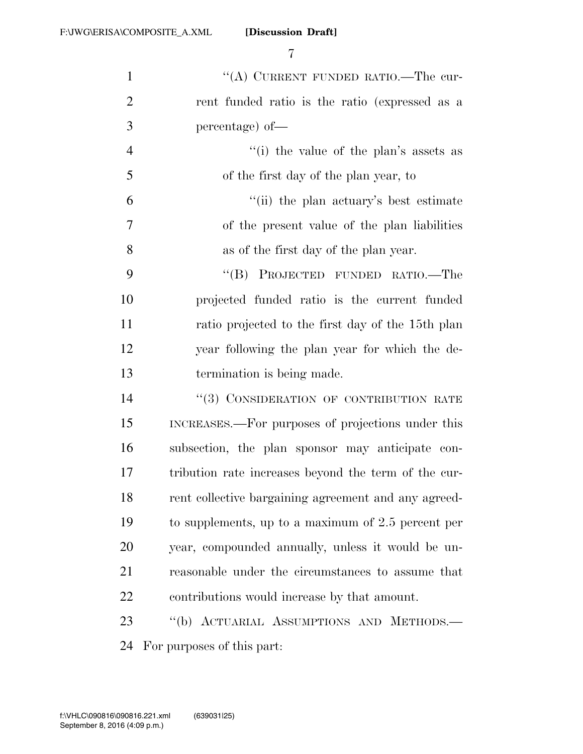"(A) CURRENT FUNDED RATIO.—The current funded ratio is the ratio (expressed as a percentage) of—

"(i) the value of the plan's assets as of the first day of the plan year, to

"(ii) the plan actuary's best estimate of the present value of the plan liabilities as of the first day of the plan year.

"(B) PROJECTED FUNDED RATIO.—The projected funded ratio is the current funded ratio projected to the first day of the 15th plan year following the plan year for which the determination is being made.

"(3) CONSIDERATION OF CONTRIBUTION RATE INCREASES.—For purposes of projections under this subsection, the plan sponsor may anticipate contribution rate increases beyond the term of the current collective bargaining agreement and any agreed-to supplements, up to a maximum of 2.5 percent per year, compounded annually, unless it would be unreasonable under the circumstances to assume that contributions would increase by that amount.

"(b) ACTUARIAL ASSUMPTIONS AND METHODS.—For purposes of this part: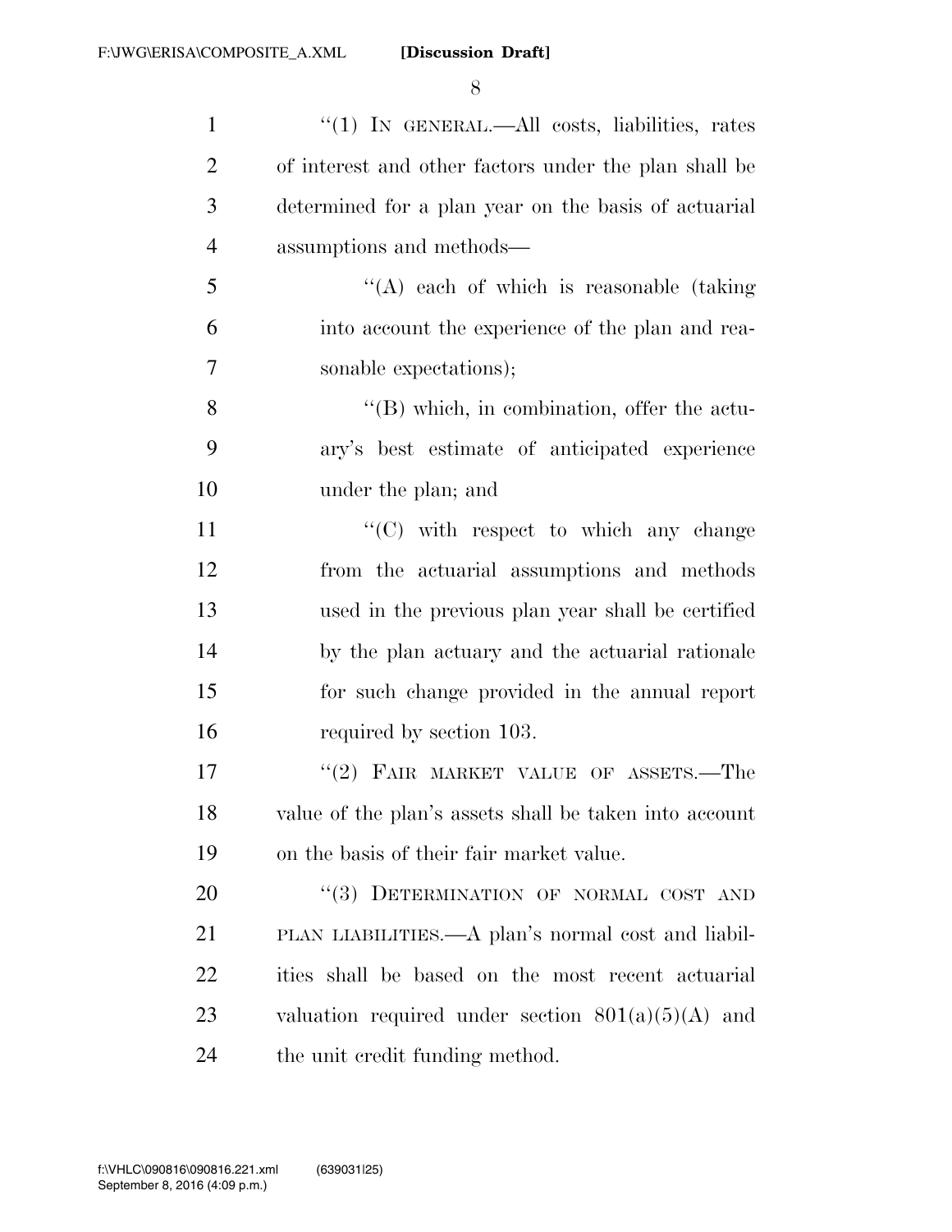"(1) IN GENERAL.—All costs, liabilities, rates of interest and other factors under the plan shall be determined for a plan year on the basis of actuarial assumptions and methods—

"(A) each of which is reasonable (taking into account the experience of the plan and reasonable expectations);

"(B) which, in combination, offer the actuary's best estimate of anticipated experience under the plan; and

"(C) with respect to which any change from the actuarial assumptions and methods used in the previous plan year shall be certified by the plan actuary and the actuarial rationale for such change provided in the annual report required by section 103.

"(2) FAIR MARKET VALUE OF ASSETS.—The value of the plan's assets shall be taken into account on the basis of their fair market value.

"(3) DETERMINATION OF NORMAL COST AND PLAN LIABILITIES.—A plan's normal cost and liabilities shall be based on the most recent actuarial valuation required under section 801(a)(5)(A) and the unit credit funding method.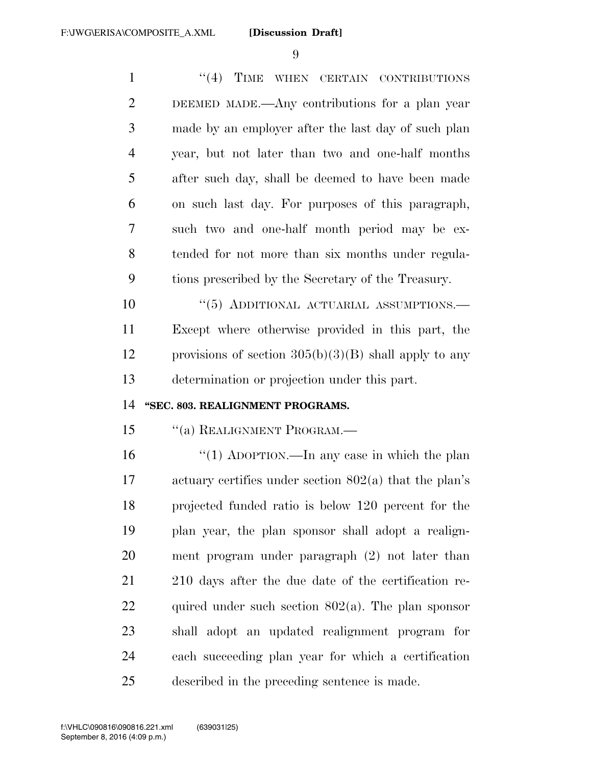"(4) TIME WHEN CERTAIN CONTRIBUTIONS DEEMED MADE.—Any contributions for a plan year made by an employer after the last day of such plan year, but not later than two and one-half months after such day, shall be deemed to have been made on such last day. For purposes of this paragraph, such two and one-half month period may be extended for not more than six months under regulations prescribed by the Secretary of the Treasury.

"(5) ADDITIONAL ACTUARIAL ASSUMPTIONS.—Except where otherwise provided in this part, the provisions of section 305(b)(3)(B) shall apply to any determination or projection under this part.

**"SEC. 803. REALIGNMENT PROGRAMS.**

"(a) REALIGNMENT PROGRAM.—

"(1) ADOPTION.—In any case in which the plan actuary certifies under section 802(a) that the plan's projected funded ratio is below 120 percent for the plan year, the plan sponsor shall adopt a realignment program under paragraph (2) not later than 210 days after the due date of the certification required under such section 802(a). The plan sponsor shall adopt an updated realignment program for each succeeding plan year for which a certification described in the preceding sentence is made.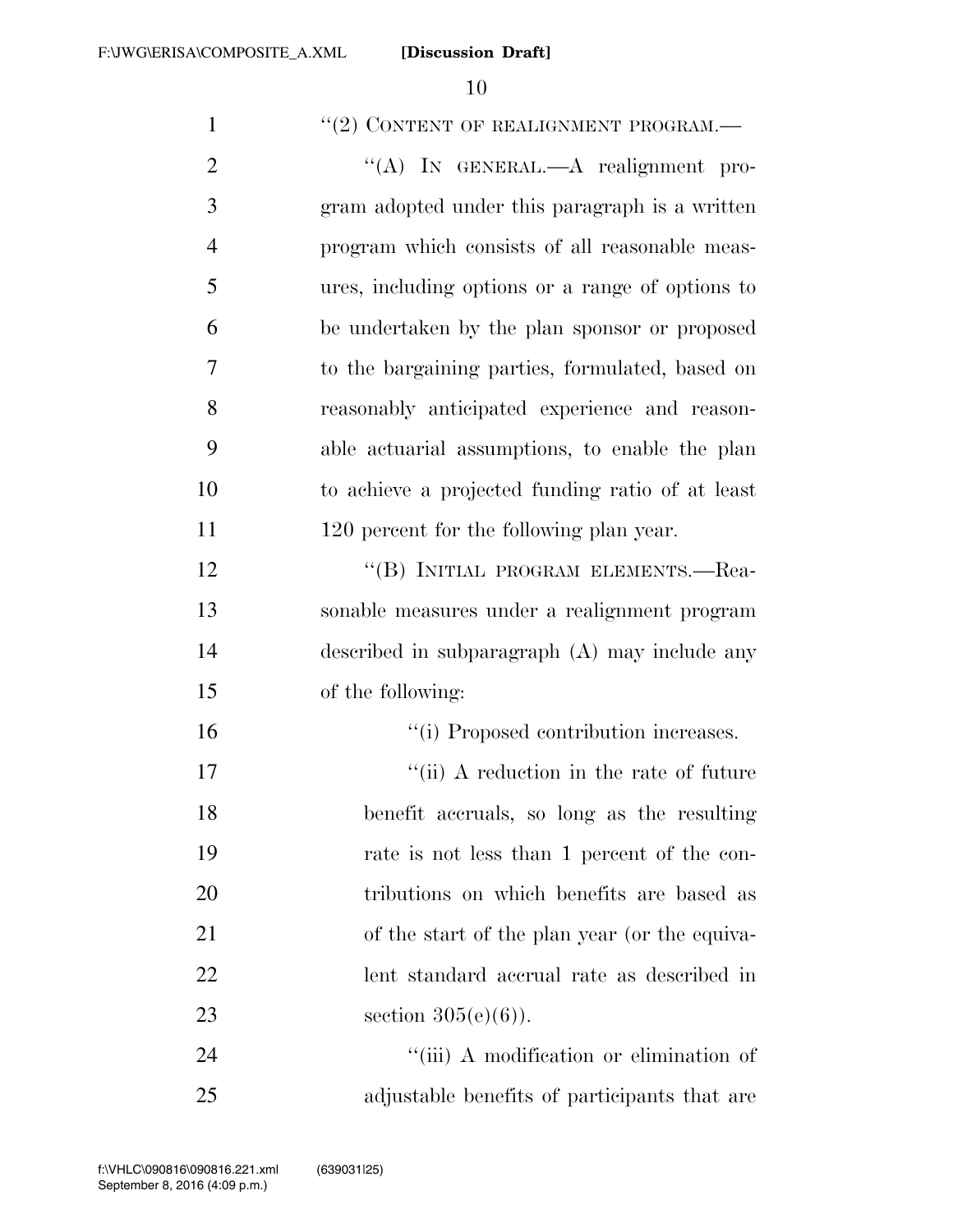"(2) CONTENT OF REALIGNMENT PROGRAM.—

"(A) IN GENERAL.—A realignment program adopted under this paragraph is a written program which consists of all reasonable measures, including options or a range of options to be undertaken by the plan sponsor or proposed to the bargaining parties, formulated, based on reasonably anticipated experience and reasonable actuarial assumptions, to enable the plan to achieve a projected funding ratio of at least 120 percent for the following plan year.

"(B) INITIAL PROGRAM ELEMENTS.—Reasonable measures under a realignment program described in subparagraph (A) may include any of the following:

"(i) Proposed contribution increases.

"(ii) A reduction in the rate of future benefit accruals, so long as the resulting rate is not less than 1 percent of the contributions on which benefits are based as of the start of the plan year (or the equivalent standard accrual rate as described in section 305(e)(6)).

"(iii) A modification or elimination of adjustable benefits of participants that are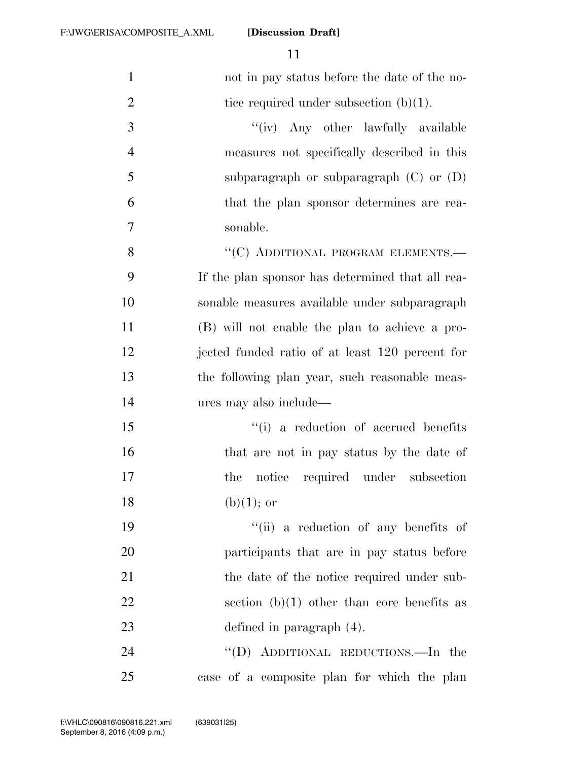not in pay status before the date of the notice required under subsection (b)(1).

"(iv) Any other lawfully available measures not specifically described in this subparagraph or subparagraph (C) or (D) that the plan sponsor determines are reasonable.

"(C) ADDITIONAL PROGRAM ELEMENTS.—If the plan sponsor has determined that all reasonable measures available under subparagraph (B) will not enable the plan to achieve a projected funded ratio of at least 120 percent for the following plan year, such reasonable measures may also include—

"(i) a reduction of accrued benefits that are not in pay status by the date of the notice required under subsection (b)(1); or

"(ii) a reduction of any benefits of participants that are in pay status before the date of the notice required under subsection (b)(1) other than core benefits as defined in paragraph (4).

"(D) ADDITIONAL REDUCTIONS.—In the case of a composite plan for which the plan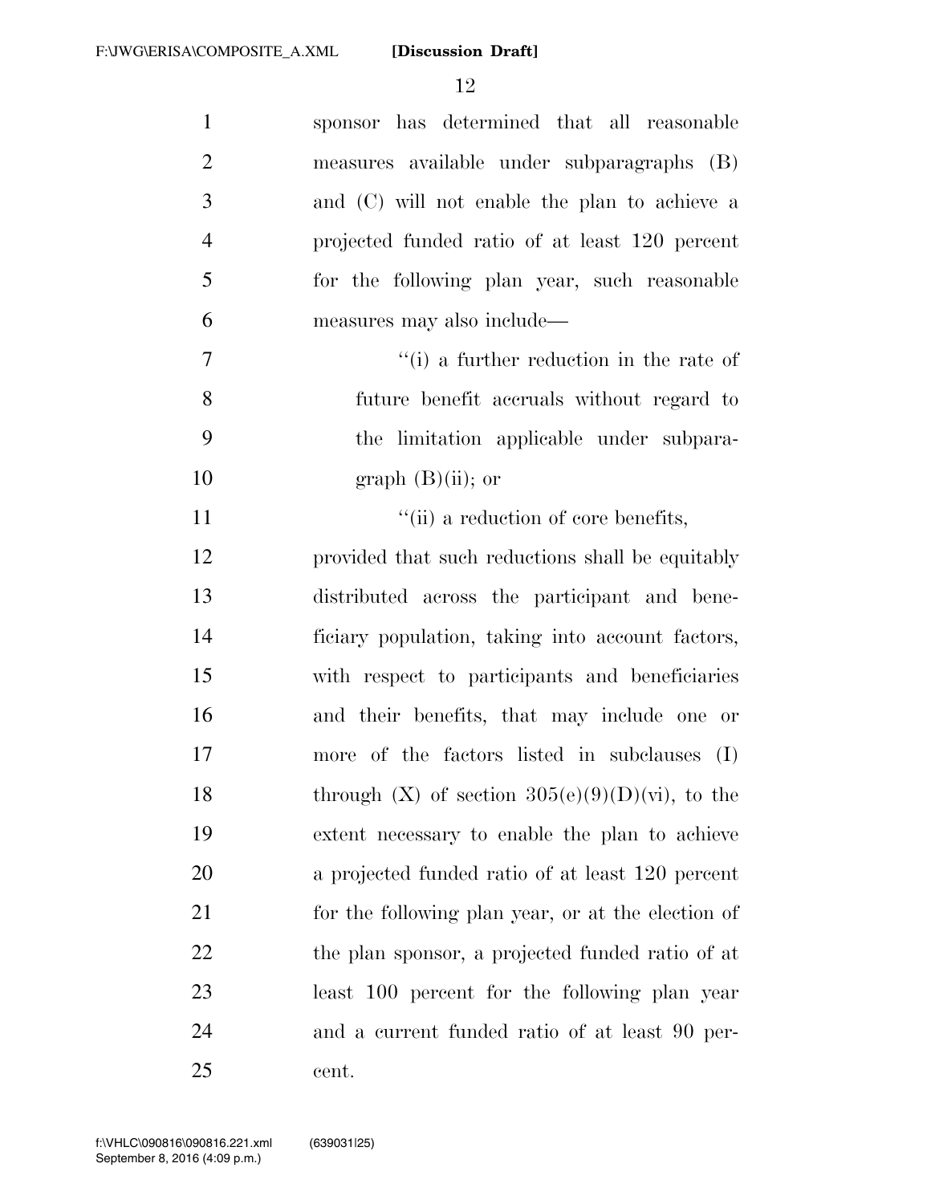sponsor has determined that all reasonable measures available under subparagraphs (B) and (C) will not enable the plan to achieve a projected funded ratio of at least 120 percent for the following plan year, such reasonable measures may also include—

> ''(i) a further reduction in the rate of future benefit accruals without regard to the limitation applicable under subparagraph (B)(ii); or
>
> ''(ii) a reduction of core benefits,

provided that such reductions shall be equitably distributed across the participant and beneficiary population, taking into account factors, with respect to participants and beneficiaries and their benefits, that may include one or more of the factors listed in subclauses (I) through (X) of section 305(e)(9)(D)(vi), to the extent necessary to enable the plan to achieve a projected funded ratio of at least 120 percent for the following plan year, or at the election of the plan sponsor, a projected funded ratio of at least 100 percent for the following plan year and a current funded ratio of at least 90 percent.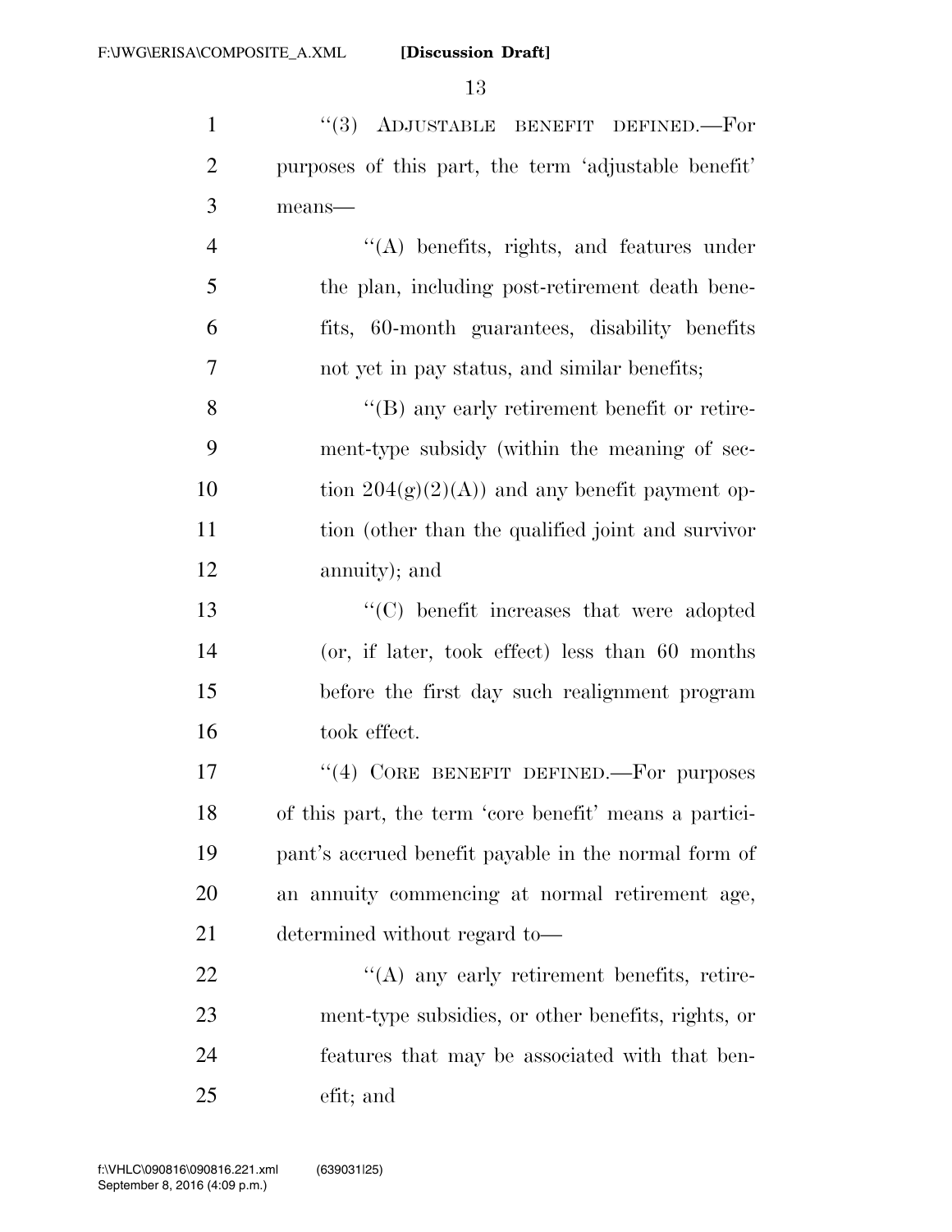"(3) ADJUSTABLE BENEFIT DEFINED.—For purposes of this part, the term 'adjustable benefit' means—

"(A) benefits, rights, and features under the plan, including post-retirement death benefits, 60-month guarantees, disability benefits not yet in pay status, and similar benefits;

"(B) any early retirement benefit or retirement-type subsidy (within the meaning of section 204(g)(2)(A)) and any benefit payment option (other than the qualified joint and survivor annuity); and

"(C) benefit increases that were adopted (or, if later, took effect) less than 60 months before the first day such realignment program took effect.

"(4) CORE BENEFIT DEFINED.—For purposes of this part, the term 'core benefit' means a participant's accrued benefit payable in the normal form of an annuity commencing at normal retirement age, determined without regard to—

"(A) any early retirement benefits, retirement-type subsidies, or other benefits, rights, or features that may be associated with that benefit; and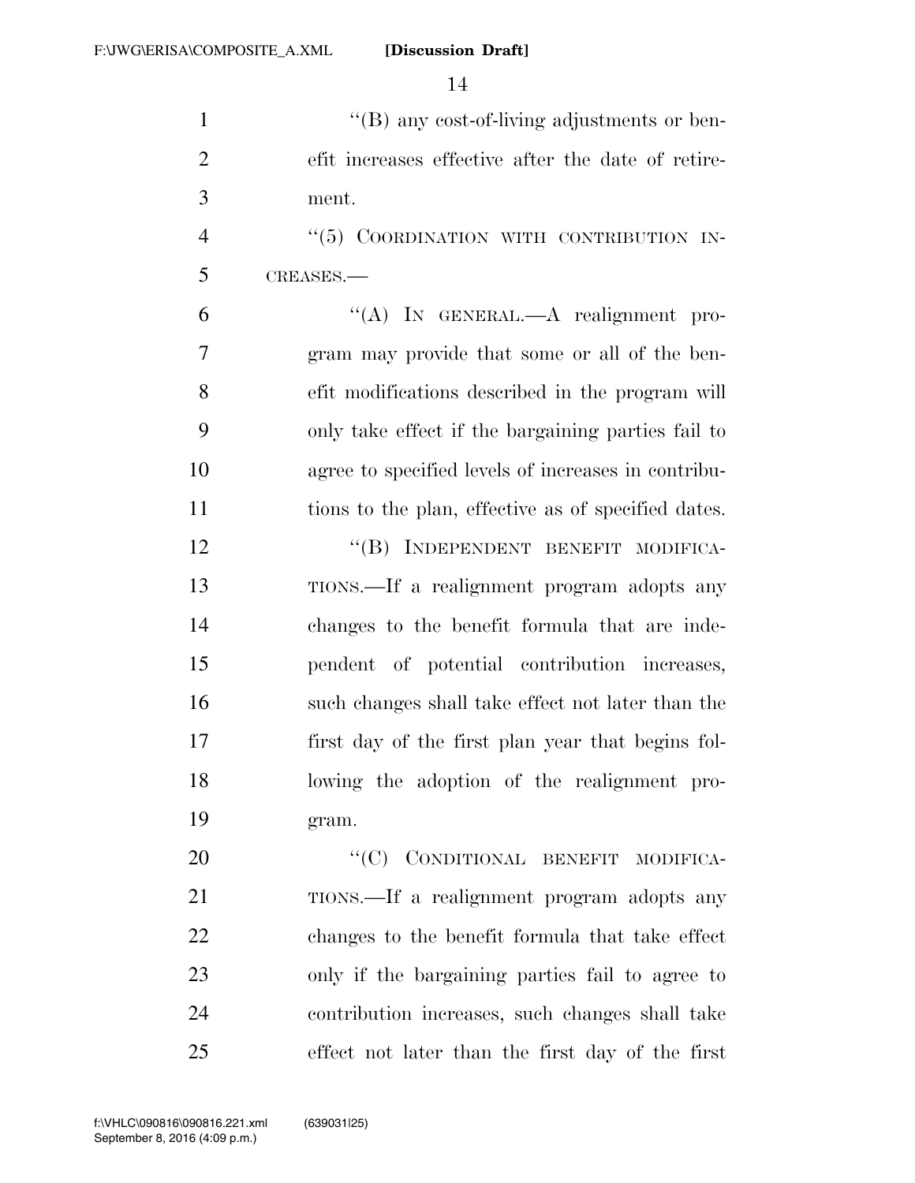''(B) any cost-of-living adjustments or benefit increases effective after the date of retirement.

''(5) COORDINATION WITH CONTRIBUTION INCREASES.—

''(A) IN GENERAL.—A realignment program may provide that some or all of the benefit modifications described in the program will only take effect if the bargaining parties fail to agree to specified levels of increases in contributions to the plan, effective as of specified dates.

''(B) INDEPENDENT BENEFIT MODIFICATIONS.—If a realignment program adopts any changes to the benefit formula that are independent of potential contribution increases, such changes shall take effect not later than the first day of the first plan year that begins following the adoption of the realignment program.

''(C) CONDITIONAL BENEFIT MODIFICATIONS.—If a realignment program adopts any changes to the benefit formula that take effect only if the bargaining parties fail to agree to contribution increases, such changes shall take effect not later than the first day of the first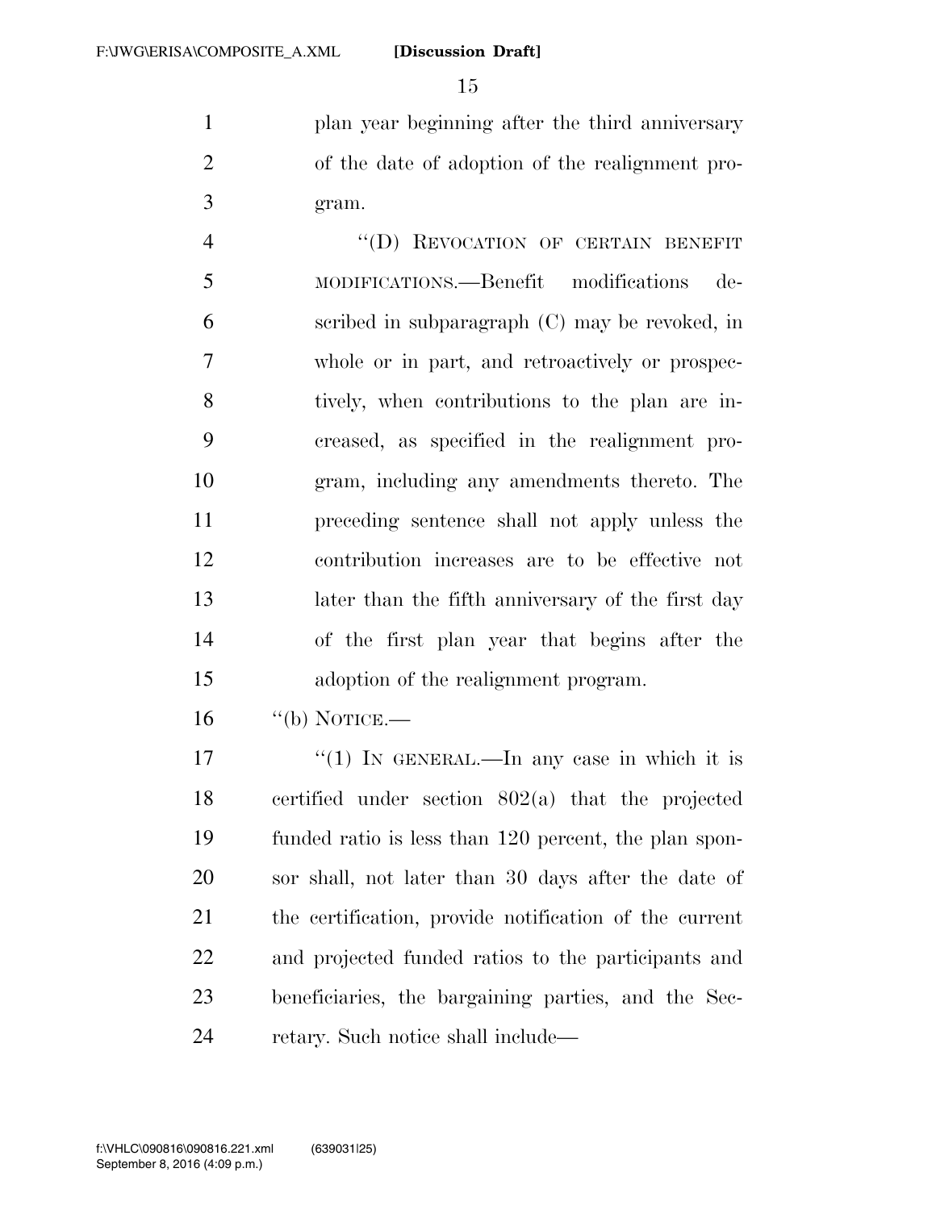plan year beginning after the third anniversary of the date of adoption of the realignment program.

"(D) REVOCATION OF CERTAIN BENEFIT MODIFICATIONS.—Benefit modifications described in subparagraph (C) may be revoked, in whole or in part, and retroactively or prospectively, when contributions to the plan are increased, as specified in the realignment program, including any amendments thereto. The preceding sentence shall not apply unless the contribution increases are to be effective not later than the fifth anniversary of the first day of the first plan year that begins after the adoption of the realignment program.

"(b) NOTICE.—

"(1) IN GENERAL.—In any case in which it is certified under section 802(a) that the projected funded ratio is less than 120 percent, the plan sponsor shall, not later than 30 days after the date of the certification, provide notification of the current and projected funded ratios to the participants and beneficiaries, the bargaining parties, and the Secretary. Such notice shall include—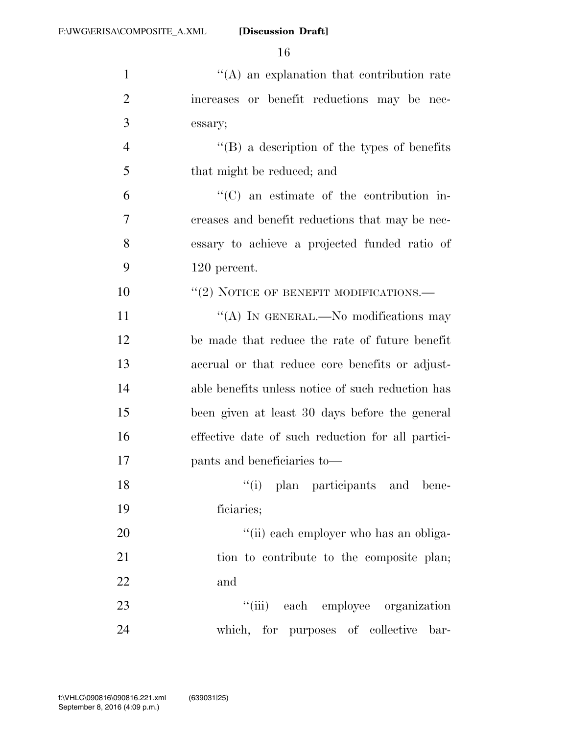"(A) an explanation that contribution rate increases or benefit reductions may be necessary;

"(B) a description of the types of benefits that might be reduced; and

"(C) an estimate of the contribution increases and benefit reductions that may be necessary to achieve a projected funded ratio of 120 percent.

"(2) NOTICE OF BENEFIT MODIFICATIONS.—

"(A) IN GENERAL.—No modifications may be made that reduce the rate of future benefit accrual or that reduce core benefits or adjustable benefits unless notice of such reduction has been given at least 30 days before the general effective date of such reduction for all participants and beneficiaries to—

"(i) plan participants and beneficiaries;

"(ii) each employer who has an obligation to contribute to the composite plan; and

"(iii) each employee organization which, for purposes of collective bar-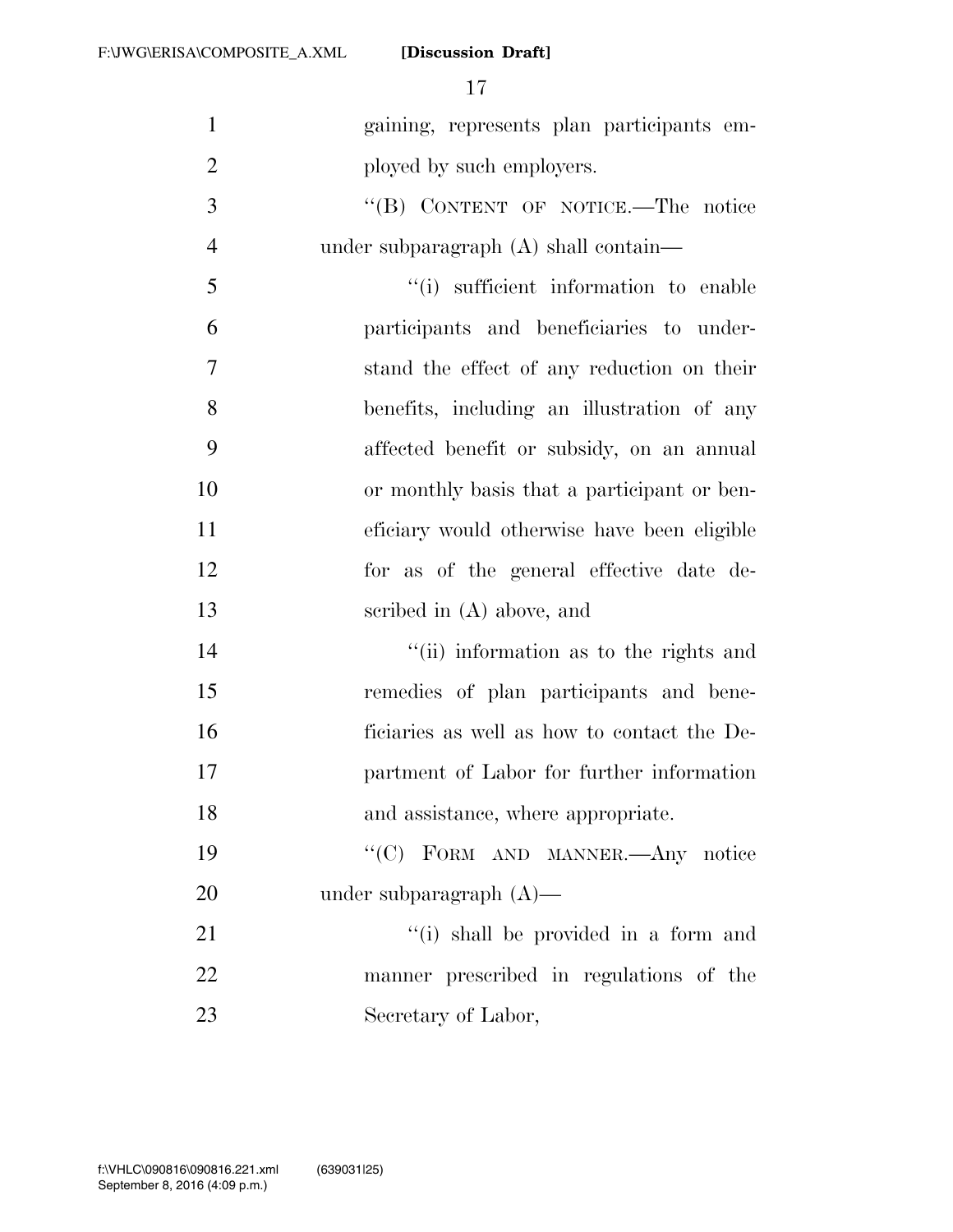gaining, represents plan participants employed by such employers.

''(B) CONTENT OF NOTICE.—The notice under subparagraph (A) shall contain—

''(i) sufficient information to enable participants and beneficiaries to understand the effect of any reduction on their benefits, including an illustration of any affected benefit or subsidy, on an annual or monthly basis that a participant or beneficiary would otherwise have been eligible for as of the general effective date described in (A) above, and

''(ii) information as to the rights and remedies of plan participants and beneficiaries as well as how to contact the Department of Labor for further information and assistance, where appropriate.

''(C) FORM AND MANNER.—Any notice under subparagraph (A)—

''(i) shall be provided in a form and manner prescribed in regulations of the Secretary of Labor,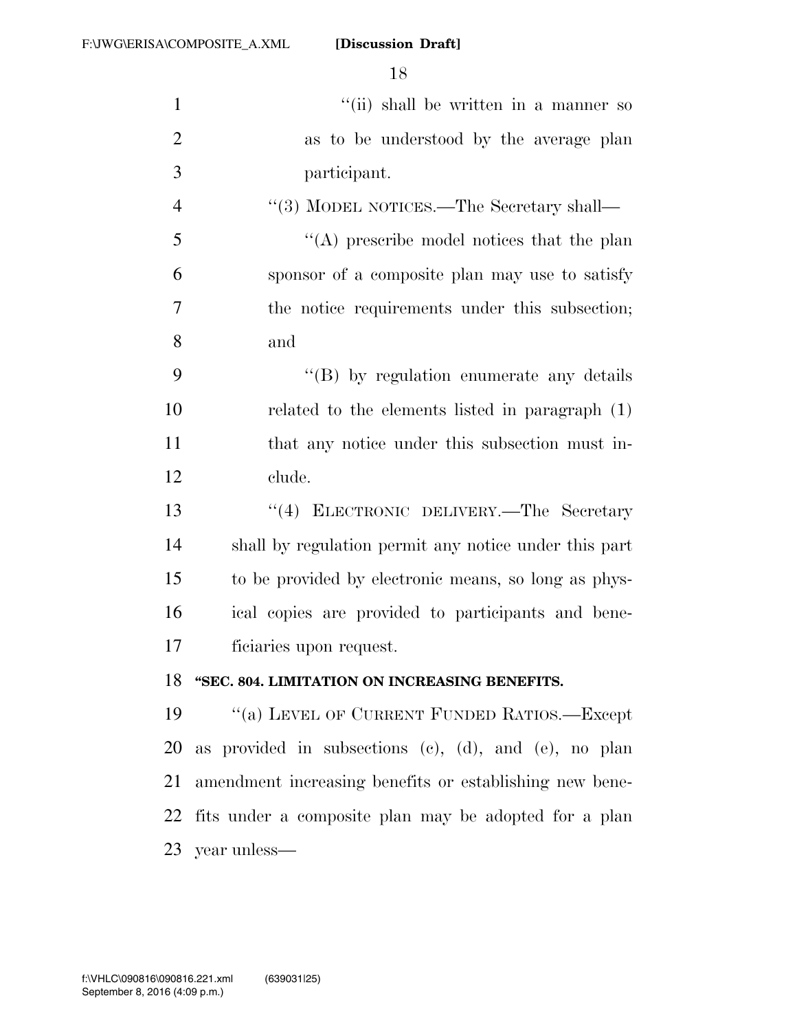''(ii) shall be written in a manner so as to be understood by the average plan participant.

''(3) MODEL NOTICES.—The Secretary shall—

''(A) prescribe model notices that the plan sponsor of a composite plan may use to satisfy the notice requirements under this subsection; and

''(B) by regulation enumerate any details related to the elements listed in paragraph (1) that any notice under this subsection must include.

''(4) ELECTRONIC DELIVERY.—The Secretary shall by regulation permit any notice under this part to be provided by electronic means, so long as physical copies are provided to participants and beneficiaries upon request.

**''SEC. 804. LIMITATION ON INCREASING BENEFITS.**

''(a) LEVEL OF CURRENT FUNDED RATIOS.—Except as provided in subsections (c), (d), and (e), no plan amendment increasing benefits or establishing new benefits under a composite plan may be adopted for a plan year unless—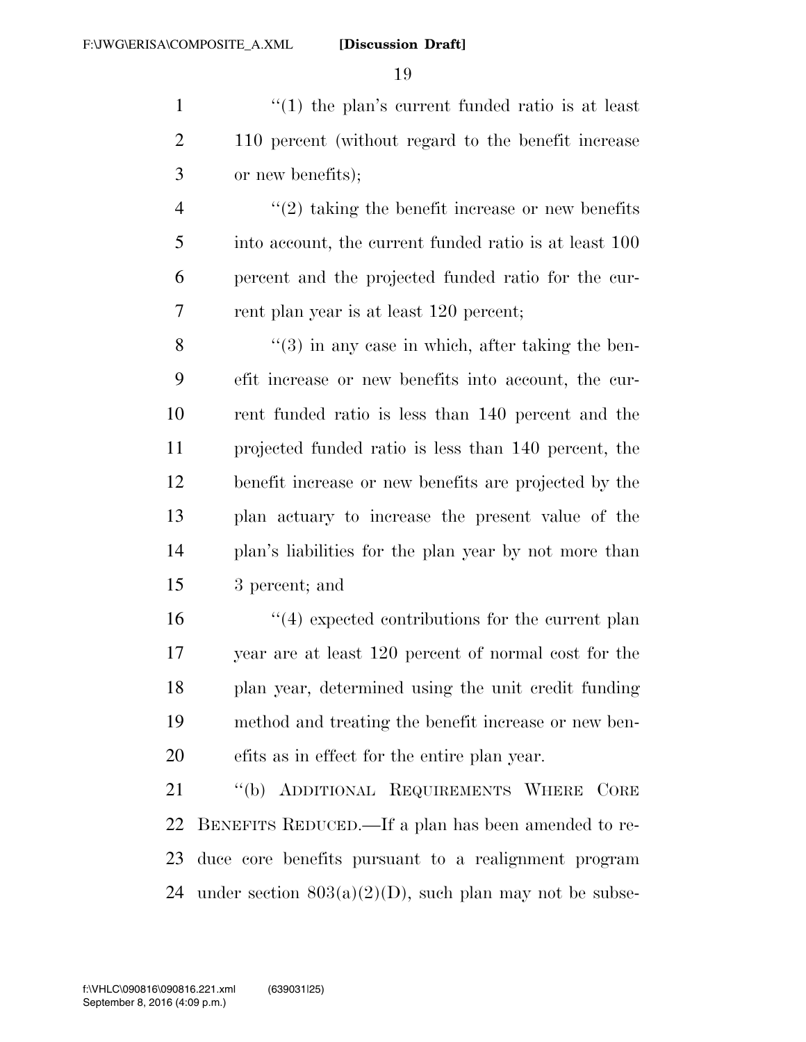"(1) the plan's current funded ratio is at least 110 percent (without regard to the benefit increase or new benefits);

"(2) taking the benefit increase or new benefits into account, the current funded ratio is at least 100 percent and the projected funded ratio for the current plan year is at least 120 percent;

"(3) in any case in which, after taking the benefit increase or new benefits into account, the current funded ratio is less than 140 percent and the projected funded ratio is less than 140 percent, the benefit increase or new benefits are projected by the plan actuary to increase the present value of the plan's liabilities for the plan year by not more than 3 percent; and

"(4) expected contributions for the current plan year are at least 120 percent of normal cost for the plan year, determined using the unit credit funding method and treating the benefit increase or new benefits as in effect for the entire plan year.

"(b) ADDITIONAL REQUIREMENTS WHERE CORE BENEFITS REDUCED.—If a plan has been amended to reduce core benefits pursuant to a realignment program under section 803(a)(2)(D), such plan may not be subse-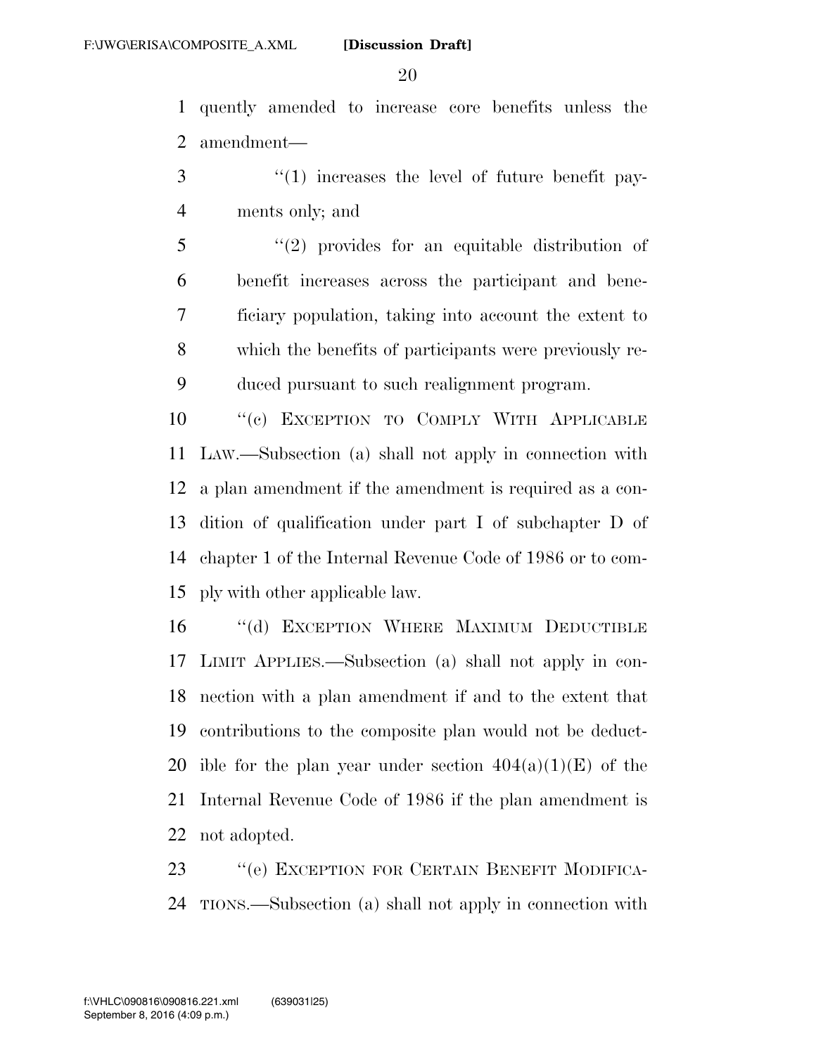quently amended to increase core benefits unless the amendment—

"(1) increases the level of future benefit payments only; and

"(2) provides for an equitable distribution of benefit increases across the participant and beneficiary population, taking into account the extent to which the benefits of participants were previously reduced pursuant to such realignment program.

"(c) EXCEPTION TO COMPLY WITH APPLICABLE LAW.—Subsection (a) shall not apply in connection with a plan amendment if the amendment is required as a condition of qualification under part I of subchapter D of chapter 1 of the Internal Revenue Code of 1986 or to comply with other applicable law.

"(d) EXCEPTION WHERE MAXIMUM DEDUCTIBLE LIMIT APPLIES.—Subsection (a) shall not apply in connection with a plan amendment if and to the extent that contributions to the composite plan would not be deductible for the plan year under section 404(a)(1)(E) of the Internal Revenue Code of 1986 if the plan amendment is not adopted.

"(e) EXCEPTION FOR CERTAIN BENEFIT MODIFICATIONS.—Subsection (a) shall not apply in connection with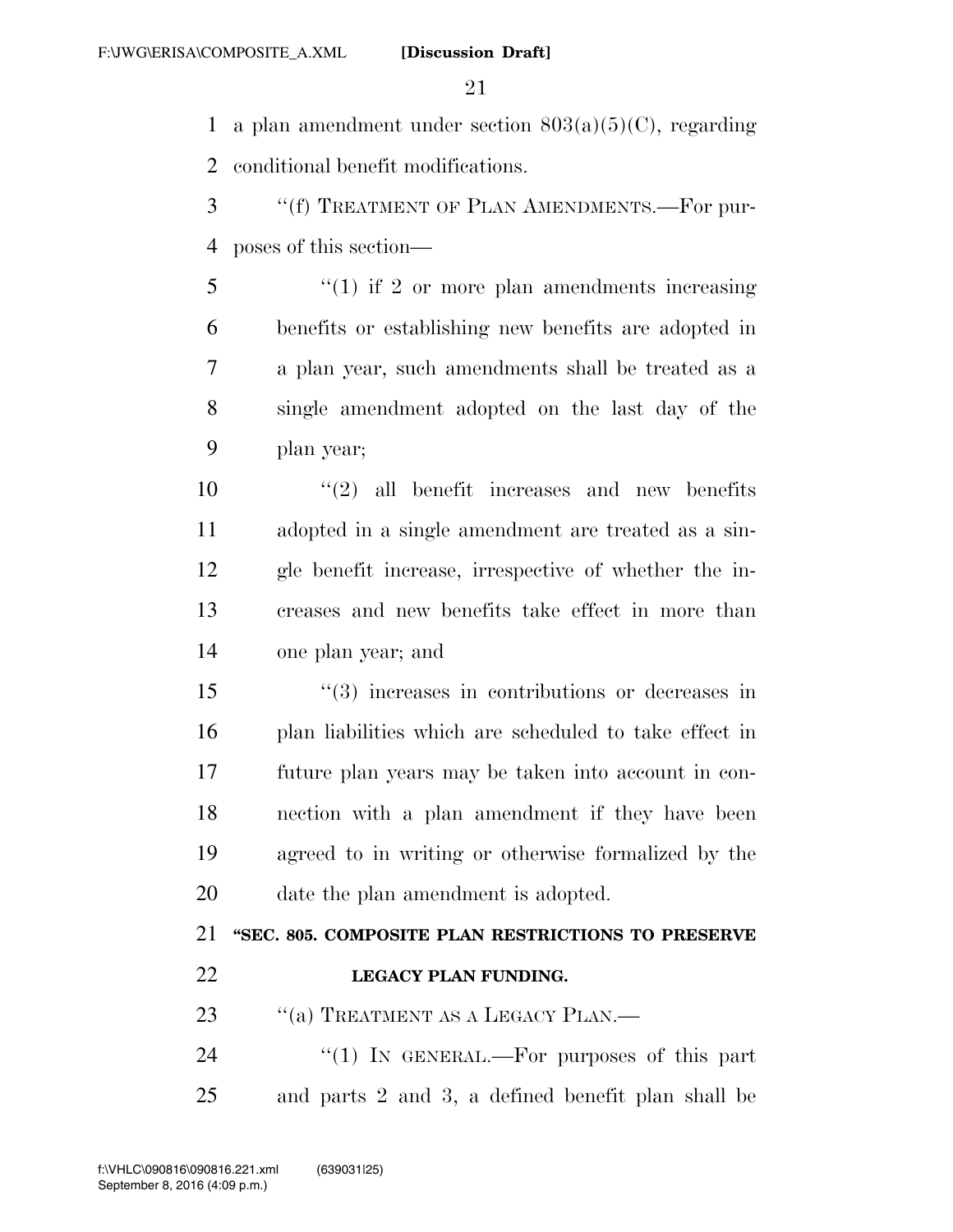a plan amendment under section 803(a)(5)(C), regarding conditional benefit modifications.

"(f) TREATMENT OF PLAN AMENDMENTS.—For purposes of this section—

"(1) if 2 or more plan amendments increasing benefits or establishing new benefits are adopted in a plan year, such amendments shall be treated as a single amendment adopted on the last day of the plan year;

"(2) all benefit increases and new benefits adopted in a single amendment are treated as a single benefit increase, irrespective of whether the increases and new benefits take effect in more than one plan year; and

"(3) increases in contributions or decreases in plan liabilities which are scheduled to take effect in future plan years may be taken into account in connection with a plan amendment if they have been agreed to in writing or otherwise formalized by the date the plan amendment is adopted.

**"SEC. 805. COMPOSITE PLAN RESTRICTIONS TO PRESERVE LEGACY PLAN FUNDING.**

"(a) TREATMENT AS A LEGACY PLAN.—

"(1) IN GENERAL.—For purposes of this part and parts 2 and 3, a defined benefit plan shall be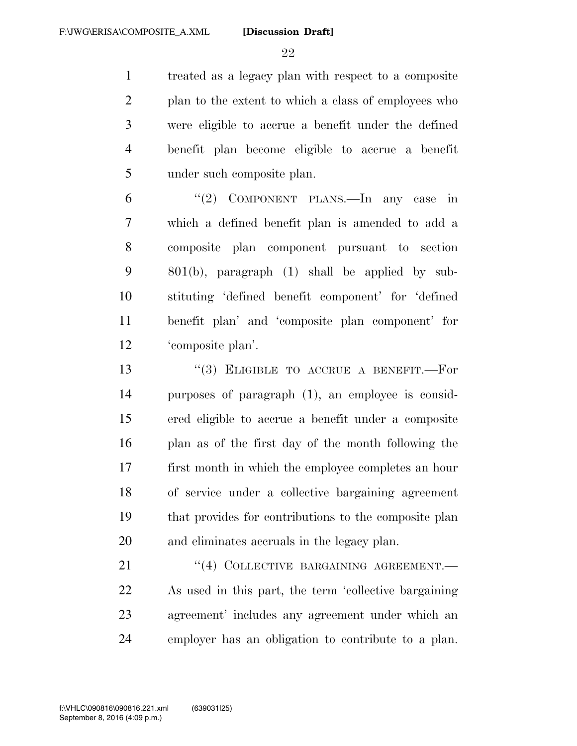treated as a legacy plan with respect to a composite plan to the extent to which a class of employees who were eligible to accrue a benefit under the defined benefit plan become eligible to accrue a benefit under such composite plan.

"(2) COMPONENT PLANS.—In any case in which a defined benefit plan is amended to add a composite plan component pursuant to section 801(b), paragraph (1) shall be applied by substituting 'defined benefit component' for 'defined benefit plan' and 'composite plan component' for 'composite plan'.

"(3) ELIGIBLE TO ACCRUE A BENEFIT.—For purposes of paragraph (1), an employee is considered eligible to accrue a benefit under a composite plan as of the first day of the month following the first month in which the employee completes an hour of service under a collective bargaining agreement that provides for contributions to the composite plan and eliminates accruals in the legacy plan.

"(4) COLLECTIVE BARGAINING AGREEMENT.—As used in this part, the term 'collective bargaining agreement' includes any agreement under which an employer has an obligation to contribute to a plan.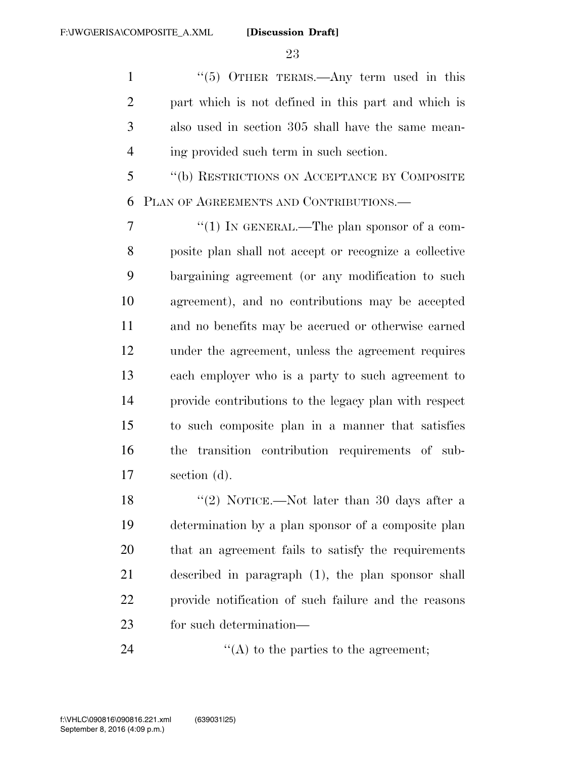"(5) OTHER TERMS.—Any term used in this part which is not defined in this part and which is also used in section 305 shall have the same meaning provided such term in such section.

"(b) RESTRICTIONS ON ACCEPTANCE BY COMPOSITE PLAN OF AGREEMENTS AND CONTRIBUTIONS.—

"(1) IN GENERAL.—The plan sponsor of a composite plan shall not accept or recognize a collective bargaining agreement (or any modification to such agreement), and no contributions may be accepted and no benefits may be accrued or otherwise earned under the agreement, unless the agreement requires each employer who is a party to such agreement to provide contributions to the legacy plan with respect to such composite plan in a manner that satisfies the transition contribution requirements of subsection (d).

"(2) NOTICE.—Not later than 30 days after a determination by a plan sponsor of a composite plan that an agreement fails to satisfy the requirements described in paragraph (1), the plan sponsor shall provide notification of such failure and the reasons for such determination—

"(A) to the parties to the agreement;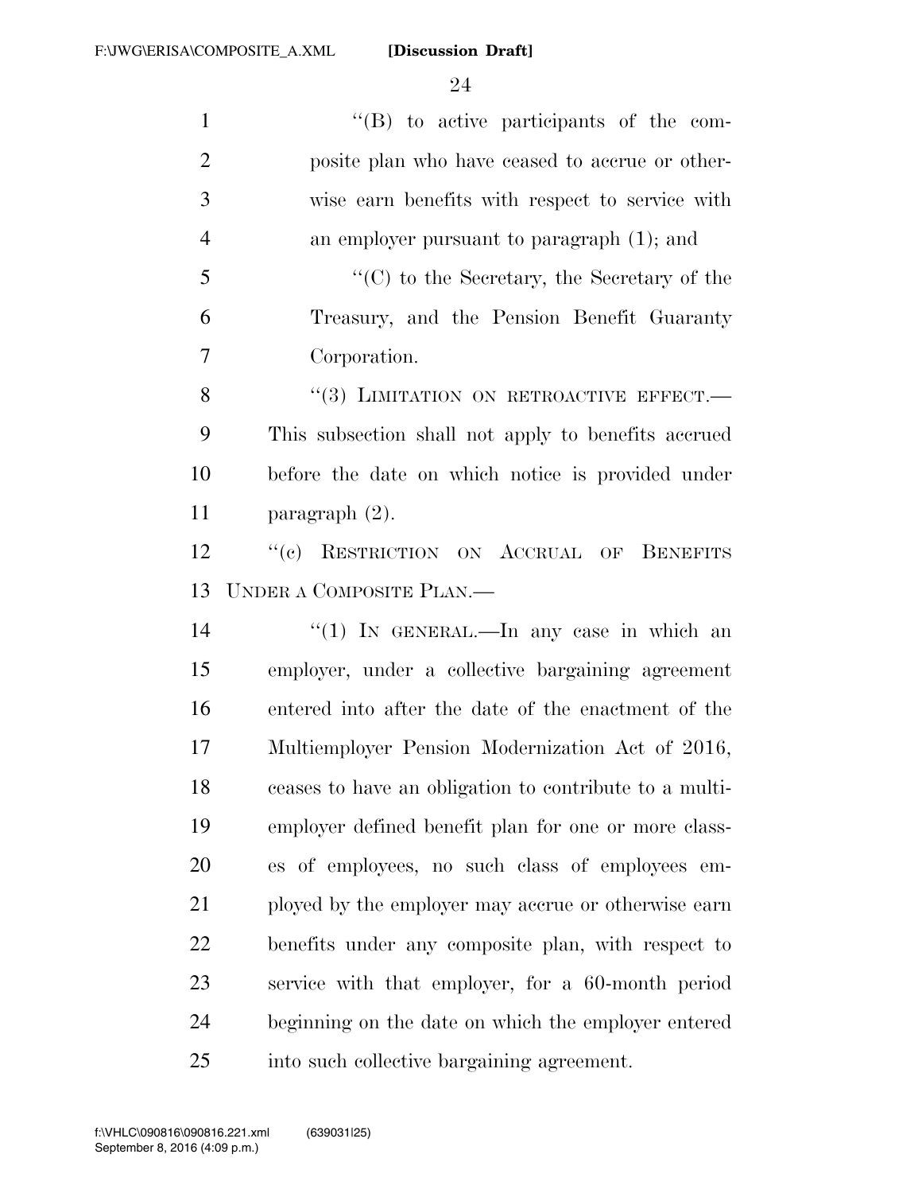''(B) to active participants of the composite plan who have ceased to accrue or otherwise earn benefits with respect to service with an employer pursuant to paragraph (1); and

''(C) to the Secretary, the Secretary of the Treasury, and the Pension Benefit Guaranty Corporation.

''(3) LIMITATION ON RETROACTIVE EFFECT.—This subsection shall not apply to benefits accrued before the date on which notice is provided under paragraph (2).

''(c) RESTRICTION ON ACCRUAL OF BENEFITS UNDER A COMPOSITE PLAN.—

''(1) IN GENERAL.—In any case in which an employer, under a collective bargaining agreement entered into after the date of the enactment of the Multiemployer Pension Modernization Act of 2016, ceases to have an obligation to contribute to a multiemployer defined benefit plan for one or more classes of employees, no such class of employees employed by the employer may accrue or otherwise earn benefits under any composite plan, with respect to service with that employer, for a 60-month period beginning on the date on which the employer entered into such collective bargaining agreement.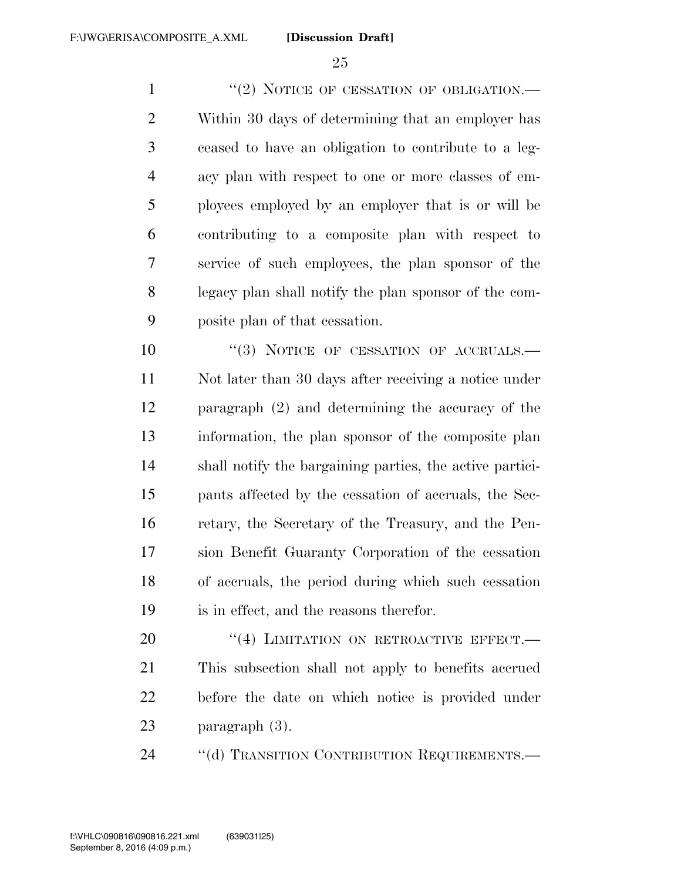"(2) NOTICE OF CESSATION OF OBLIGATION.— Within 30 days of determining that an employer has ceased to have an obligation to contribute to a legacy plan with respect to one or more classes of employees employed by an employer that is or will be contributing to a composite plan with respect to service of such employees, the plan sponsor of the legacy plan shall notify the plan sponsor of the composite plan of that cessation.

"(3) NOTICE OF CESSATION OF ACCRUALS.— Not later than 30 days after receiving a notice under paragraph (2) and determining the accuracy of the information, the plan sponsor of the composite plan shall notify the bargaining parties, the active participants affected by the cessation of accruals, the Secretary, the Secretary of the Treasury, and the Pension Benefit Guaranty Corporation of the cessation of accruals, the period during which such cessation is in effect, and the reasons therefor.

"(4) LIMITATION ON RETROACTIVE EFFECT.— This subsection shall not apply to benefits accrued before the date on which notice is provided under paragraph (3).

"(d) TRANSITION CONTRIBUTION REQUIREMENTS.—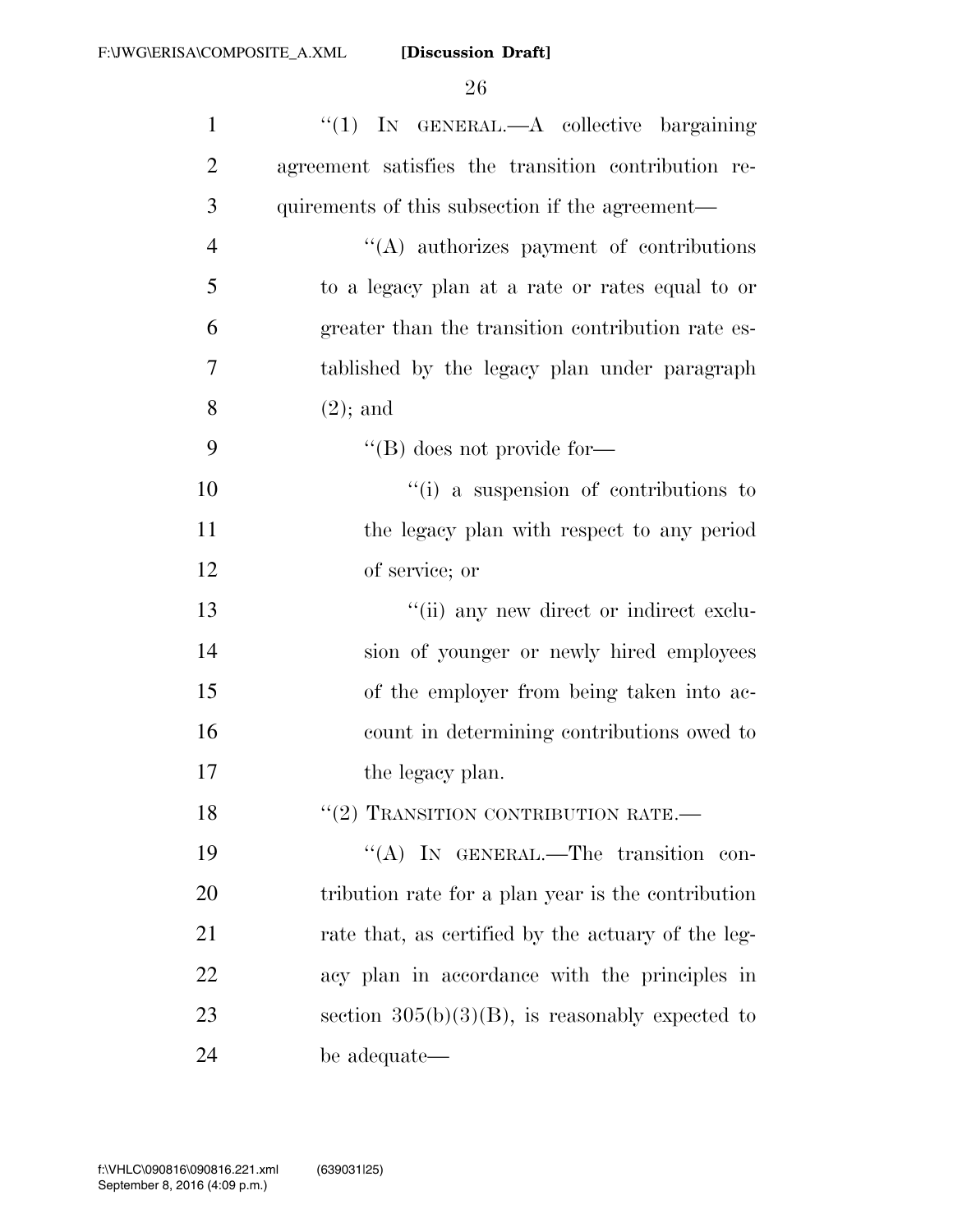"(1) IN GENERAL.—A collective bargaining agreement satisfies the transition contribution requirements of this subsection if the agreement—

"(A) authorizes payment of contributions to a legacy plan at a rate or rates equal to or greater than the transition contribution rate established by the legacy plan under paragraph (2); and

"(B) does not provide for—

"(i) a suspension of contributions to the legacy plan with respect to any period of service; or

"(ii) any new direct or indirect exclusion of younger or newly hired employees of the employer from being taken into account in determining contributions owed to the legacy plan.

"(2) TRANSITION CONTRIBUTION RATE.—

"(A) IN GENERAL.—The transition contribution rate for a plan year is the contribution rate that, as certified by the actuary of the legacy plan in accordance with the principles in section 305(b)(3)(B), is reasonably expected to be adequate—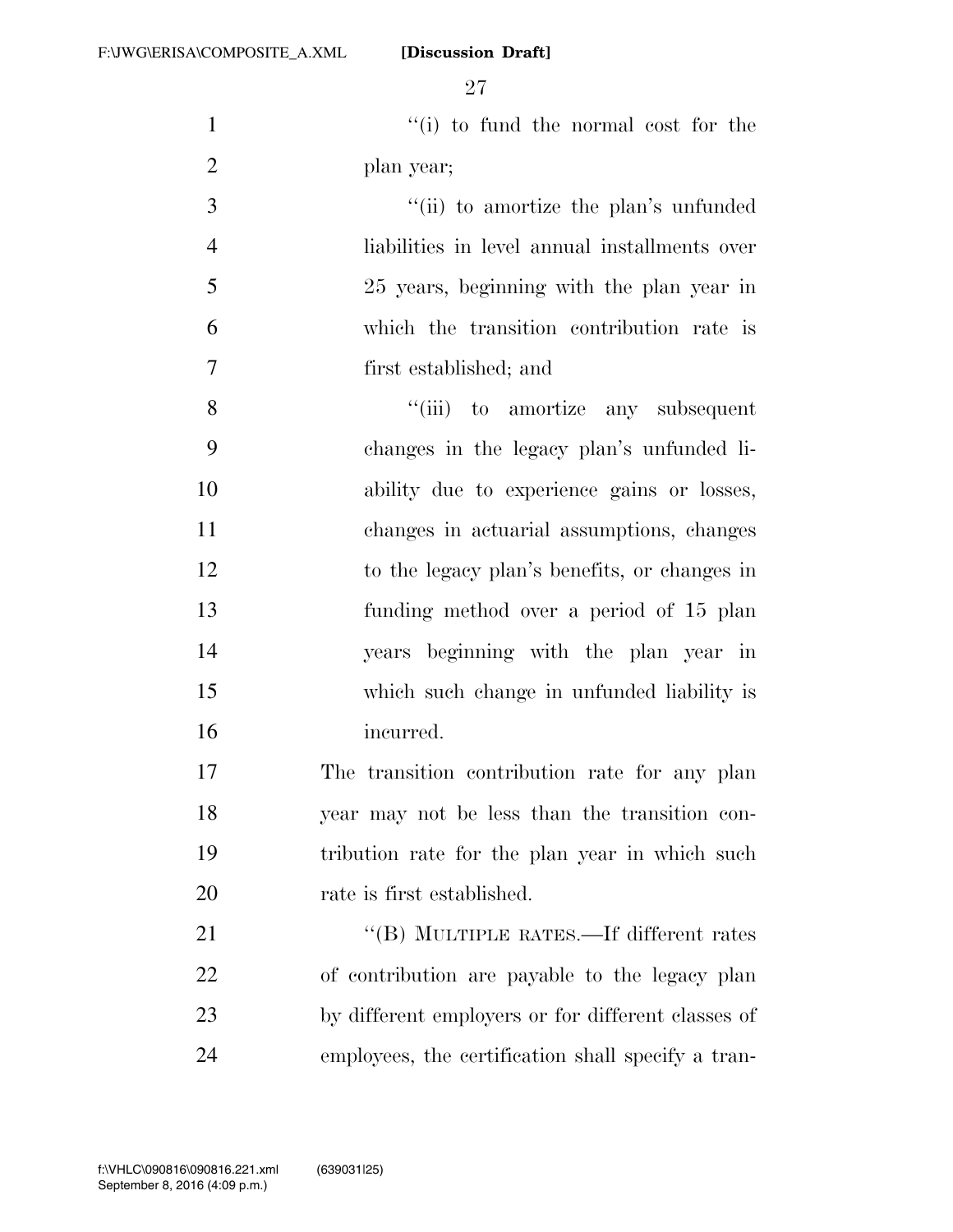"(i) to fund the normal cost for the plan year;

"(ii) to amortize the plan's unfunded liabilities in level annual installments over 25 years, beginning with the plan year in which the transition contribution rate is first established; and

"(iii) to amortize any subsequent changes in the legacy plan's unfunded liability due to experience gains or losses, changes in actuarial assumptions, changes to the legacy plan's benefits, or changes in funding method over a period of 15 plan years beginning with the plan year in which such change in unfunded liability is incurred.

The transition contribution rate for any plan year may not be less than the transition contribution rate for the plan year in which such rate is first established.

"(B) MULTIPLE RATES.—If different rates of contribution are payable to the legacy plan by different employers or for different classes of employees, the certification shall specify a tran-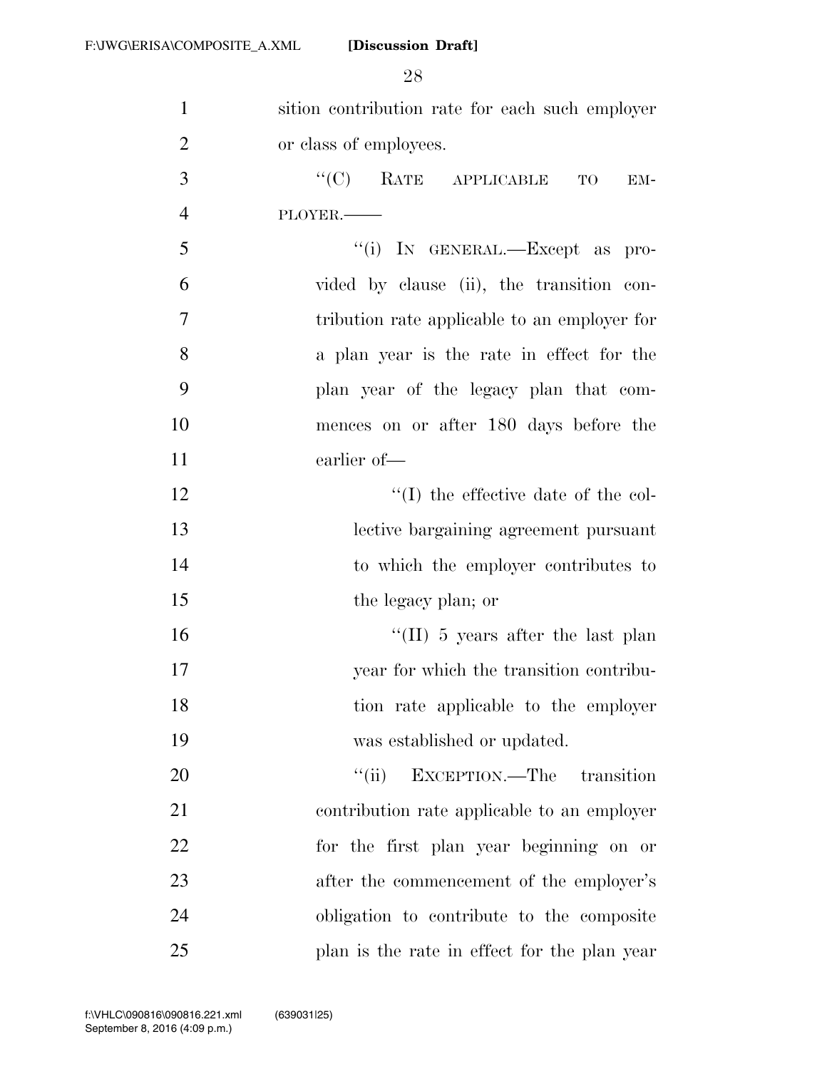sition contribution rate for each such employer or class of employees.

"(C) RATE APPLICABLE TO EMPLOYER.——

"(i) IN GENERAL.—Except as provided by clause (ii), the transition contribution rate applicable to an employer for a plan year is the rate in effect for the plan year of the legacy plan that commences on or after 180 days before the earlier of—

"(I) the effective date of the collective bargaining agreement pursuant to which the employer contributes to the legacy plan; or

"(II) 5 years after the last plan year for which the transition contribution rate applicable to the employer was established or updated.

"(ii) EXCEPTION.—The transition contribution rate applicable to an employer for the first plan year beginning on or after the commencement of the employer's obligation to contribute to the composite plan is the rate in effect for the plan year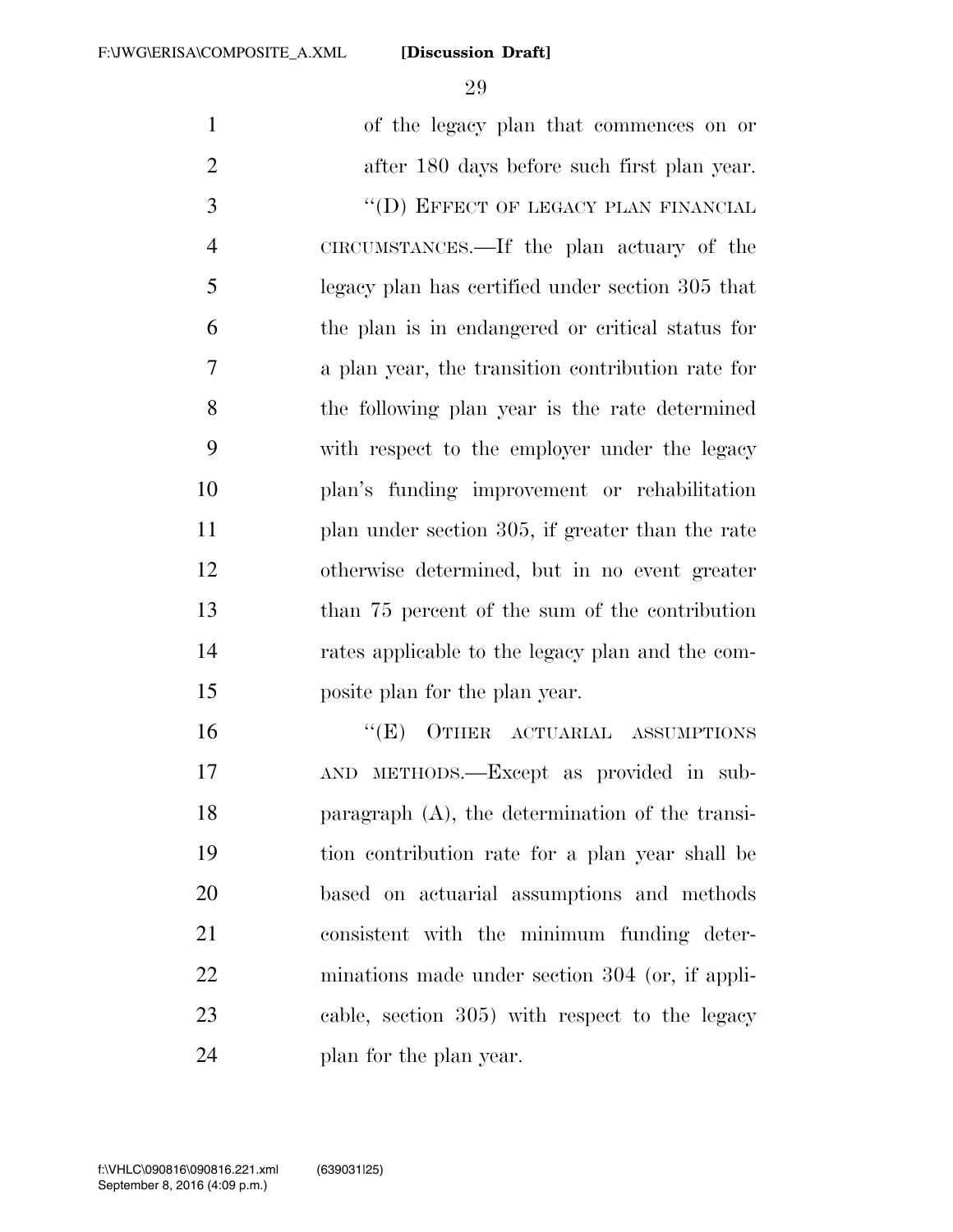of the legacy plan that commences on or after 180 days before such first plan year.

"(D) EFFECT OF LEGACY PLAN FINANCIAL CIRCUMSTANCES.—If the plan actuary of the legacy plan has certified under section 305 that the plan is in endangered or critical status for a plan year, the transition contribution rate for the following plan year is the rate determined with respect to the employer under the legacy plan's funding improvement or rehabilitation plan under section 305, if greater than the rate otherwise determined, but in no event greater than 75 percent of the sum of the contribution rates applicable to the legacy plan and the composite plan for the plan year.

"(E) OTHER ACTUARIAL ASSUMPTIONS AND METHODS.—Except as provided in subparagraph (A), the determination of the transition contribution rate for a plan year shall be based on actuarial assumptions and methods consistent with the minimum funding determinations made under section 304 (or, if applicable, section 305) with respect to the legacy plan for the plan year.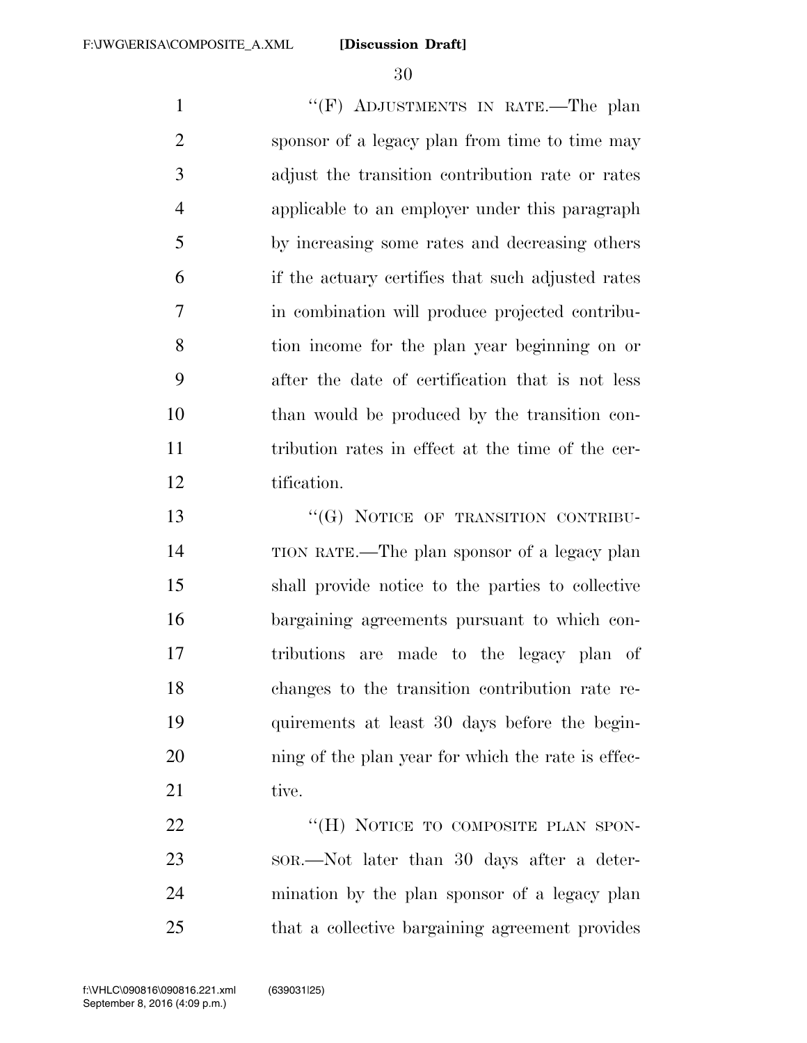"(F) ADJUSTMENTS IN RATE.—The plan sponsor of a legacy plan from time to time may adjust the transition contribution rate or rates applicable to an employer under this paragraph by increasing some rates and decreasing others if the actuary certifies that such adjusted rates in combination will produce projected contribution income for the plan year beginning on or after the date of certification that is not less than would be produced by the transition contribution rates in effect at the time of the certification.

"(G) NOTICE OF TRANSITION CONTRIBUTION RATE.—The plan sponsor of a legacy plan shall provide notice to the parties to collective bargaining agreements pursuant to which contributions are made to the legacy plan of changes to the transition contribution rate requirements at least 30 days before the beginning of the plan year for which the rate is effective.

"(H) NOTICE TO COMPOSITE PLAN SPONSOR.—Not later than 30 days after a determination by the plan sponsor of a legacy plan that a collective bargaining agreement provides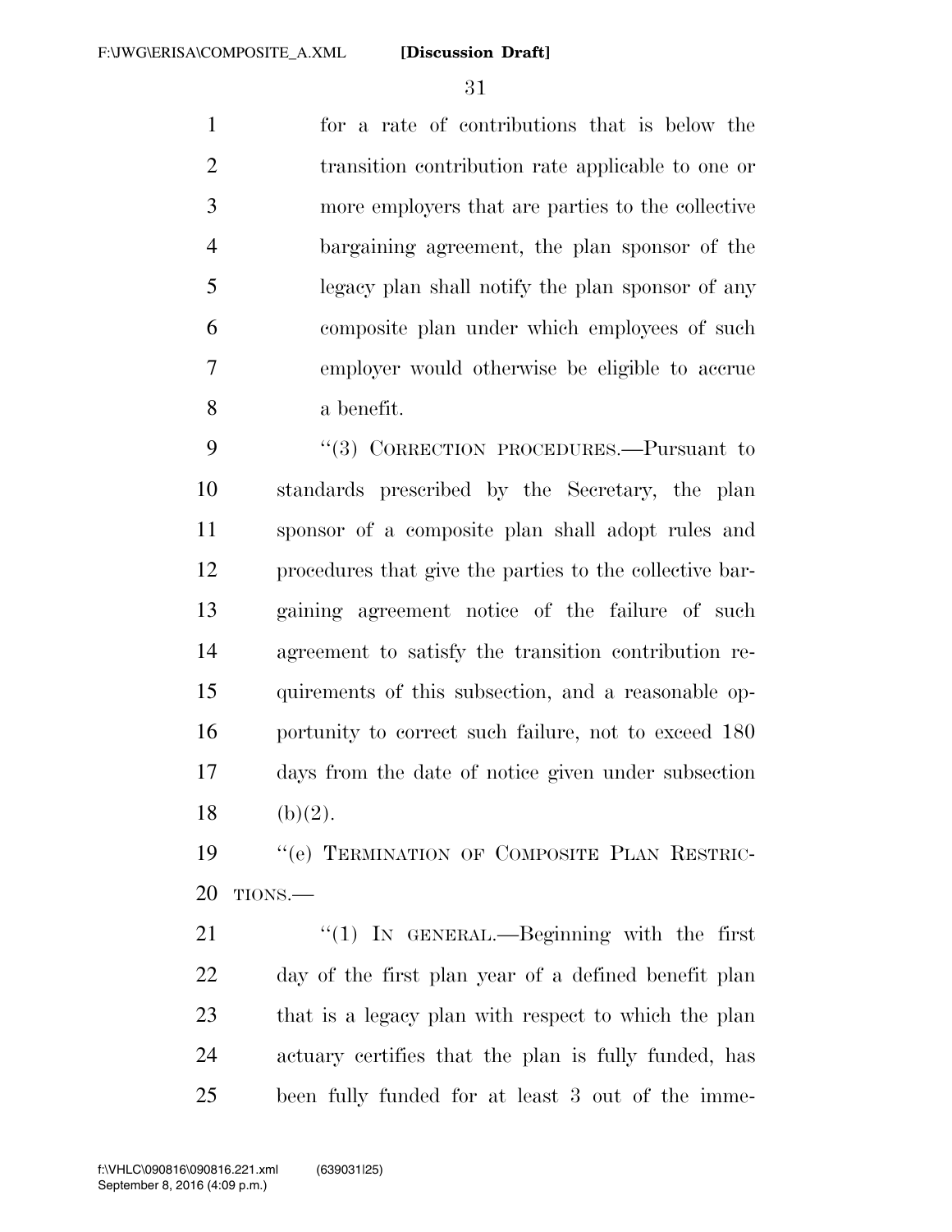for a rate of contributions that is below the transition contribution rate applicable to one or more employers that are parties to the collective bargaining agreement, the plan sponsor of the legacy plan shall notify the plan sponsor of any composite plan under which employees of such employer would otherwise be eligible to accrue a benefit.

"(3) CORRECTION PROCEDURES.—Pursuant to standards prescribed by the Secretary, the plan sponsor of a composite plan shall adopt rules and procedures that give the parties to the collective bargaining agreement notice of the failure of such agreement to satisfy the transition contribution requirements of this subsection, and a reasonable opportunity to correct such failure, not to exceed 180 days from the date of notice given under subsection (b)(2).

"(e) TERMINATION OF COMPOSITE PLAN RESTRICTIONS.—

"(1) IN GENERAL.—Beginning with the first day of the first plan year of a defined benefit plan that is a legacy plan with respect to which the plan actuary certifies that the plan is fully funded, has been fully funded for at least 3 out of the imme-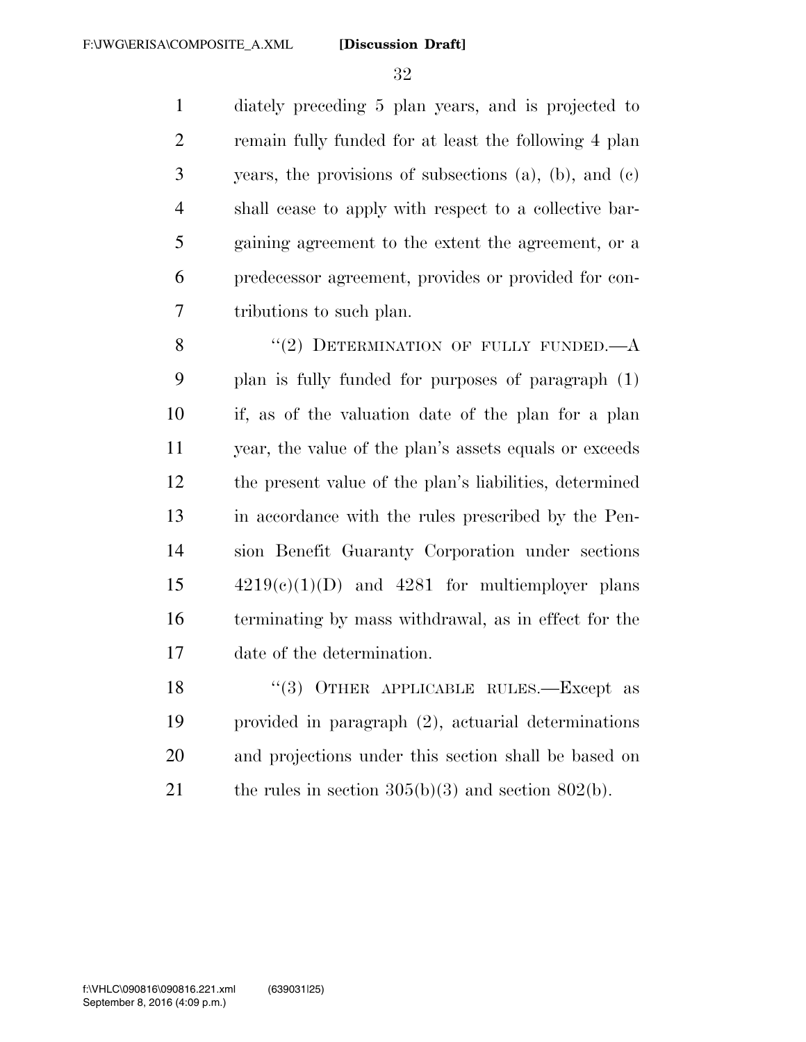diately preceding 5 plan years, and is projected to remain fully funded for at least the following 4 plan years, the provisions of subsections (a), (b), and (c) shall cease to apply with respect to a collective bargaining agreement to the extent the agreement, or a predecessor agreement, provides or provided for contributions to such plan.

"(2) DETERMINATION OF FULLY FUNDED.—A plan is fully funded for purposes of paragraph (1) if, as of the valuation date of the plan for a plan year, the value of the plan's assets equals or exceeds the present value of the plan's liabilities, determined in accordance with the rules prescribed by the Pension Benefit Guaranty Corporation under sections 4219(c)(1)(D) and 4281 for multiemployer plans terminating by mass withdrawal, as in effect for the date of the determination.

"(3) OTHER APPLICABLE RULES.—Except as provided in paragraph (2), actuarial determinations and projections under this section shall be based on the rules in section 305(b)(3) and section 802(b).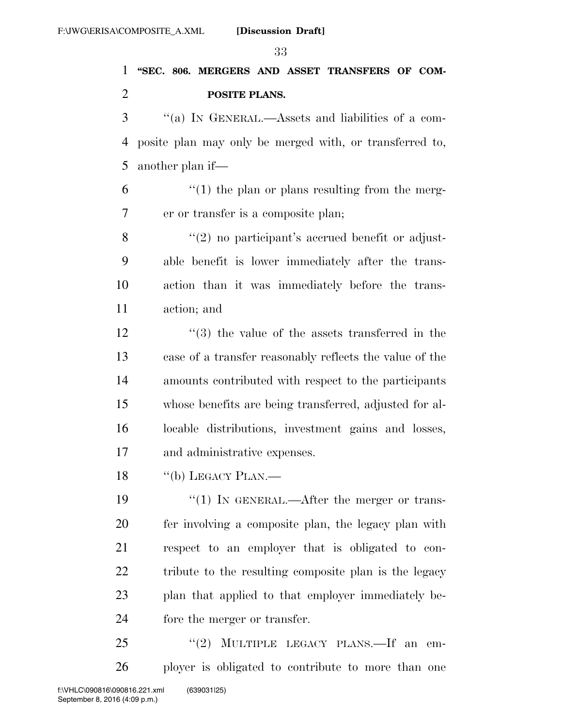**"SEC. 806. MERGERS AND ASSET TRANSFERS OF COMPOSITE PLANS.**

"(a) IN GENERAL.—Assets and liabilities of a composite plan may only be merged with, or transferred to, another plan if—

"(1) the plan or plans resulting from the merger or transfer is a composite plan;

"(2) no participant's accrued benefit or adjustable benefit is lower immediately after the transaction than it was immediately before the transaction; and

"(3) the value of the assets transferred in the case of a transfer reasonably reflects the value of the amounts contributed with respect to the participants whose benefits are being transferred, adjusted for allocable distributions, investment gains and losses, and administrative expenses.

"(b) LEGACY PLAN.—

"(1) IN GENERAL.—After the merger or transfer involving a composite plan, the legacy plan with respect to an employer that is obligated to contribute to the resulting composite plan is the legacy plan that applied to that employer immediately before the merger or transfer.

"(2) MULTIPLE LEGACY PLANS.—If an employer is obligated to contribute to more than one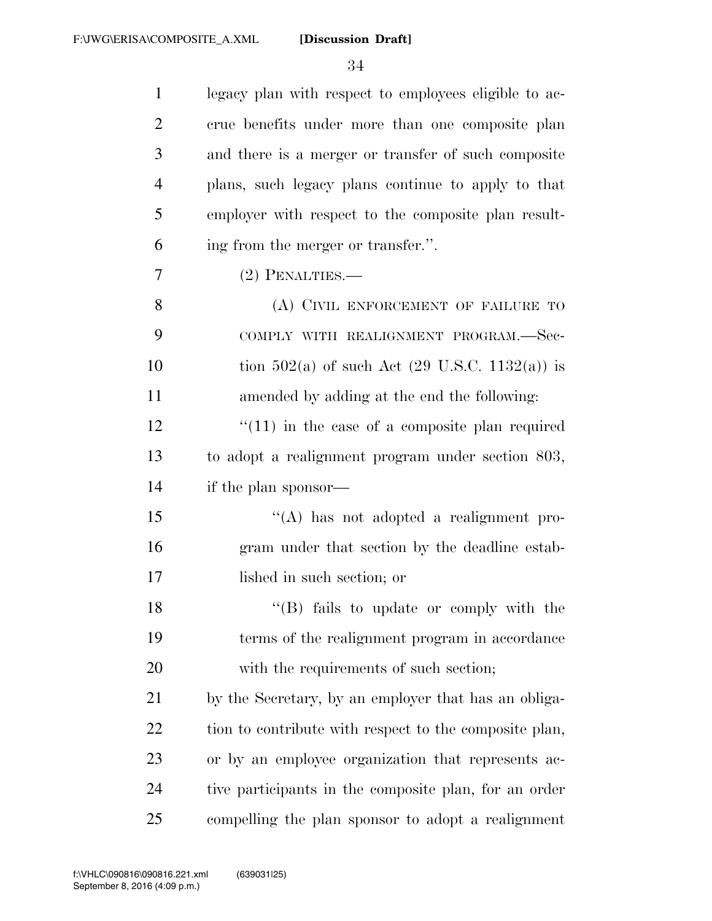legacy plan with respect to employees eligible to accrue benefits under more than one composite plan and there is a merger or transfer of such composite plans, such legacy plans continue to apply to that employer with respect to the composite plan resulting from the merger or transfer.''.

(2) PENALTIES.—

(A) CIVIL ENFORCEMENT OF FAILURE TO COMPLY WITH REALIGNMENT PROGRAM.—Section 502(a) of such Act (29 U.S.C. 1132(a)) is amended by adding at the end the following:

''(11) in the case of a composite plan required to adopt a realignment program under section 803, if the plan sponsor—

''(A) has not adopted a realignment program under that section by the deadline established in such section; or

''(B) fails to update or comply with the terms of the realignment program in accordance with the requirements of such section;

by the Secretary, by an employer that has an obligation to contribute with respect to the composite plan, or by an employee organization that represents active participants in the composite plan, for an order compelling the plan sponsor to adopt a realignment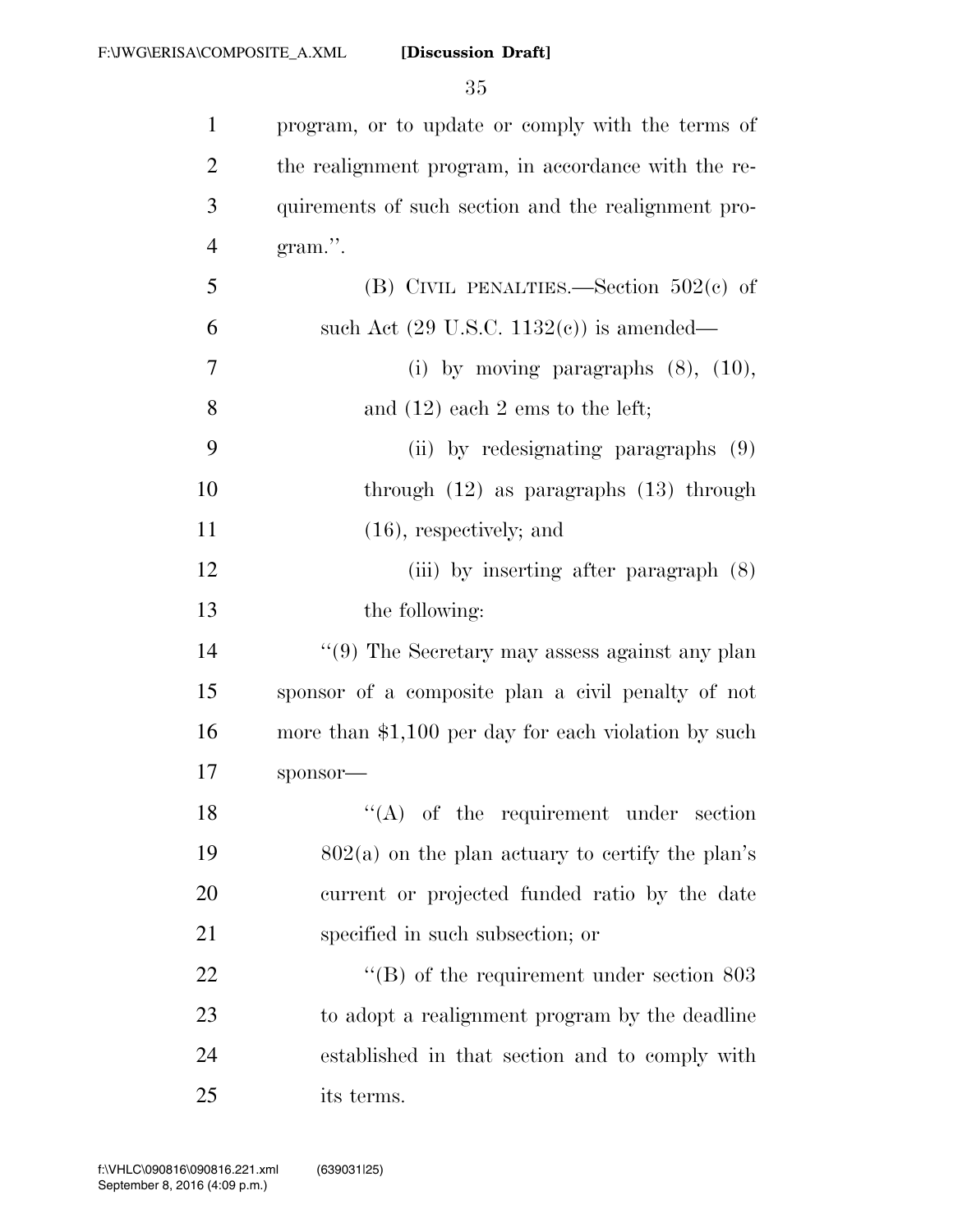program, or to update or comply with the terms of the realignment program, in accordance with the requirements of such section and the realignment program.''.

(B) CIVIL PENALTIES.—Section 502(c) of such Act (29 U.S.C. 1132(c)) is amended—

(i) by moving paragraphs (8), (10), and (12) each 2 ems to the left;

(ii) by redesignating paragraphs (9) through (12) as paragraphs (13) through (16), respectively; and

(iii) by inserting after paragraph (8) the following:

''(9) The Secretary may assess against any plan sponsor of a composite plan a civil penalty of not more than $1,100 per day for each violation by such sponsor—

''(A) of the requirement under section 802(a) on the plan actuary to certify the plan's current or projected funded ratio by the date specified in such subsection; or

''(B) of the requirement under section 803 to adopt a realignment program by the deadline established in that section and to comply with its terms.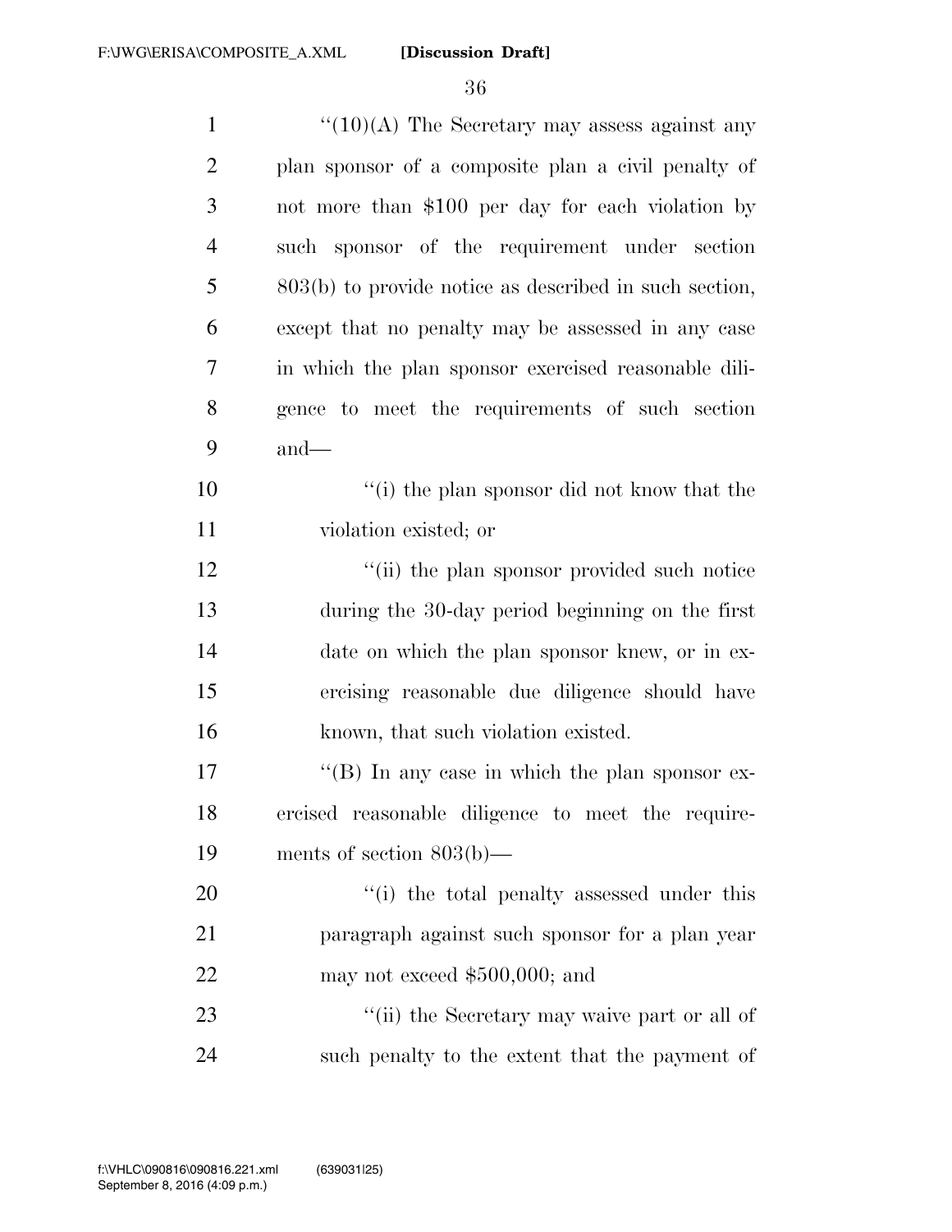"(10)(A) The Secretary may assess against any plan sponsor of a composite plan a civil penalty of not more than $100 per day for each violation by such sponsor of the requirement under section 803(b) to provide notice as described in such section, except that no penalty may be assessed in any case in which the plan sponsor exercised reasonable diligence to meet the requirements of such section and—

"(i) the plan sponsor did not know that the violation existed; or

"(ii) the plan sponsor provided such notice during the 30-day period beginning on the first date on which the plan sponsor knew, or in exercising reasonable due diligence should have known, that such violation existed.

"(B) In any case in which the plan sponsor exercised reasonable diligence to meet the requirements of section 803(b)—

"(i) the total penalty assessed under this paragraph against such sponsor for a plan year may not exceed $500,000; and

"(ii) the Secretary may waive part or all of such penalty to the extent that the payment of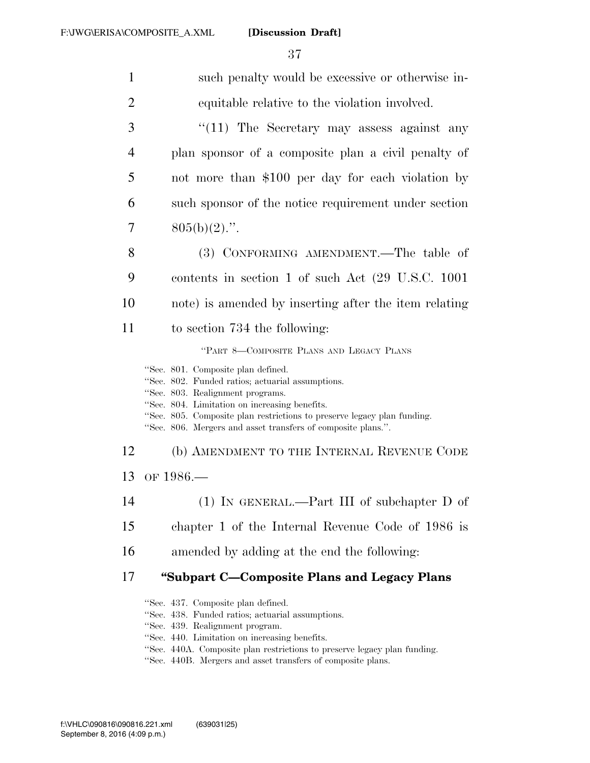such penalty would be excessive or otherwise inequitable relative to the violation involved.

"(11) The Secretary may assess against any plan sponsor of a composite plan a civil penalty of not more than $100 per day for each violation by such sponsor of the notice requirement under section 805(b)(2).".

(3) CONFORMING AMENDMENT.—The table of contents in section 1 of such Act (29 U.S.C. 1001 note) is amended by inserting after the item relating to section 734 the following:

"PART 8—COMPOSITE PLANS AND LEGACY PLANS

"Sec. 801. Composite plan defined.
"Sec. 802. Funded ratios; actuarial assumptions.
"Sec. 803. Realignment programs.
"Sec. 804. Limitation on increasing benefits.
"Sec. 805. Composite plan restrictions to preserve legacy plan funding.
"Sec. 806. Mergers and asset transfers of composite plans.".

(b) AMENDMENT TO THE INTERNAL REVENUE CODE OF 1986.—

(1) IN GENERAL.—Part III of subchapter D of chapter 1 of the Internal Revenue Code of 1986 is amended by adding at the end the following:

**"Subpart C—Composite Plans and Legacy Plans**

"Sec. 437. Composite plan defined.
"Sec. 438. Funded ratios; actuarial assumptions.
"Sec. 439. Realignment program.
"Sec. 440. Limitation on increasing benefits.
"Sec. 440A. Composite plan restrictions to preserve legacy plan funding.
"Sec. 440B. Mergers and asset transfers of composite plans.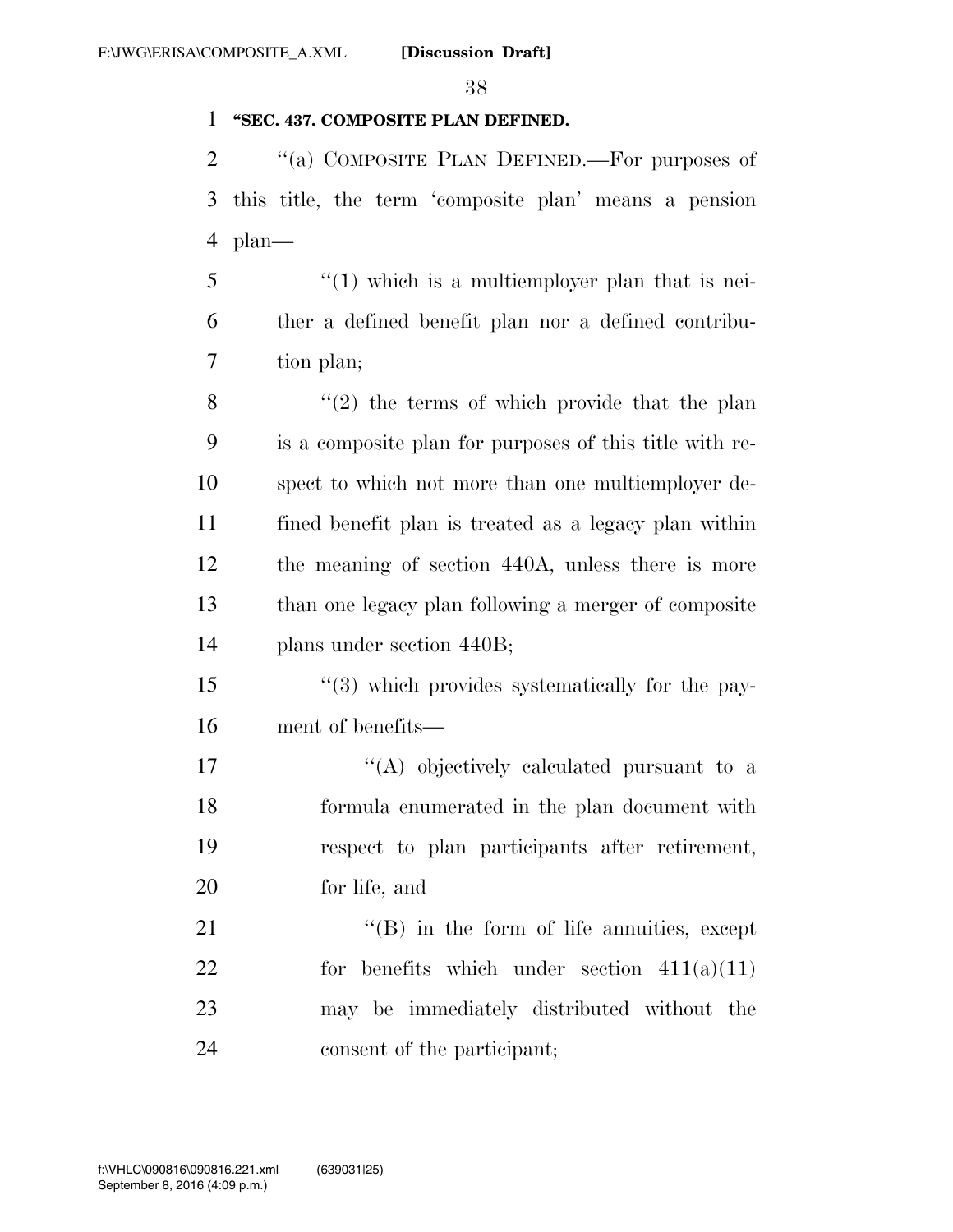**"SEC. 437. COMPOSITE PLAN DEFINED.**

"(a) COMPOSITE PLAN DEFINED.—For purposes of this title, the term 'composite plan' means a pension plan—

"(1) which is a multiemployer plan that is neither a defined benefit plan nor a defined contribution plan;

"(2) the terms of which provide that the plan is a composite plan for purposes of this title with respect to which not more than one multiemployer defined benefit plan is treated as a legacy plan within the meaning of section 440A, unless there is more than one legacy plan following a merger of composite plans under section 440B;

"(3) which provides systematically for the payment of benefits—

"(A) objectively calculated pursuant to a formula enumerated in the plan document with respect to plan participants after retirement, for life, and

"(B) in the form of life annuities, except for benefits which under section 411(a)(11) may be immediately distributed without the consent of the participant;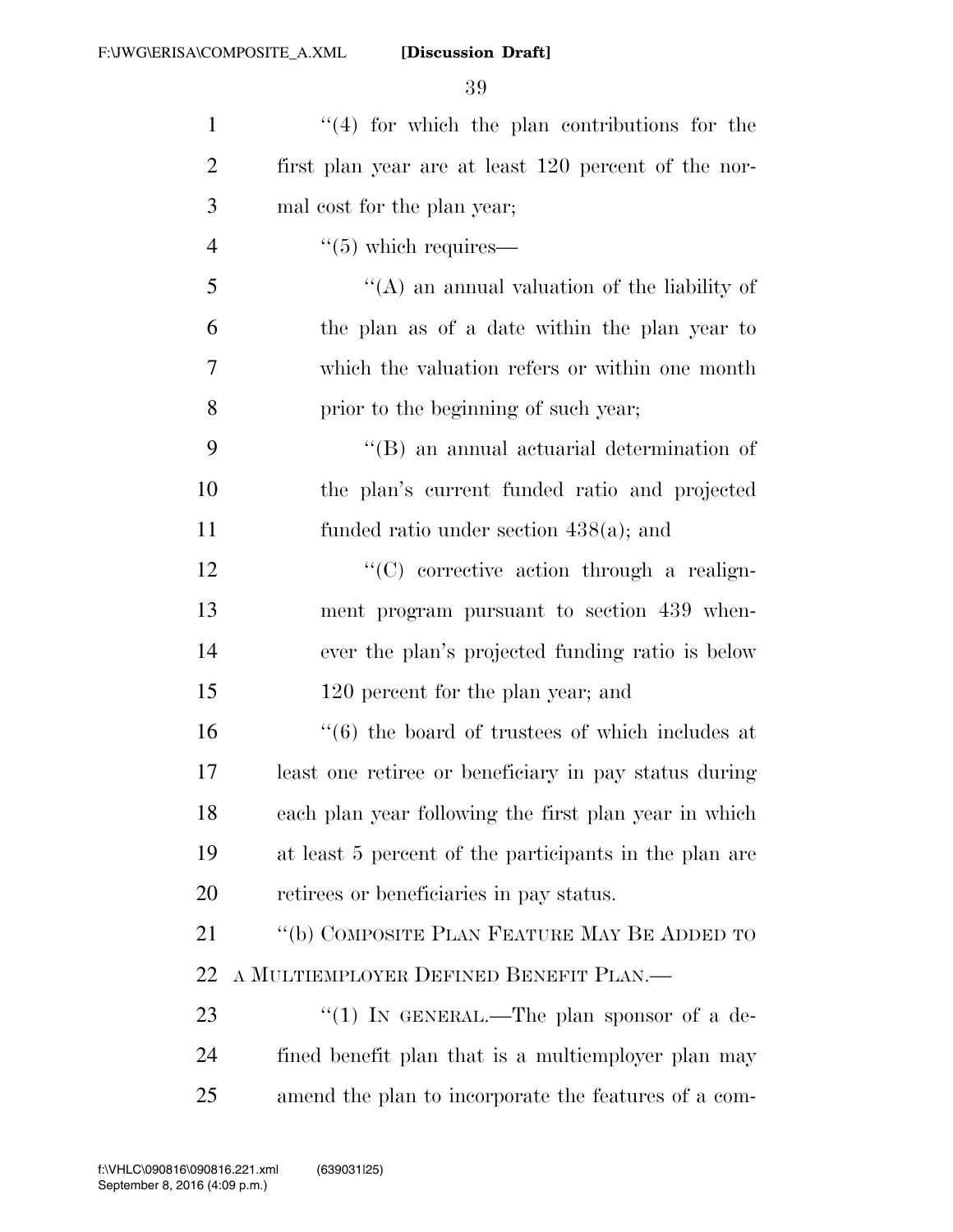"(4) for which the plan contributions for the first plan year are at least 120 percent of the normal cost for the plan year;

"(5) which requires—

"(A) an annual valuation of the liability of the plan as of a date within the plan year to which the valuation refers or within one month prior to the beginning of such year;

"(B) an annual actuarial determination of the plan's current funded ratio and projected funded ratio under section 438(a); and

"(C) corrective action through a realignment program pursuant to section 439 whenever the plan's projected funding ratio is below 120 percent for the plan year; and

"(6) the board of trustees of which includes at least one retiree or beneficiary in pay status during each plan year following the first plan year in which at least 5 percent of the participants in the plan are retirees or beneficiaries in pay status.

"(b) COMPOSITE PLAN FEATURE MAY BE ADDED TO A MULTIEMPLOYER DEFINED BENEFIT PLAN.—

"(1) IN GENERAL.—The plan sponsor of a defined benefit plan that is a multiemployer plan may amend the plan to incorporate the features of a com-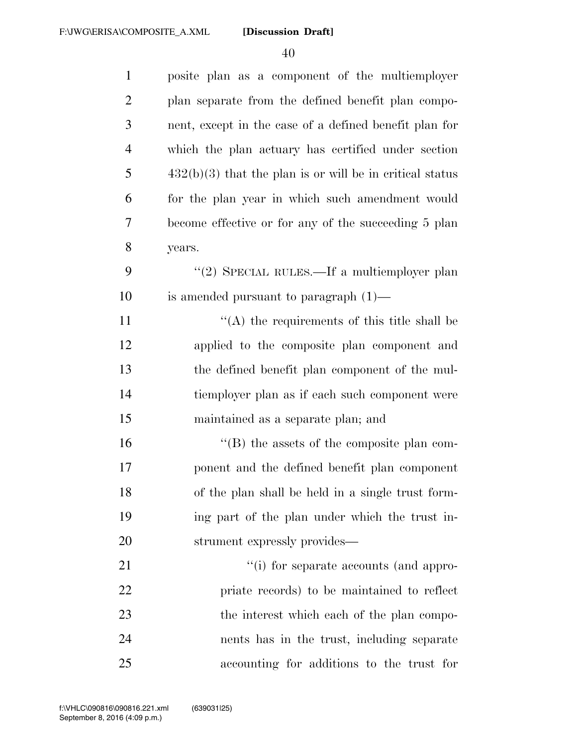posite plan as a component of the multiemployer plan separate from the defined benefit plan component, except in the case of a defined benefit plan for which the plan actuary has certified under section 432(b)(3) that the plan is or will be in critical status for the plan year in which such amendment would become effective or for any of the succeeding 5 plan years.

"(2) SPECIAL RULES.—If a multiemployer plan is amended pursuant to paragraph (1)—

"(A) the requirements of this title shall be applied to the composite plan component and the defined benefit plan component of the multiemployer plan as if each such component were maintained as a separate plan; and

"(B) the assets of the composite plan component and the defined benefit plan component of the plan shall be held in a single trust forming part of the plan under which the trust instrument expressly provides—

"(i) for separate accounts (and appropriate records) to be maintained to reflect the interest which each of the plan components has in the trust, including separate accounting for additions to the trust for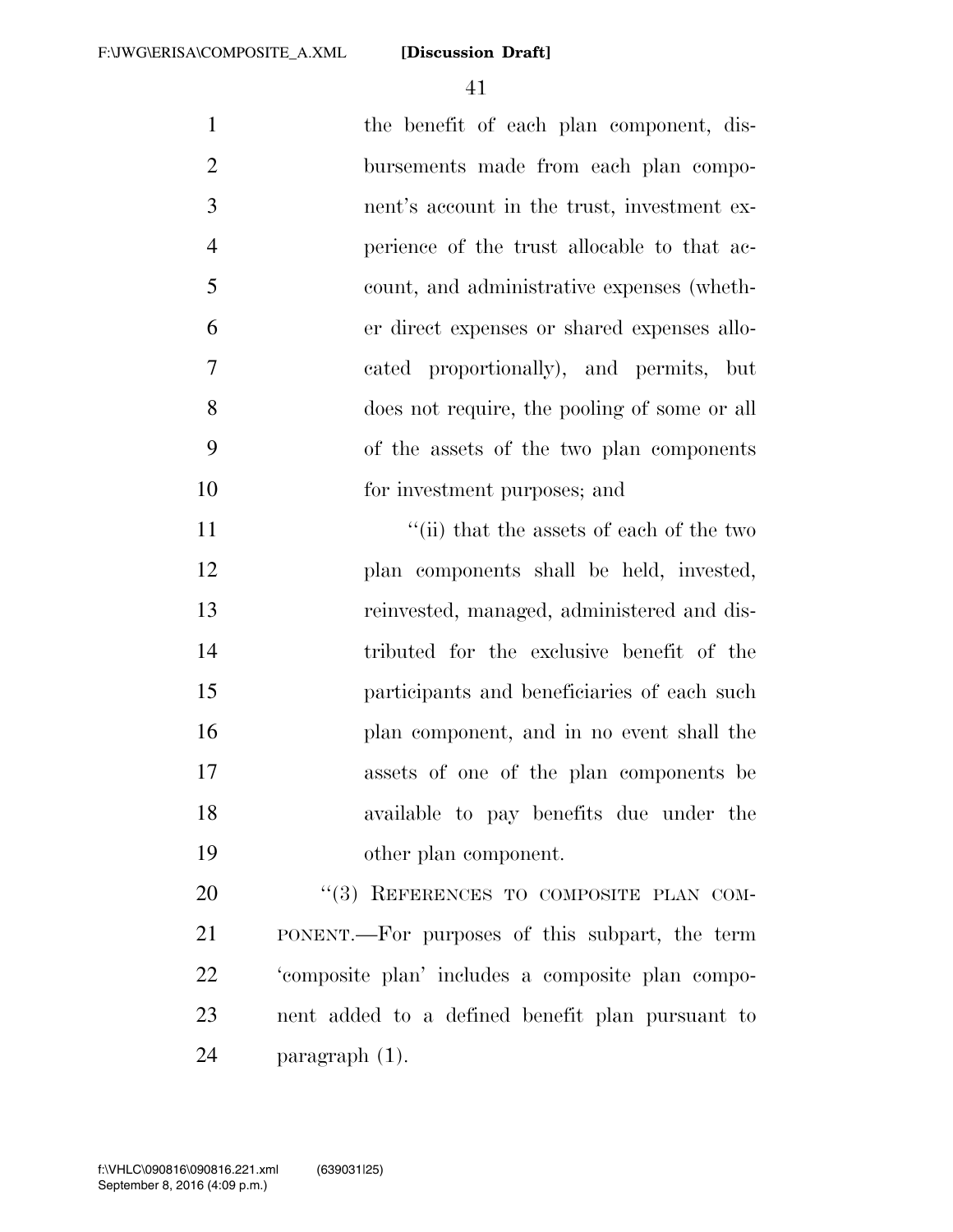the benefit of each plan component, disbursements made from each plan component's account in the trust, investment experience of the trust allocable to that account, and administrative expenses (whether direct expenses or shared expenses allocated proportionally), and permits, but does not require, the pooling of some or all of the assets of the two plan components for investment purposes; and

"(ii) that the assets of each of the two plan components shall be held, invested, reinvested, managed, administered and distributed for the exclusive benefit of the participants and beneficiaries of each such plan component, and in no event shall the assets of one of the plan components be available to pay benefits due under the other plan component.

"(3) REFERENCES TO COMPOSITE PLAN COMPONENT.—For purposes of this subpart, the term 'composite plan' includes a composite plan component added to a defined benefit plan pursuant to paragraph (1).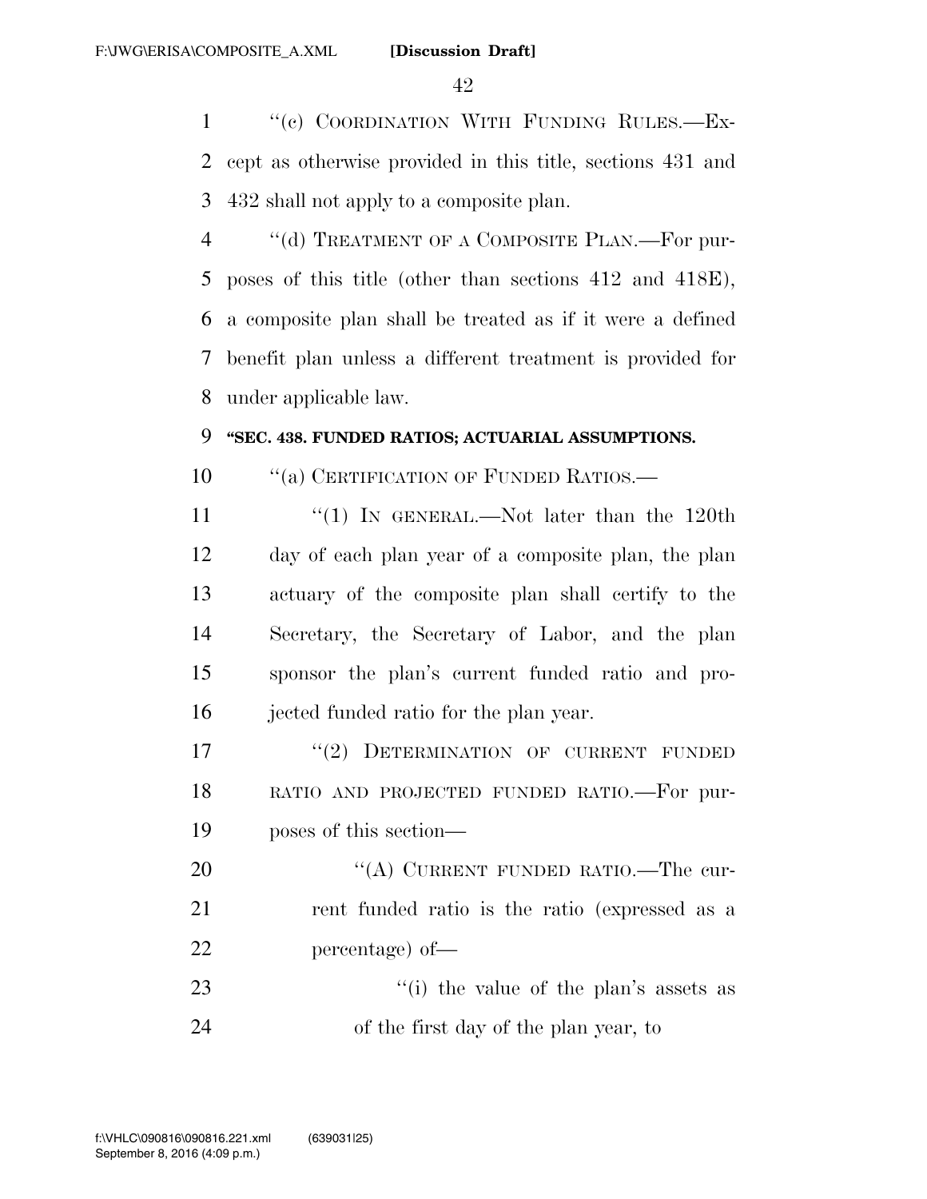"(c) COORDINATION WITH FUNDING RULES.—Except as otherwise provided in this title, sections 431 and 432 shall not apply to a composite plan.

"(d) TREATMENT OF A COMPOSITE PLAN.—For purposes of this title (other than sections 412 and 418E), a composite plan shall be treated as if it were a defined benefit plan unless a different treatment is provided for under applicable law.

### "SEC. 438. FUNDED RATIOS; ACTUARIAL ASSUMPTIONS.

"(a) CERTIFICATION OF FUNDED RATIOS.—

"(1) IN GENERAL.—Not later than the 120th day of each plan year of a composite plan, the plan actuary of the composite plan shall certify to the Secretary, the Secretary of Labor, and the plan sponsor the plan's current funded ratio and projected funded ratio for the plan year.

"(2) DETERMINATION OF CURRENT FUNDED RATIO AND PROJECTED FUNDED RATIO.—For purposes of this section—

"(A) CURRENT FUNDED RATIO.—The current funded ratio is the ratio (expressed as a percentage) of—

"(i) the value of the plan's assets as of the first day of the plan year, to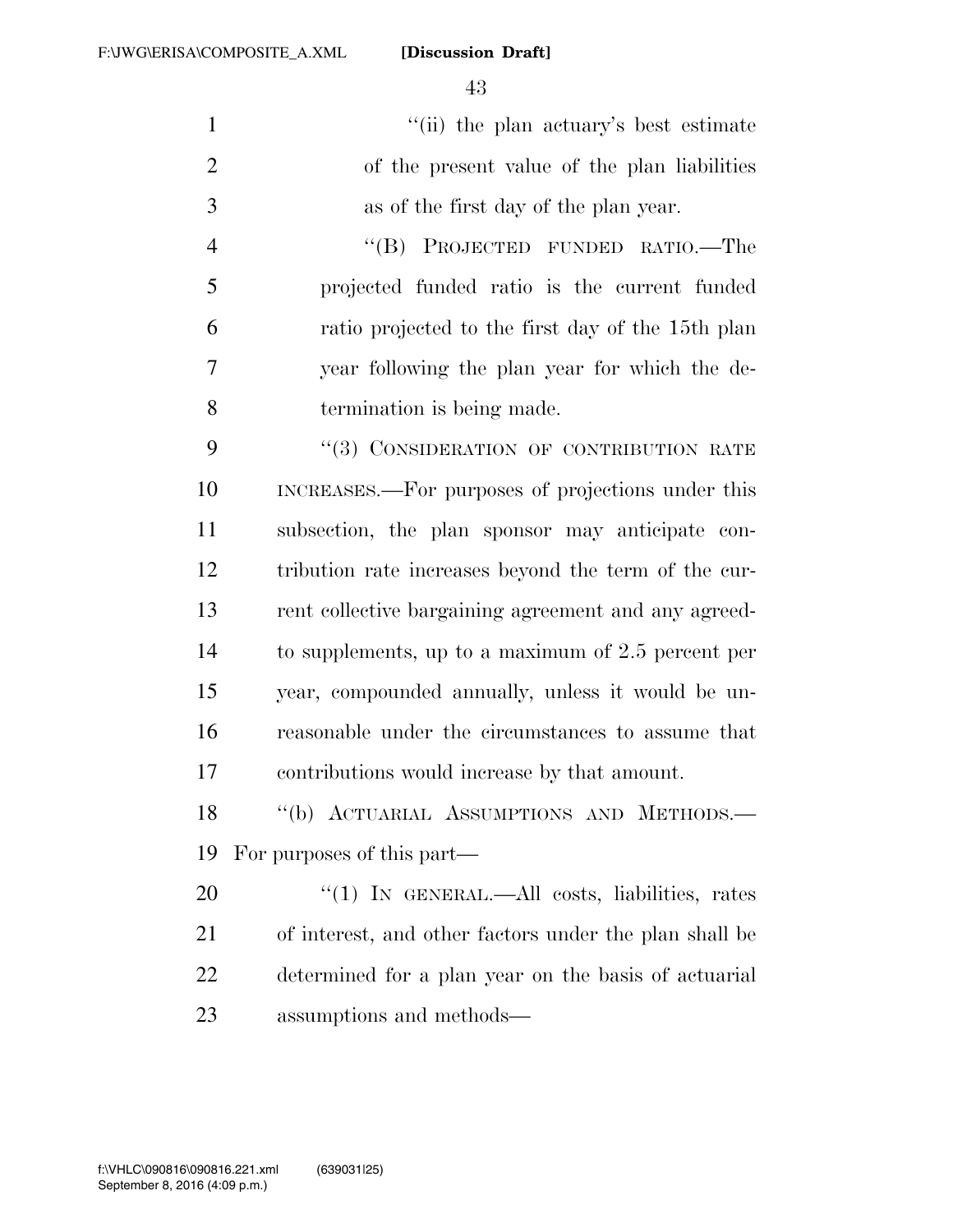"(ii) the plan actuary's best estimate of the present value of the plan liabilities as of the first day of the plan year.

"(B) PROJECTED FUNDED RATIO.—The projected funded ratio is the current funded ratio projected to the first day of the 15th plan year following the plan year for which the determination is being made.

"(3) CONSIDERATION OF CONTRIBUTION RATE INCREASES.—For purposes of projections under this subsection, the plan sponsor may anticipate contribution rate increases beyond the term of the current collective bargaining agreement and any agreed-to supplements, up to a maximum of 2.5 percent per year, compounded annually, unless it would be unreasonable under the circumstances to assume that contributions would increase by that amount.

"(b) ACTUARIAL ASSUMPTIONS AND METHODS.—For purposes of this part—

"(1) IN GENERAL.—All costs, liabilities, rates of interest, and other factors under the plan shall be determined for a plan year on the basis of actuarial assumptions and methods—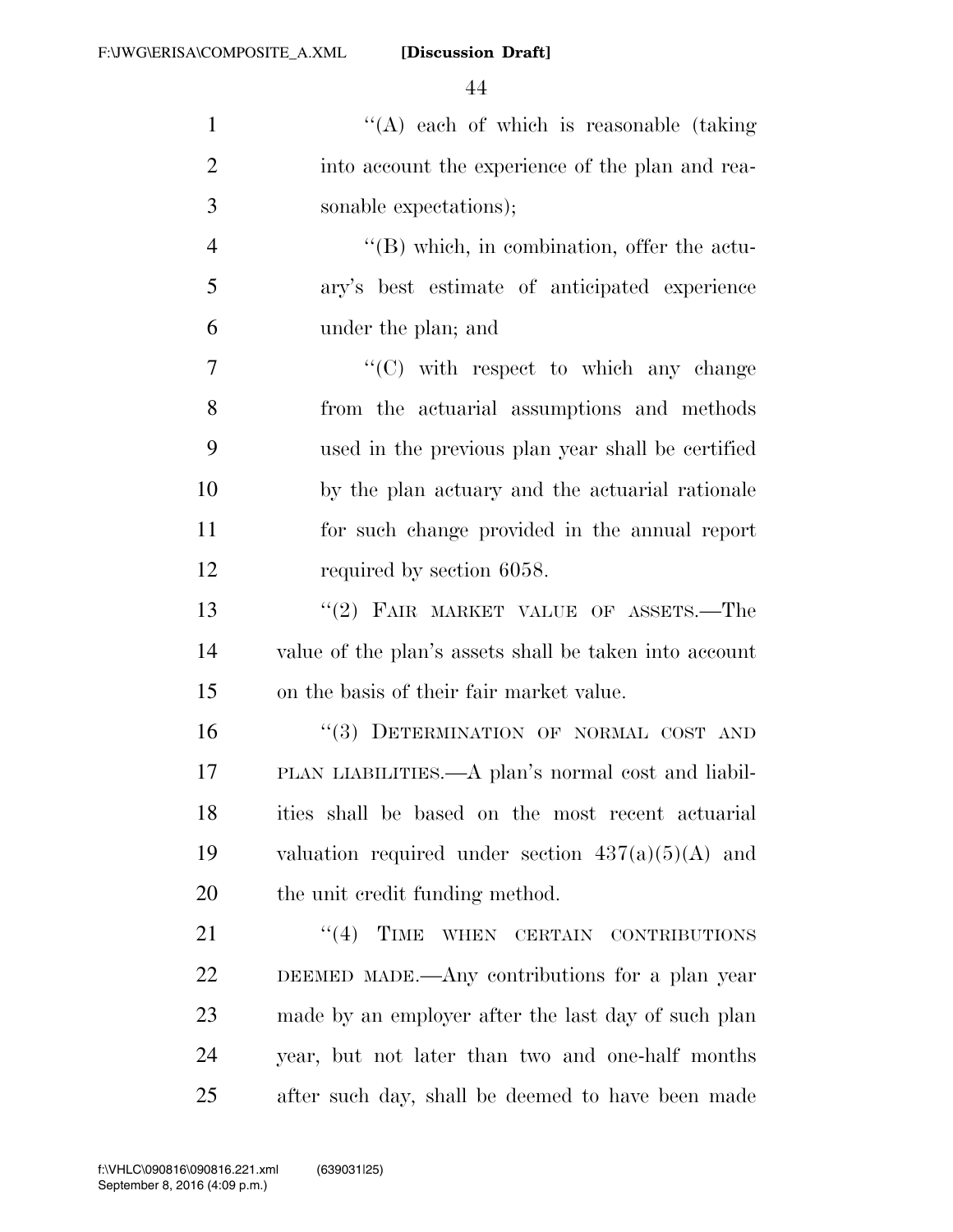''(A) each of which is reasonable (taking into account the experience of the plan and reasonable expectations);

''(B) which, in combination, offer the actuary's best estimate of anticipated experience under the plan; and

''(C) with respect to which any change from the actuarial assumptions and methods used in the previous plan year shall be certified by the plan actuary and the actuarial rationale for such change provided in the annual report required by section 6058.

''(2) FAIR MARKET VALUE OF ASSETS.—The value of the plan's assets shall be taken into account on the basis of their fair market value.

''(3) DETERMINATION OF NORMAL COST AND PLAN LIABILITIES.—A plan's normal cost and liabilities shall be based on the most recent actuarial valuation required under section 437(a)(5)(A) and the unit credit funding method.

''(4) TIME WHEN CERTAIN CONTRIBUTIONS DEEMED MADE.—Any contributions for a plan year made by an employer after the last day of such plan year, but not later than two and one-half months after such day, shall be deemed to have been made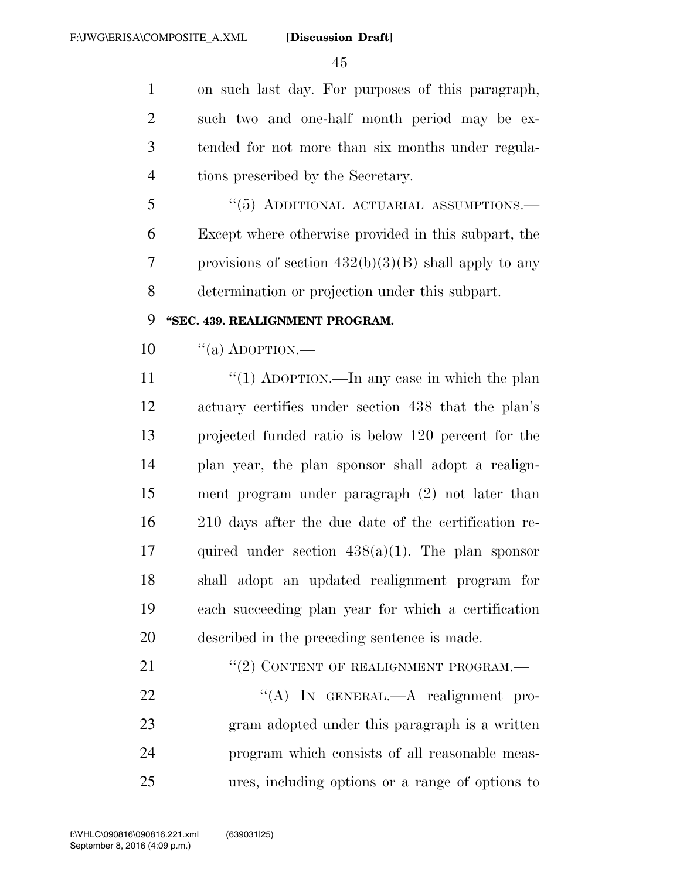on such last day. For purposes of this paragraph, such two and one-half month period may be extended for not more than six months under regulations prescribed by the Secretary.

"(5) ADDITIONAL ACTUARIAL ASSUMPTIONS.—Except where otherwise provided in this subpart, the provisions of section 432(b)(3)(B) shall apply to any determination or projection under this subpart.

**"SEC. 439. REALIGNMENT PROGRAM.**

"(a) ADOPTION.—

"(1) ADOPTION.—In any case in which the plan actuary certifies under section 438 that the plan's projected funded ratio is below 120 percent for the plan year, the plan sponsor shall adopt a realignment program under paragraph (2) not later than 210 days after the due date of the certification required under section 438(a)(1). The plan sponsor shall adopt an updated realignment program for each succeeding plan year for which a certification described in the preceding sentence is made.

"(2) CONTENT OF REALIGNMENT PROGRAM.—

"(A) IN GENERAL.—A realignment program adopted under this paragraph is a written program which consists of all reasonable measures, including options or a range of options to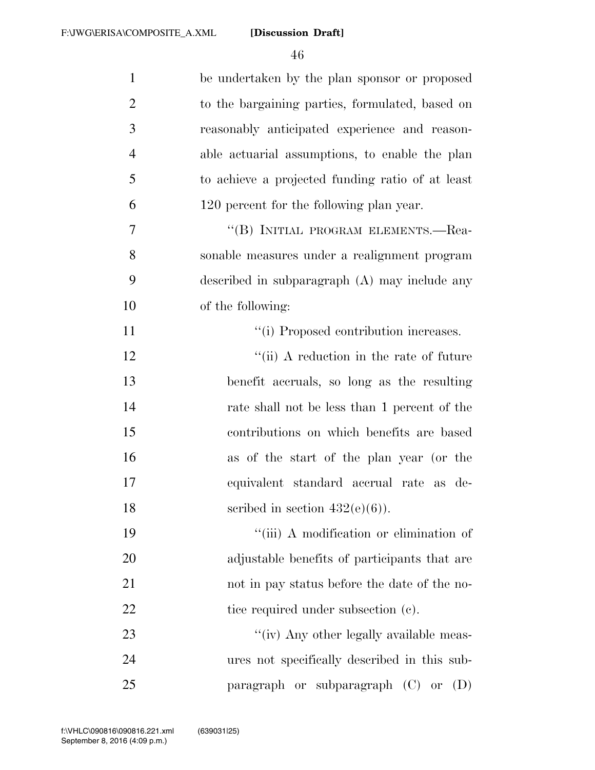be undertaken by the plan sponsor or proposed to the bargaining parties, formulated, based on reasonably anticipated experience and reasonable actuarial assumptions, to enable the plan to achieve a projected funding ratio of at least 120 percent for the following plan year.

"(B) INITIAL PROGRAM ELEMENTS.—Reasonable measures under a realignment program described in subparagraph (A) may include any of the following:

"(i) Proposed contribution increases.

"(ii) A reduction in the rate of future benefit accruals, so long as the resulting rate shall not be less than 1 percent of the contributions on which benefits are based as of the start of the plan year (or the equivalent standard accrual rate as described in section 432(e)(6)).

"(iii) A modification or elimination of adjustable benefits of participants that are not in pay status before the date of the notice required under subsection (c).

"(iv) Any other legally available measures not specifically described in this subparagraph or subparagraph (C) or (D)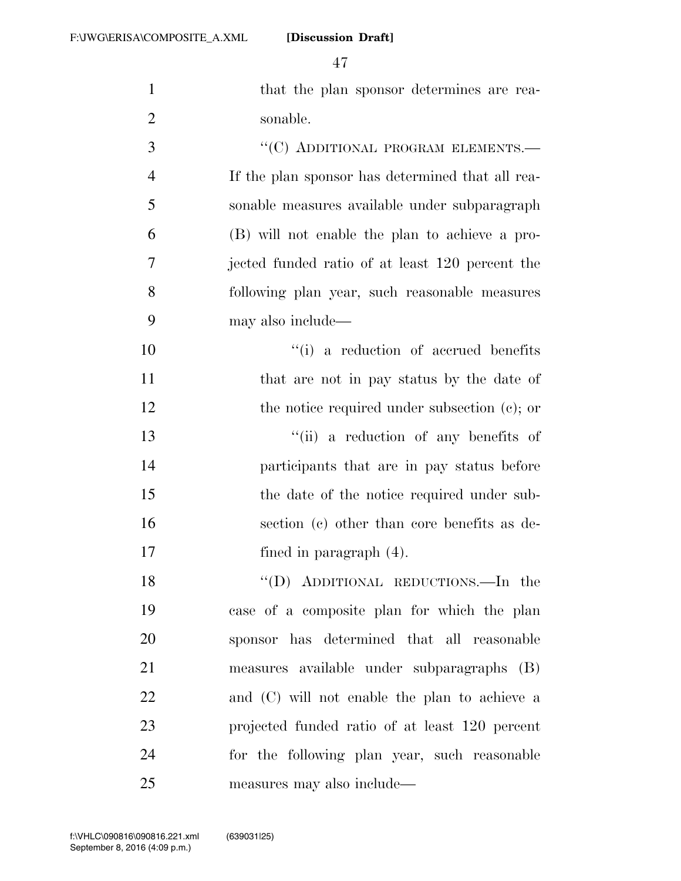that the plan sponsor determines are reasonable.

"(C) ADDITIONAL PROGRAM ELEMENTS.—If the plan sponsor has determined that all reasonable measures available under subparagraph (B) will not enable the plan to achieve a projected funded ratio of at least 120 percent the following plan year, such reasonable measures may also include—

"(i) a reduction of accrued benefits that are not in pay status by the date of the notice required under subsection (c); or

"(ii) a reduction of any benefits of participants that are in pay status before the date of the notice required under subsection (c) other than core benefits as defined in paragraph (4).

"(D) ADDITIONAL REDUCTIONS.—In the case of a composite plan for which the plan sponsor has determined that all reasonable measures available under subparagraphs (B) and (C) will not enable the plan to achieve a projected funded ratio of at least 120 percent for the following plan year, such reasonable measures may also include—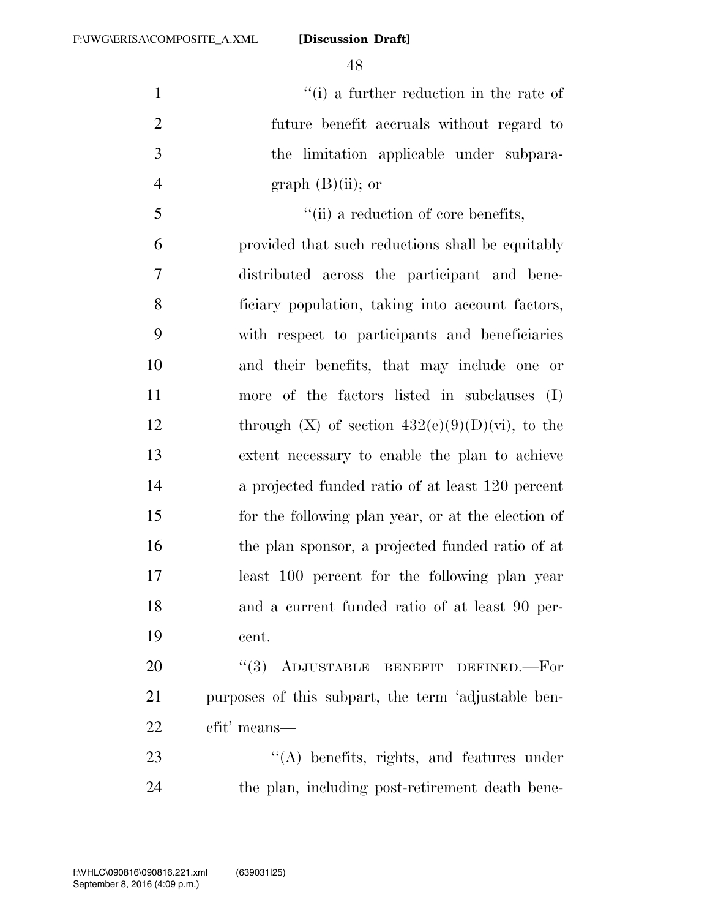"(i) a further reduction in the rate of future benefit accruals without regard to the limitation applicable under subparagraph (B)(ii); or

"(ii) a reduction of core benefits,

provided that such reductions shall be equitably distributed across the participant and beneficiary population, taking into account factors, with respect to participants and beneficiaries and their benefits, that may include one or more of the factors listed in subclauses (I) through (X) of section 432(e)(9)(D)(vi), to the extent necessary to enable the plan to achieve a projected funded ratio of at least 120 percent for the following plan year, or at the election of the plan sponsor, a projected funded ratio of at least 100 percent for the following plan year and a current funded ratio of at least 90 percent.

"(3) ADJUSTABLE BENEFIT DEFINED.—For purposes of this subpart, the term 'adjustable benefit' means—

"(A) benefits, rights, and features under the plan, including post-retirement death bene-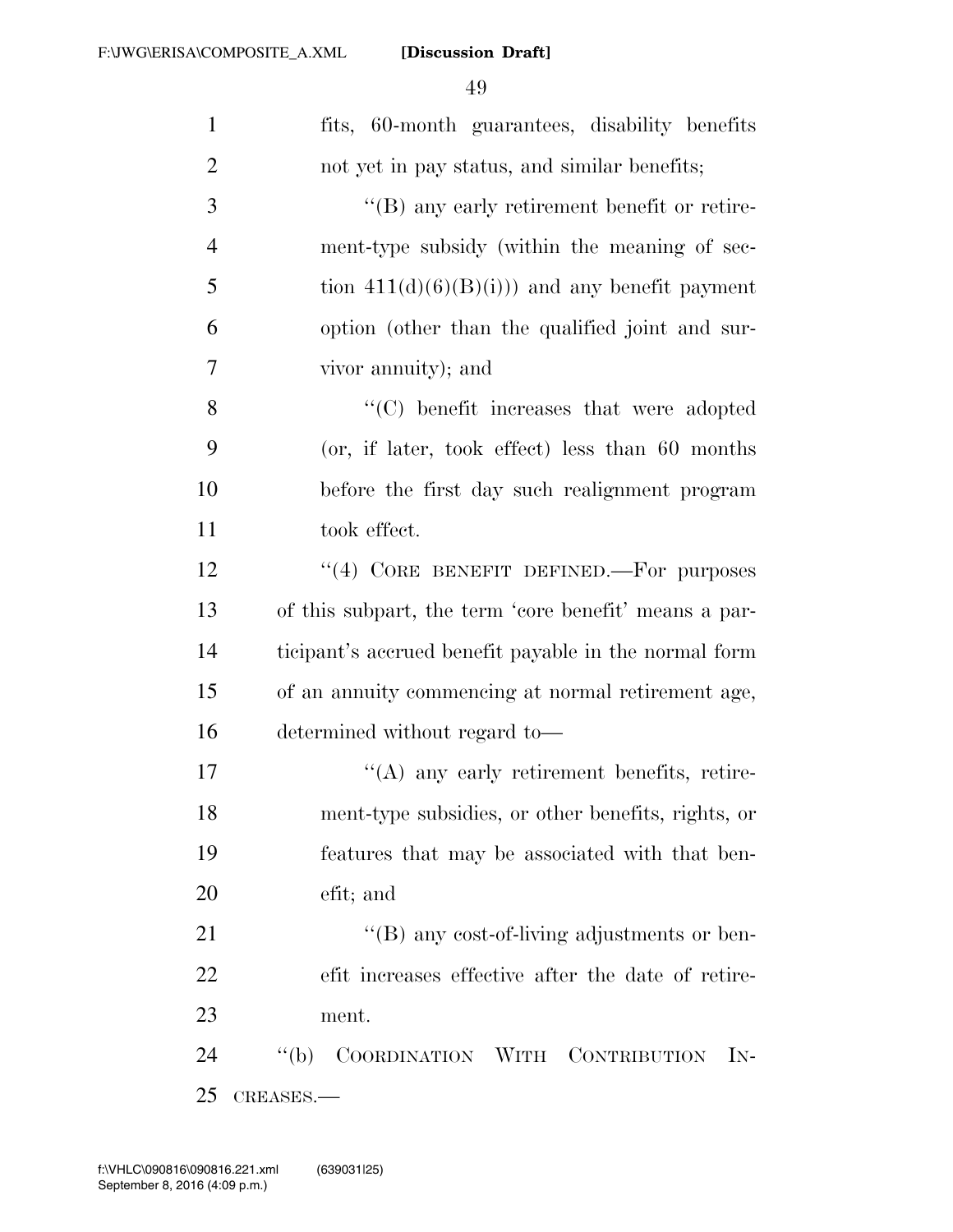fits, 60-month guarantees, disability benefits not yet in pay status, and similar benefits;

"(B) any early retirement benefit or retirement-type subsidy (within the meaning of section 411(d)(6)(B)(i)) and any benefit payment option (other than the qualified joint and survivor annuity); and

"(C) benefit increases that were adopted (or, if later, took effect) less than 60 months before the first day such realignment program took effect.

"(4) CORE BENEFIT DEFINED.—For purposes of this subpart, the term 'core benefit' means a participant's accrued benefit payable in the normal form of an annuity commencing at normal retirement age, determined without regard to—

"(A) any early retirement benefits, retirement-type subsidies, or other benefits, rights, or features that may be associated with that benefit; and

"(B) any cost-of-living adjustments or benefit increases effective after the date of retirement.

"(b) COORDINATION WITH CONTRIBUTION INCREASES.—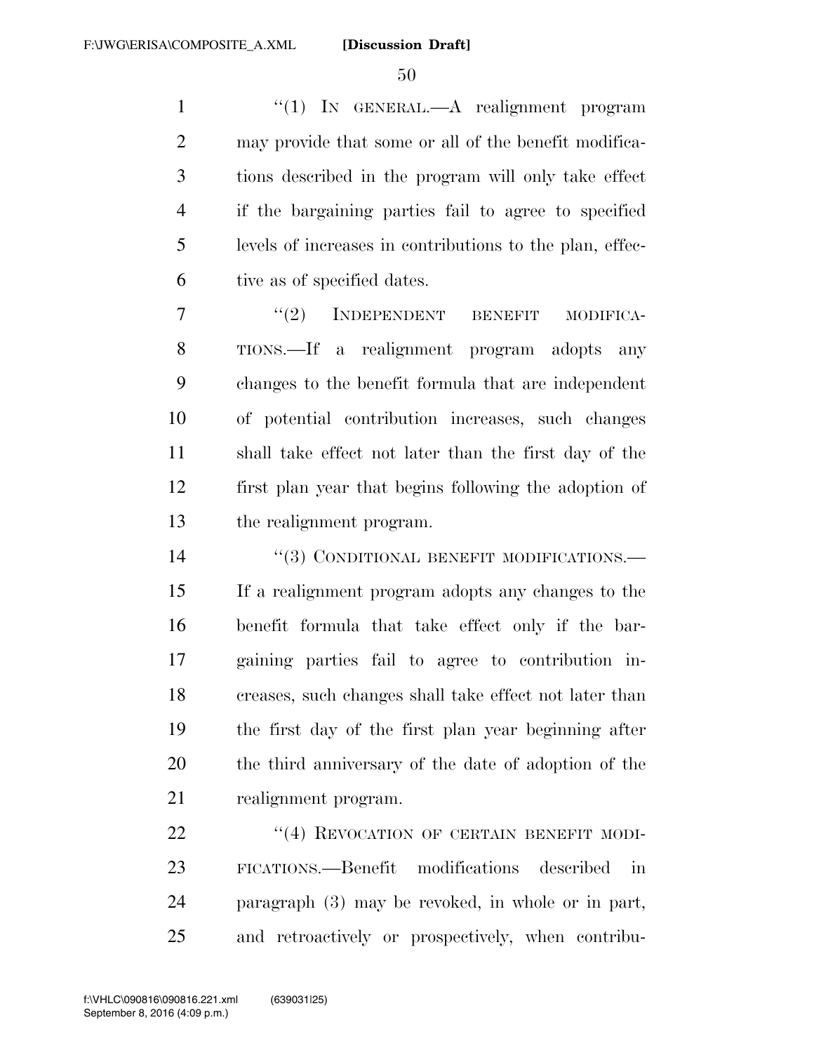"(1) IN GENERAL.—A realignment program may provide that some or all of the benefit modifications described in the program will only take effect if the bargaining parties fail to agree to specified levels of increases in contributions to the plan, effective as of specified dates.

"(2) INDEPENDENT BENEFIT MODIFICATIONS.—If a realignment program adopts any changes to the benefit formula that are independent of potential contribution increases, such changes shall take effect not later than the first day of the first plan year that begins following the adoption of the realignment program.

"(3) CONDITIONAL BENEFIT MODIFICATIONS.—If a realignment program adopts any changes to the benefit formula that take effect only if the bargaining parties fail to agree to contribution increases, such changes shall take effect not later than the first day of the first plan year beginning after the third anniversary of the date of adoption of the realignment program.

"(4) REVOCATION OF CERTAIN BENEFIT MODIFICATIONS.—Benefit modifications described in paragraph (3) may be revoked, in whole or in part, and retroactively or prospectively, when contribu-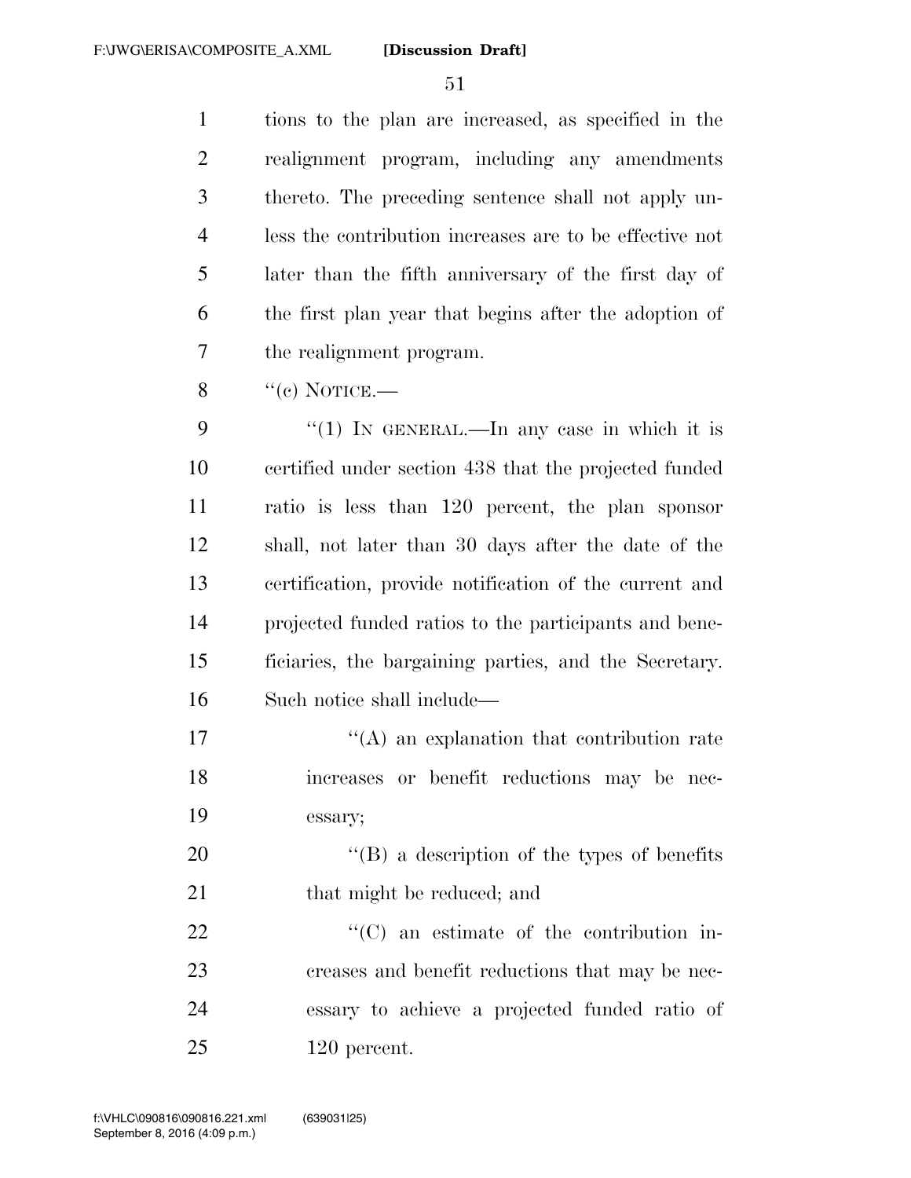tions to the plan are increased, as specified in the realignment program, including any amendments thereto. The preceding sentence shall not apply unless the contribution increases are to be effective not later than the fifth anniversary of the first day of the first plan year that begins after the adoption of the realignment program.

"(c) NOTICE.—

"(1) IN GENERAL.—In any case in which it is certified under section 438 that the projected funded ratio is less than 120 percent, the plan sponsor shall, not later than 30 days after the date of the certification, provide notification of the current and projected funded ratios to the participants and beneficiaries, the bargaining parties, and the Secretary. Such notice shall include—

"(A) an explanation that contribution rate increases or benefit reductions may be necessary;

"(B) a description of the types of benefits that might be reduced; and

"(C) an estimate of the contribution increases and benefit reductions that may be necessary to achieve a projected funded ratio of 120 percent.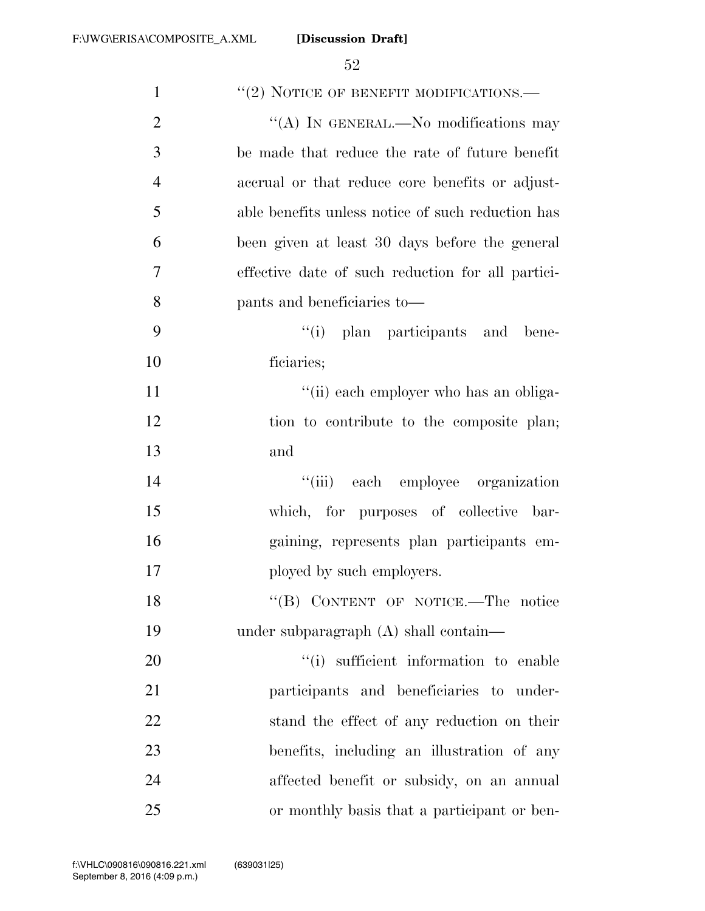"(2) NOTICE OF BENEFIT MODIFICATIONS.—

"(A) IN GENERAL.—No modifications may be made that reduce the rate of future benefit accrual or that reduce core benefits or adjustable benefits unless notice of such reduction has been given at least 30 days before the general effective date of such reduction for all participants and beneficiaries to—

"(i) plan participants and beneficiaries;

"(ii) each employer who has an obligation to contribute to the composite plan; and

"(iii) each employee organization which, for purposes of collective bargaining, represents plan participants employed by such employers.

"(B) CONTENT OF NOTICE.—The notice under subparagraph (A) shall contain—

"(i) sufficient information to enable participants and beneficiaries to understand the effect of any reduction on their benefits, including an illustration of any affected benefit or subsidy, on an annual or monthly basis that a participant or ben-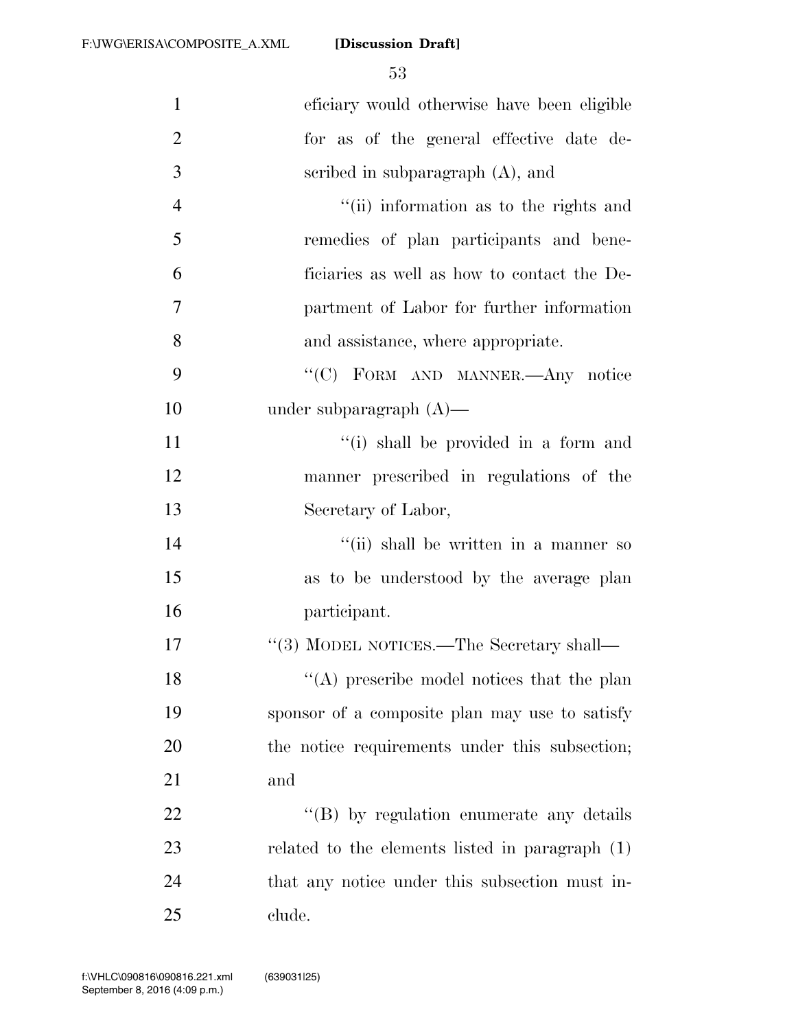eficiary would otherwise have been eligible for as of the general effective date described in subparagraph (A), and

"(ii) information as to the rights and remedies of plan participants and beneficiaries as well as how to contact the Department of Labor for further information and assistance, where appropriate.

"(C) FORM AND MANNER.—Any notice under subparagraph (A)—

"(i) shall be provided in a form and manner prescribed in regulations of the Secretary of Labor,

"(ii) shall be written in a manner so as to be understood by the average plan participant.

"(3) MODEL NOTICES.—The Secretary shall—

"(A) prescribe model notices that the plan sponsor of a composite plan may use to satisfy the notice requirements under this subsection; and

"(B) by regulation enumerate any details related to the elements listed in paragraph (1) that any notice under this subsection must include.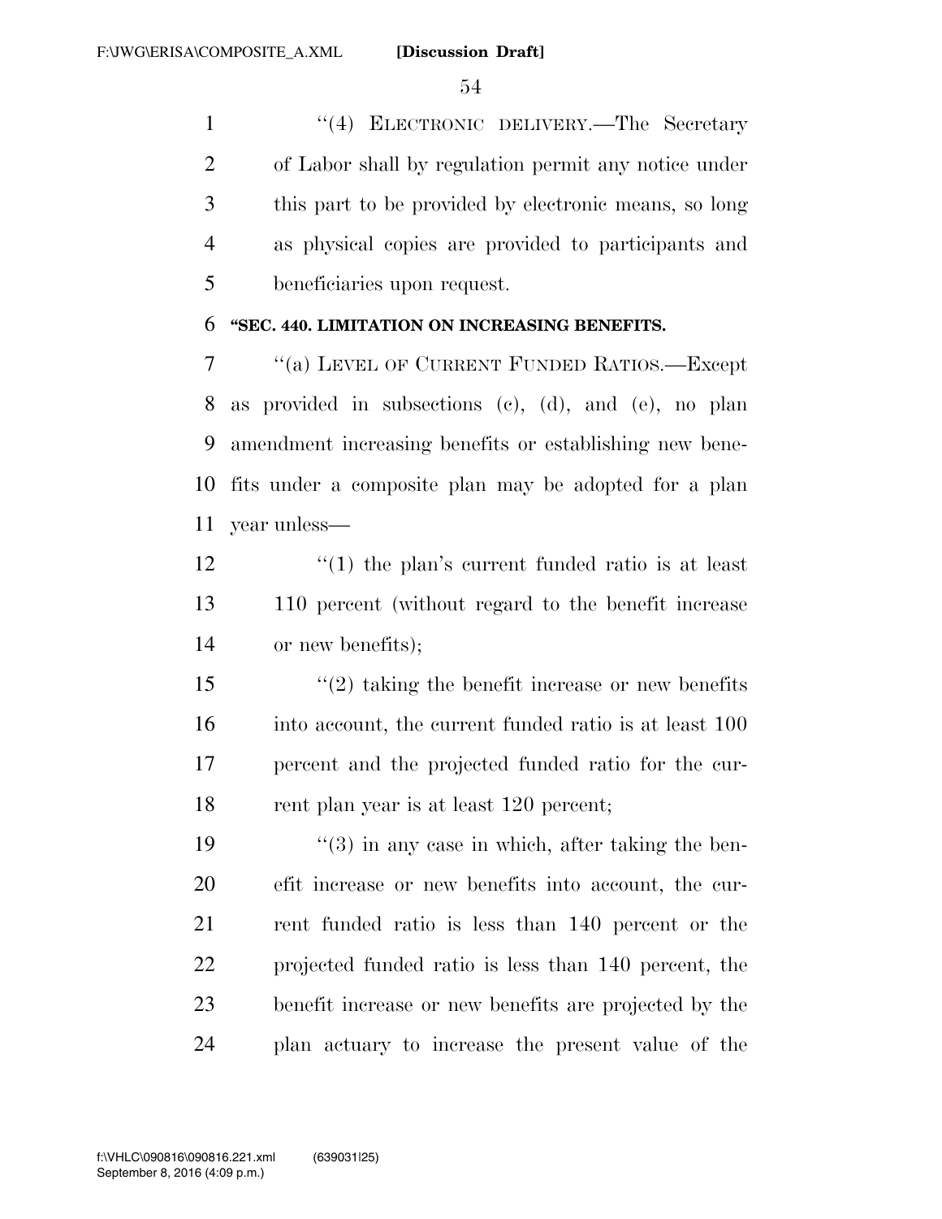"(4) ELECTRONIC DELIVERY.—The Secretary of Labor shall by regulation permit any notice under this part to be provided by electronic means, so long as physical copies are provided to participants and beneficiaries upon request.

**"SEC. 440. LIMITATION ON INCREASING BENEFITS.**

"(a) LEVEL OF CURRENT FUNDED RATIOS.—Except as provided in subsections (c), (d), and (e), no plan amendment increasing benefits or establishing new benefits under a composite plan may be adopted for a plan year unless—

"(1) the plan's current funded ratio is at least 110 percent (without regard to the benefit increase or new benefits);

"(2) taking the benefit increase or new benefits into account, the current funded ratio is at least 100 percent and the projected funded ratio for the current plan year is at least 120 percent;

"(3) in any case in which, after taking the benefit increase or new benefits into account, the current funded ratio is less than 140 percent or the projected funded ratio is less than 140 percent, the benefit increase or new benefits are projected by the plan actuary to increase the present value of the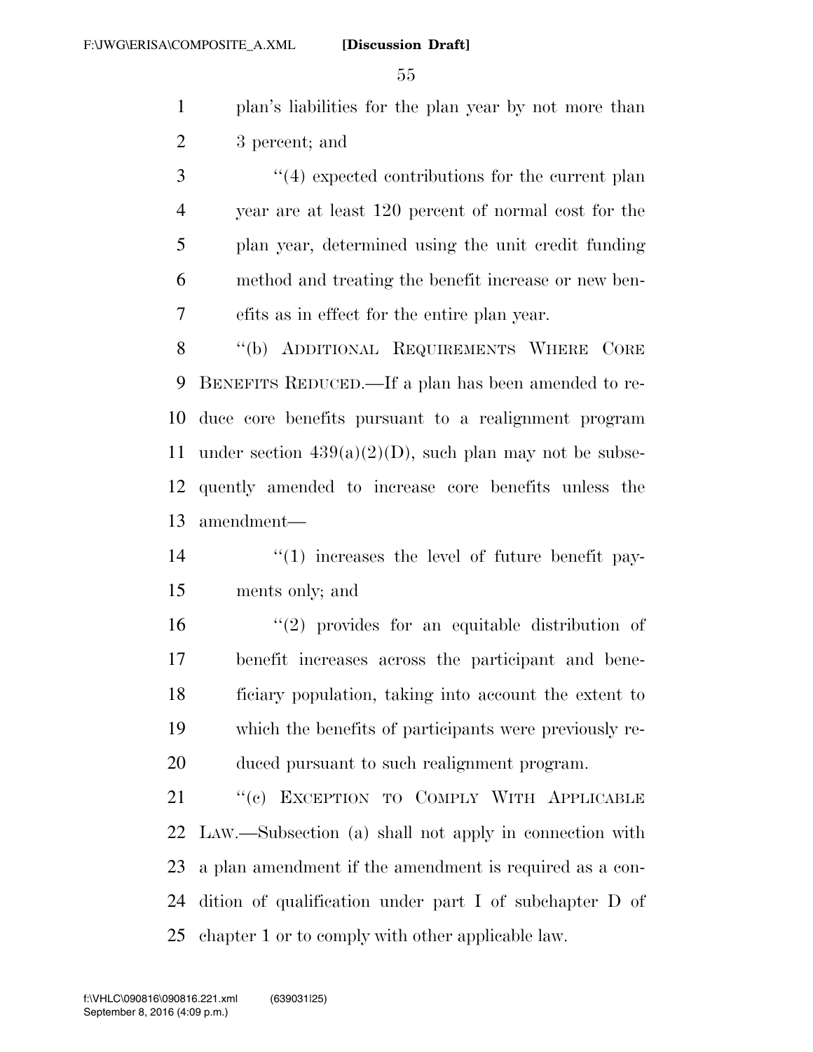plan's liabilities for the plan year by not more than 3 percent; and

"(4) expected contributions for the current plan year are at least 120 percent of normal cost for the plan year, determined using the unit credit funding method and treating the benefit increase or new benefits as in effect for the entire plan year.

"(b) ADDITIONAL REQUIREMENTS WHERE CORE BENEFITS REDUCED.—If a plan has been amended to reduce core benefits pursuant to a realignment program under section 439(a)(2)(D), such plan may not be subsequently amended to increase core benefits unless the amendment—

"(1) increases the level of future benefit payments only; and

"(2) provides for an equitable distribution of benefit increases across the participant and beneficiary population, taking into account the extent to which the benefits of participants were previously reduced pursuant to such realignment program.

"(c) EXCEPTION TO COMPLY WITH APPLICABLE LAW.—Subsection (a) shall not apply in connection with a plan amendment if the amendment is required as a condition of qualification under part I of subchapter D of chapter 1 or to comply with other applicable law.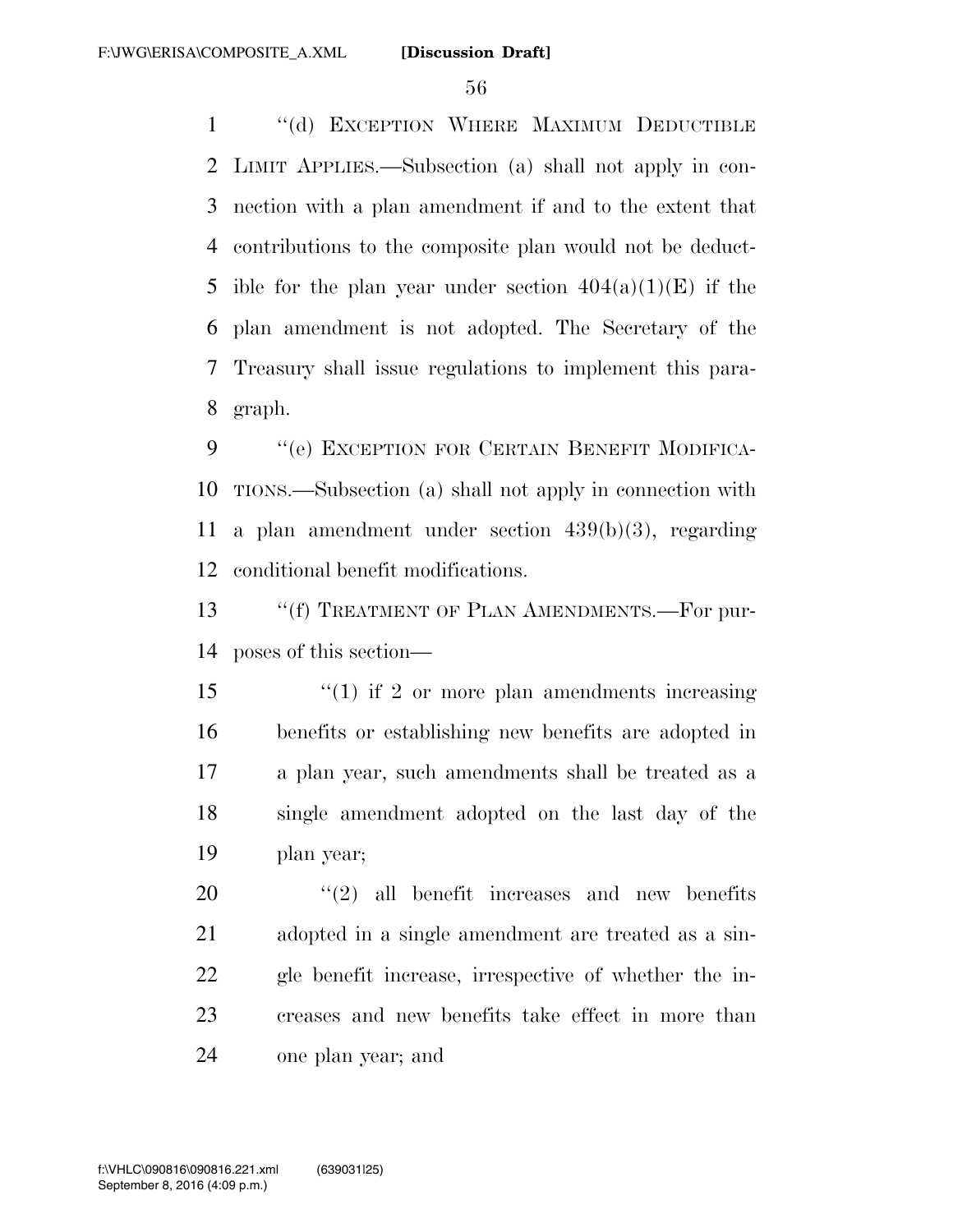"(d) EXCEPTION WHERE MAXIMUM DEDUCTIBLE LIMIT APPLIES.—Subsection (a) shall not apply in connection with a plan amendment if and to the extent that contributions to the composite plan would not be deductible for the plan year under section 404(a)(1)(E) if the plan amendment is not adopted. The Secretary of the Treasury shall issue regulations to implement this paragraph.

"(e) EXCEPTION FOR CERTAIN BENEFIT MODIFICATIONS.—Subsection (a) shall not apply in connection with a plan amendment under section 439(b)(3), regarding conditional benefit modifications.

"(f) TREATMENT OF PLAN AMENDMENTS.—For purposes of this section—

"(1) if 2 or more plan amendments increasing benefits or establishing new benefits are adopted in a plan year, such amendments shall be treated as a single amendment adopted on the last day of the plan year;

"(2) all benefit increases and new benefits adopted in a single amendment are treated as a single benefit increase, irrespective of whether the increases and new benefits take effect in more than one plan year; and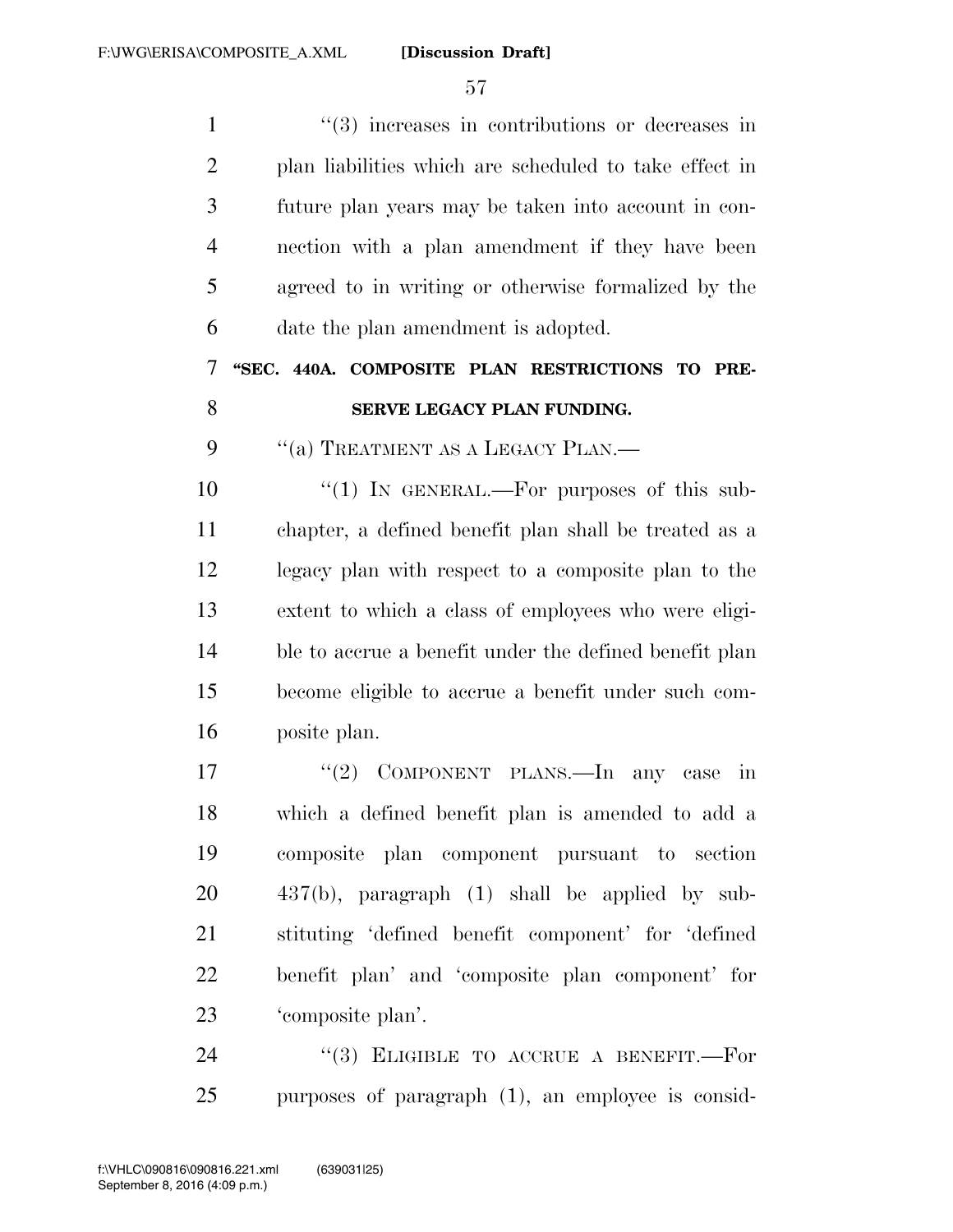"(3) increases in contributions or decreases in plan liabilities which are scheduled to take effect in future plan years may be taken into account in connection with a plan amendment if they have been agreed to in writing or otherwise formalized by the date the plan amendment is adopted.

**"SEC. 440A. COMPOSITE PLAN RESTRICTIONS TO PRESERVE LEGACY PLAN FUNDING.**

"(a) TREATMENT AS A LEGACY PLAN.—

"(1) IN GENERAL.—For purposes of this subchapter, a defined benefit plan shall be treated as a legacy plan with respect to a composite plan to the extent to which a class of employees who were eligible to accrue a benefit under the defined benefit plan become eligible to accrue a benefit under such composite plan.

"(2) COMPONENT PLANS.—In any case in which a defined benefit plan is amended to add a composite plan component pursuant to section 437(b), paragraph (1) shall be applied by substituting 'defined benefit component' for 'defined benefit plan' and 'composite plan component' for 'composite plan'.

"(3) ELIGIBLE TO ACCRUE A BENEFIT.—For purposes of paragraph (1), an employee is consid-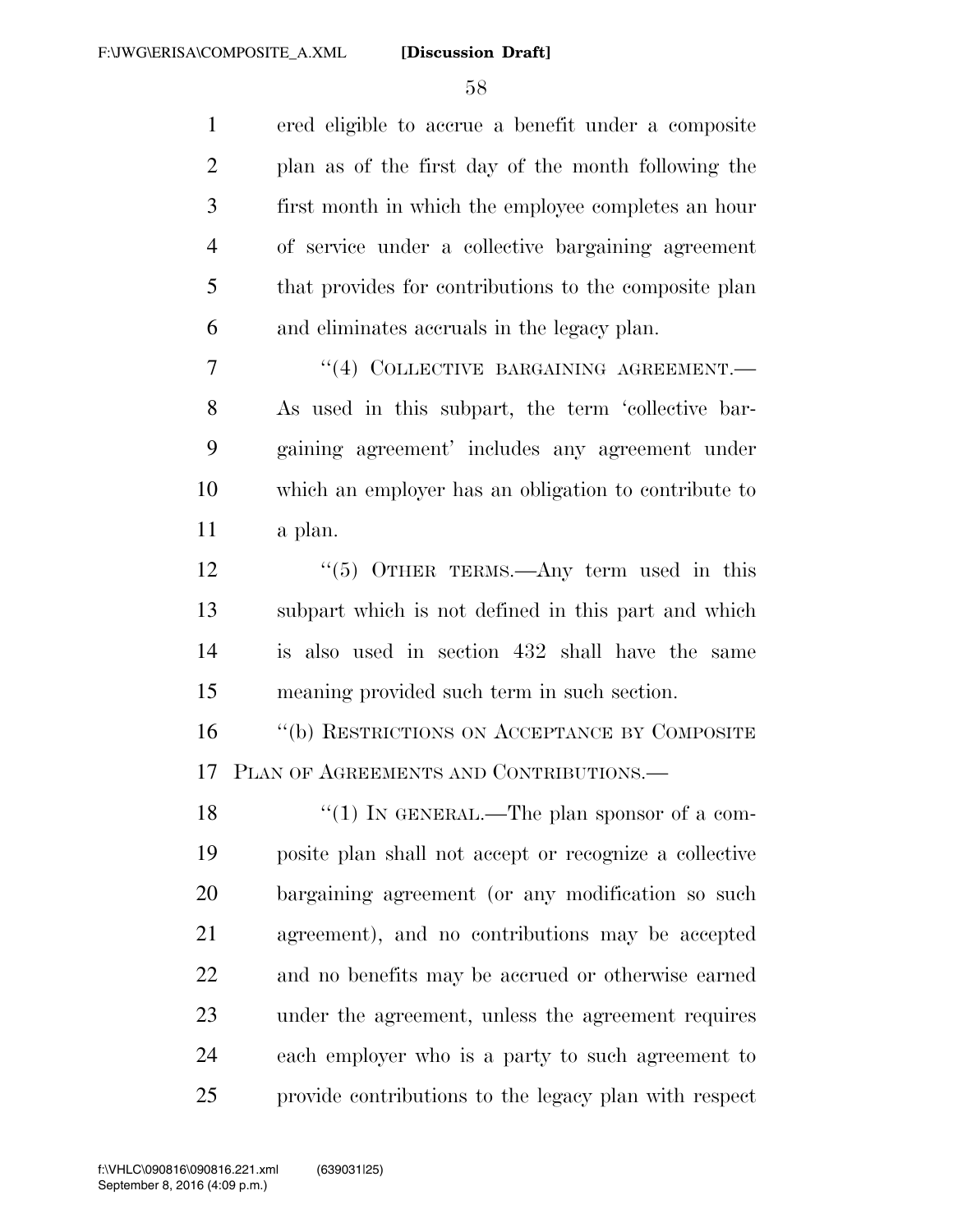ered eligible to accrue a benefit under a composite plan as of the first day of the month following the first month in which the employee completes an hour of service under a collective bargaining agreement that provides for contributions to the composite plan and eliminates accruals in the legacy plan.

"(4) COLLECTIVE BARGAINING AGREEMENT.—As used in this subpart, the term 'collective bargaining agreement' includes any agreement under which an employer has an obligation to contribute to a plan.

"(5) OTHER TERMS.—Any term used in this subpart which is not defined in this part and which is also used in section 432 shall have the same meaning provided such term in such section.

"(b) RESTRICTIONS ON ACCEPTANCE BY COMPOSITE PLAN OF AGREEMENTS AND CONTRIBUTIONS.—

"(1) IN GENERAL.—The plan sponsor of a composite plan shall not accept or recognize a collective bargaining agreement (or any modification so such agreement), and no contributions may be accepted and no benefits may be accrued or otherwise earned under the agreement, unless the agreement requires each employer who is a party to such agreement to provide contributions to the legacy plan with respect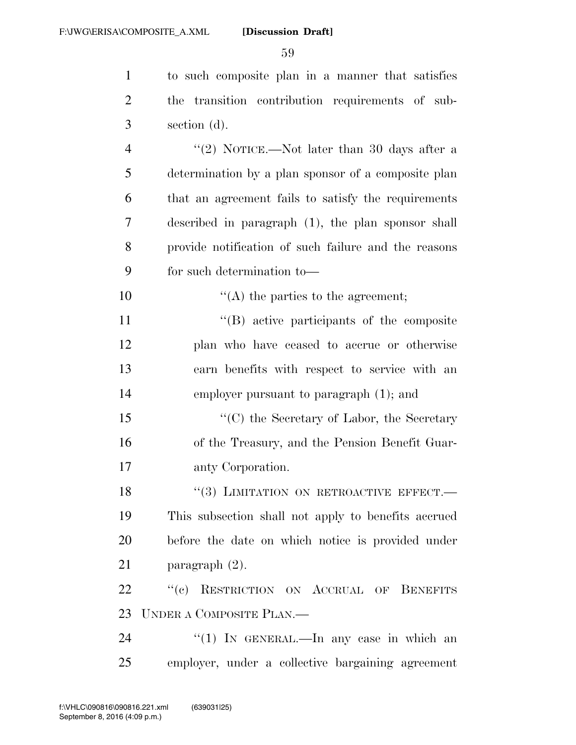to such composite plan in a manner that satisfies the transition contribution requirements of subsection (d).

"(2) NOTICE.—Not later than 30 days after a determination by a plan sponsor of a composite plan that an agreement fails to satisfy the requirements described in paragraph (1), the plan sponsor shall provide notification of such failure and the reasons for such determination to—

"(A) the parties to the agreement;

"(B) active participants of the composite plan who have ceased to accrue or otherwise earn benefits with respect to service with an employer pursuant to paragraph (1); and

"(C) the Secretary of Labor, the Secretary of the Treasury, and the Pension Benefit Guaranty Corporation.

"(3) LIMITATION ON RETROACTIVE EFFECT.—This subsection shall not apply to benefits accrued before the date on which notice is provided under paragraph (2).

"(c) RESTRICTION ON ACCRUAL OF BENEFITS UNDER A COMPOSITE PLAN.—

"(1) IN GENERAL.—In any case in which an employer, under a collective bargaining agreement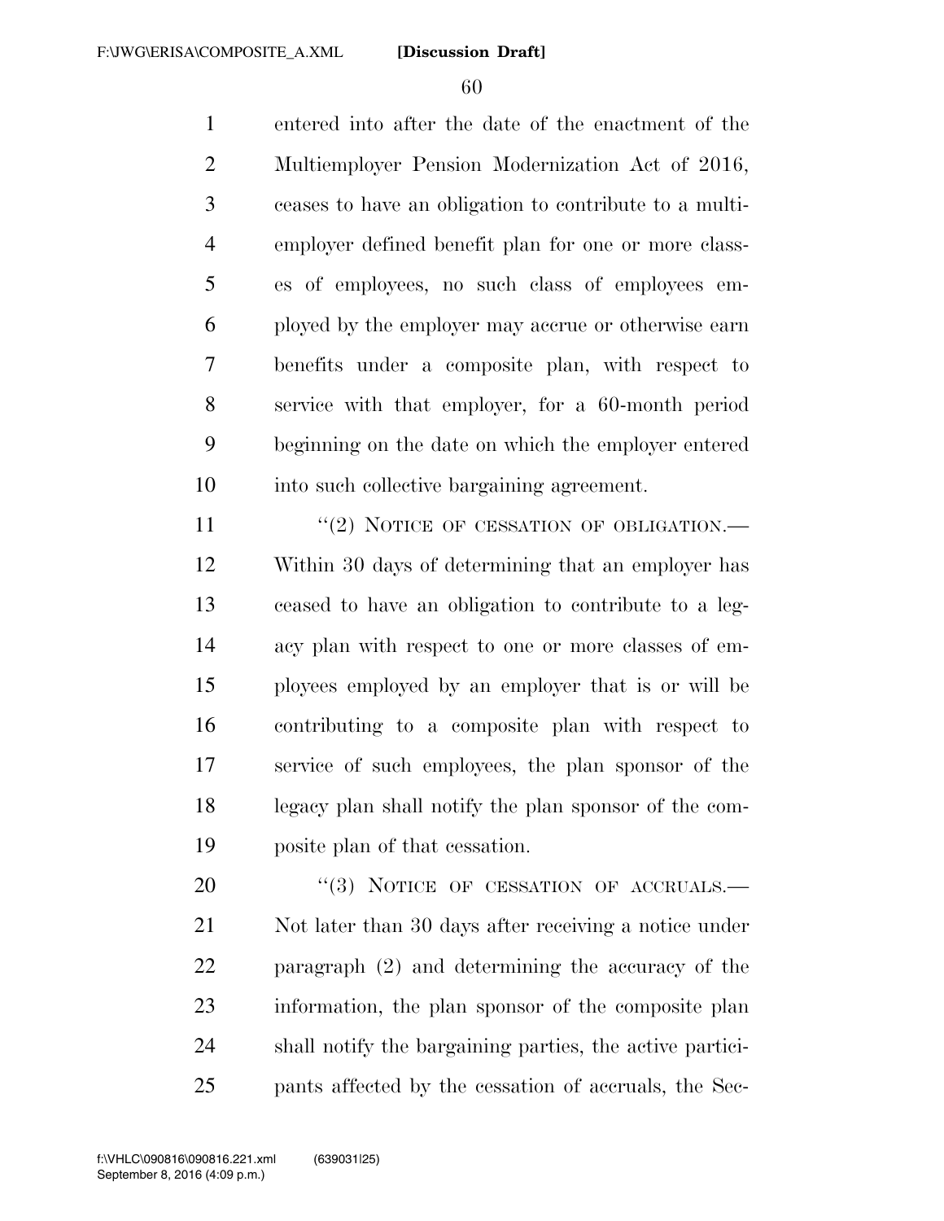entered into after the date of the enactment of the Multiemployer Pension Modernization Act of 2016, ceases to have an obligation to contribute to a multiemployer defined benefit plan for one or more classes of employees, no such class of employees employed by the employer may accrue or otherwise earn benefits under a composite plan, with respect to service with that employer, for a 60-month period beginning on the date on which the employer entered into such collective bargaining agreement.

"(2) NOTICE OF CESSATION OF OBLIGATION.—Within 30 days of determining that an employer has ceased to have an obligation to contribute to a legacy plan with respect to one or more classes of employees employed by an employer that is or will be contributing to a composite plan with respect to service of such employees, the plan sponsor of the legacy plan shall notify the plan sponsor of the composite plan of that cessation.

"(3) NOTICE OF CESSATION OF ACCRUALS.—Not later than 30 days after receiving a notice under paragraph (2) and determining the accuracy of the information, the plan sponsor of the composite plan shall notify the bargaining parties, the active participants affected by the cessation of accruals, the Sec-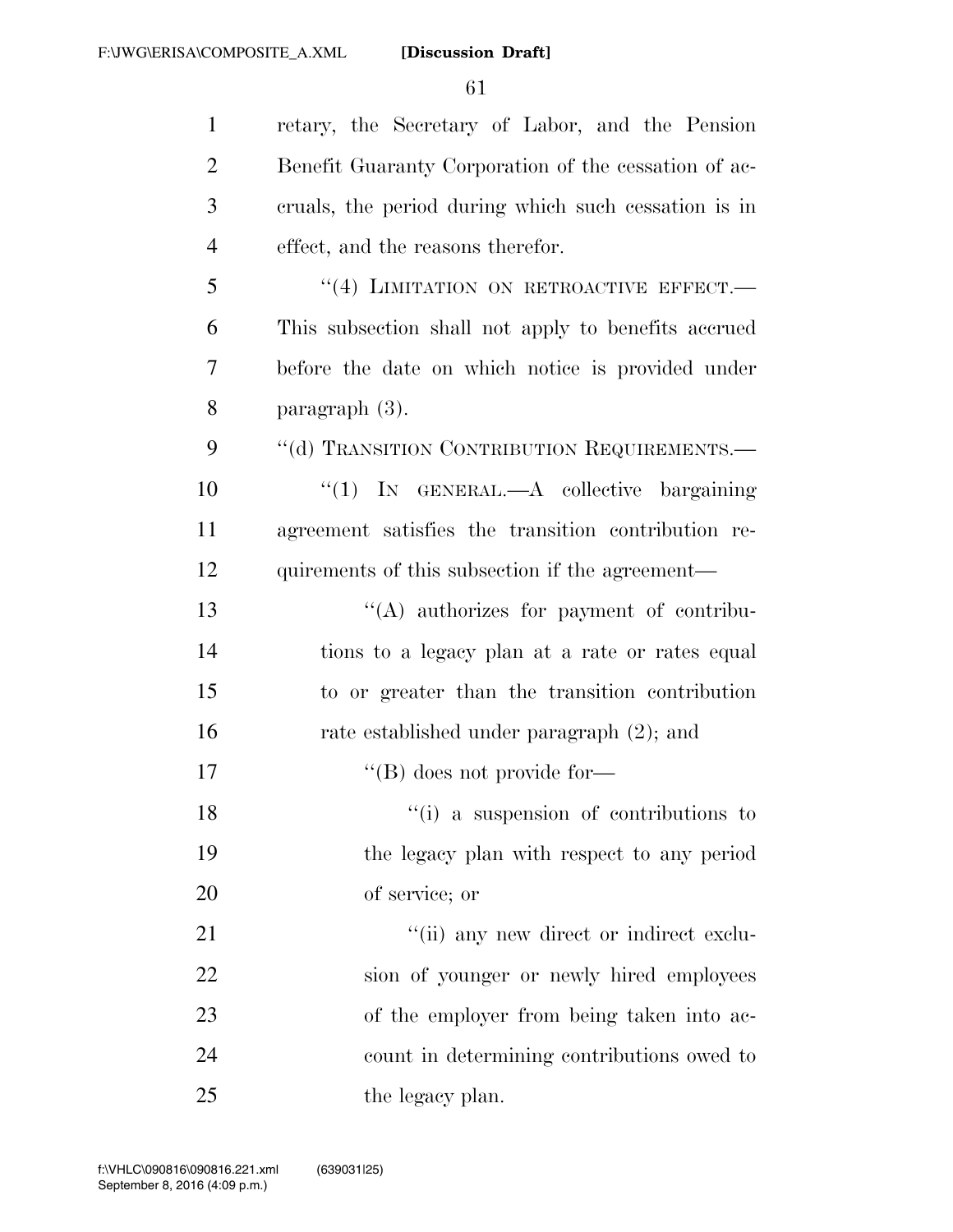retary, the Secretary of Labor, and the Pension Benefit Guaranty Corporation of the cessation of accruals, the period during which such cessation is in effect, and the reasons therefor.

"(4) LIMITATION ON RETROACTIVE EFFECT.—This subsection shall not apply to benefits accrued before the date on which notice is provided under paragraph (3).

"(d) TRANSITION CONTRIBUTION REQUIREMENTS.—

"(1) IN GENERAL.—A collective bargaining agreement satisfies the transition contribution requirements of this subsection if the agreement—

"(A) authorizes for payment of contributions to a legacy plan at a rate or rates equal to or greater than the transition contribution rate established under paragraph (2); and

"(B) does not provide for—

"(i) a suspension of contributions to the legacy plan with respect to any period of service; or

"(ii) any new direct or indirect exclusion of younger or newly hired employees of the employer from being taken into account in determining contributions owed to the legacy plan.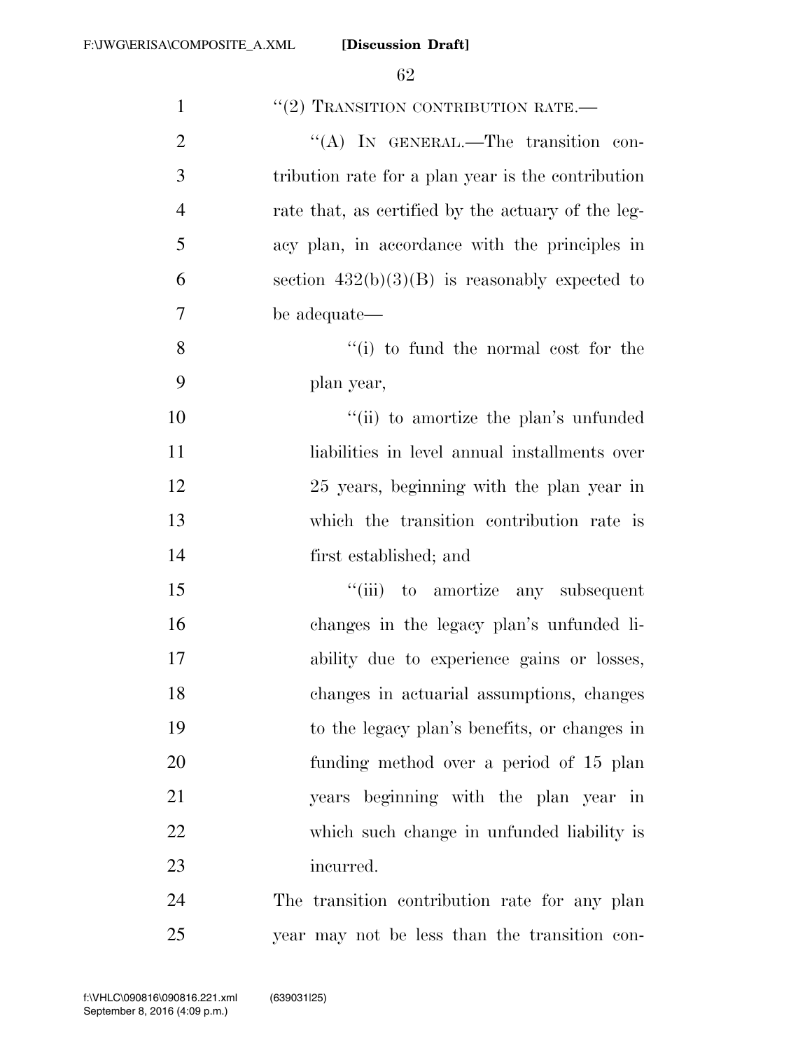"(2) TRANSITION CONTRIBUTION RATE.—

"(A) IN GENERAL.—The transition contribution rate for a plan year is the contribution rate that, as certified by the actuary of the legacy plan, in accordance with the principles in section 432(b)(3)(B) is reasonably expected to be adequate—

"(i) to fund the normal cost for the plan year,

"(ii) to amortize the plan's unfunded liabilities in level annual installments over 25 years, beginning with the plan year in which the transition contribution rate is first established; and

"(iii) to amortize any subsequent changes in the legacy plan's unfunded liability due to experience gains or losses, changes in actuarial assumptions, changes to the legacy plan's benefits, or changes in funding method over a period of 15 plan years beginning with the plan year in which such change in unfunded liability is incurred.

The transition contribution rate for any plan year may not be less than the transition con-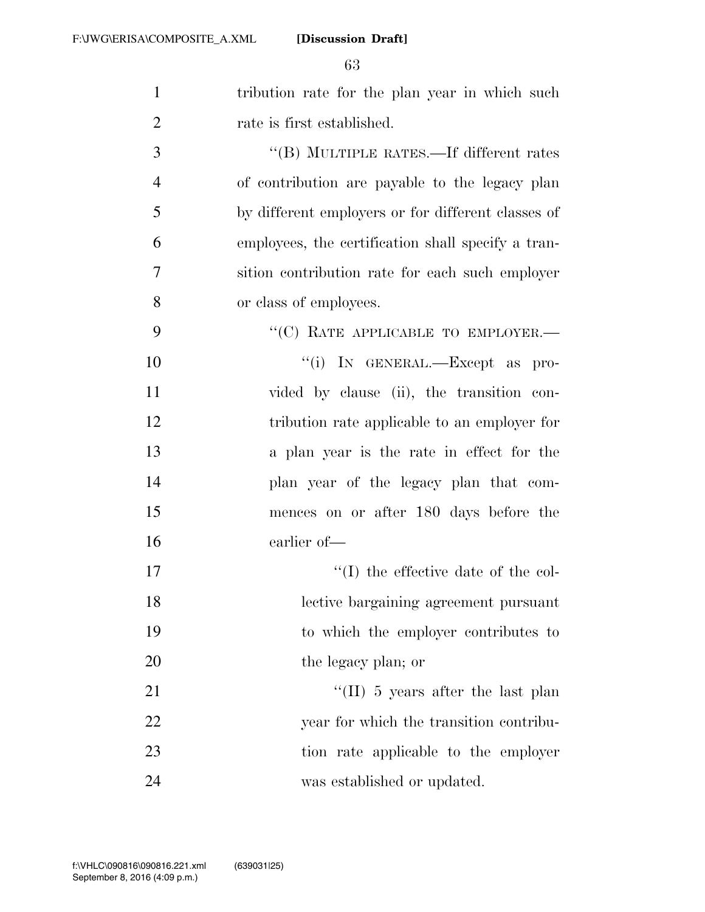tribution rate for the plan year in which such rate is first established.

"(B) MULTIPLE RATES.—If different rates of contribution are payable to the legacy plan by different employers or for different classes of employees, the certification shall specify a transition contribution rate for each such employer or class of employees.

"(C) RATE APPLICABLE TO EMPLOYER.—

"(i) IN GENERAL.—Except as provided by clause (ii), the transition contribution rate applicable to an employer for a plan year is the rate in effect for the plan year of the legacy plan that commences on or after 180 days before the earlier of—

"(I) the effective date of the collective bargaining agreement pursuant to which the employer contributes to the legacy plan; or

"(II) 5 years after the last plan year for which the transition contribution rate applicable to the employer was established or updated.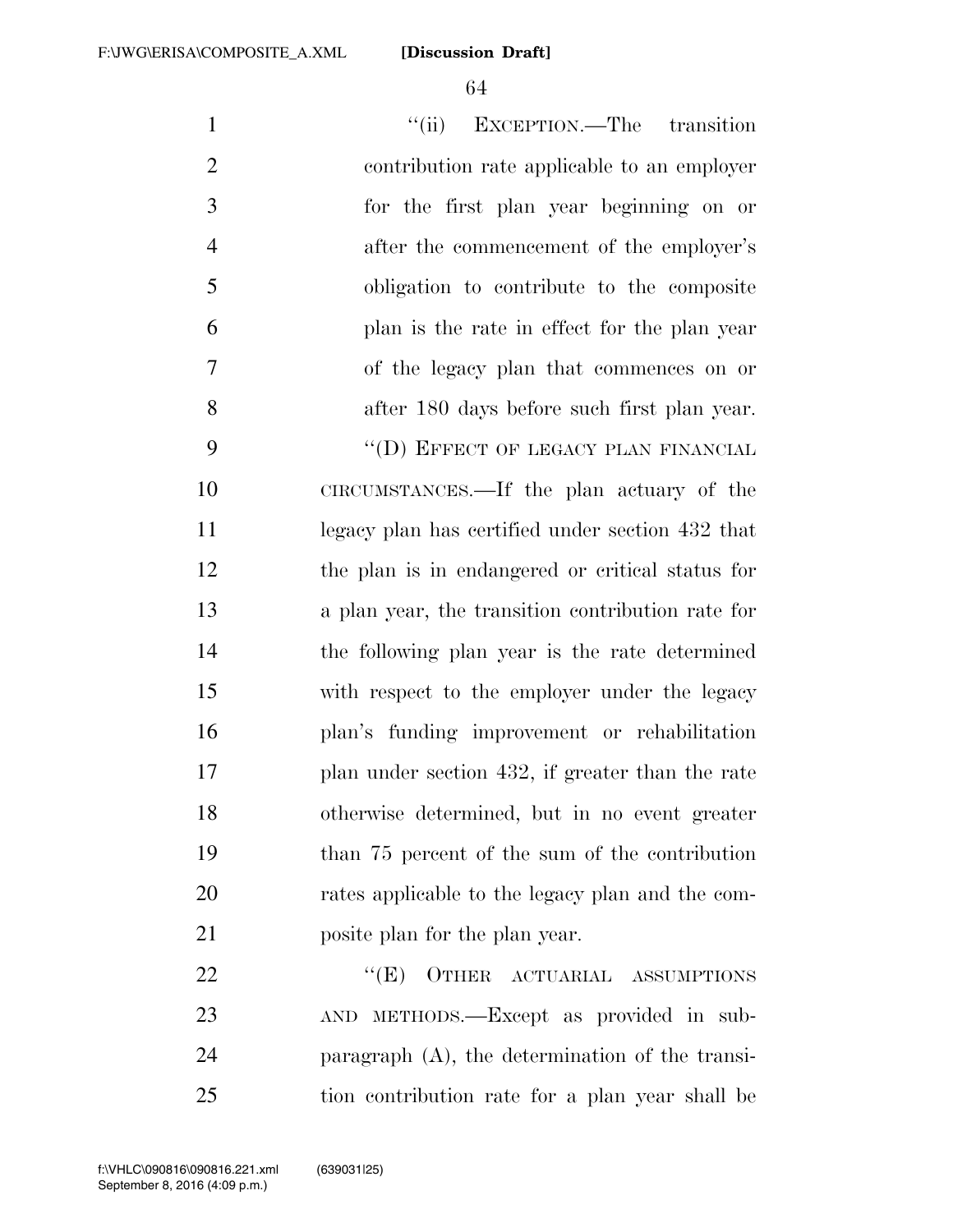"(ii) EXCEPTION.—The transition contribution rate applicable to an employer for the first plan year beginning on or after the commencement of the employer's obligation to contribute to the composite plan is the rate in effect for the plan year of the legacy plan that commences on or after 180 days before such first plan year.

"(D) EFFECT OF LEGACY PLAN FINANCIAL CIRCUMSTANCES.—If the plan actuary of the legacy plan has certified under section 432 that the plan is in endangered or critical status for a plan year, the transition contribution rate for the following plan year is the rate determined with respect to the employer under the legacy plan's funding improvement or rehabilitation plan under section 432, if greater than the rate otherwise determined, but in no event greater than 75 percent of the sum of the contribution rates applicable to the legacy plan and the composite plan for the plan year.

"(E) OTHER ACTUARIAL ASSUMPTIONS AND METHODS.—Except as provided in subparagraph (A), the determination of the transition contribution rate for a plan year shall be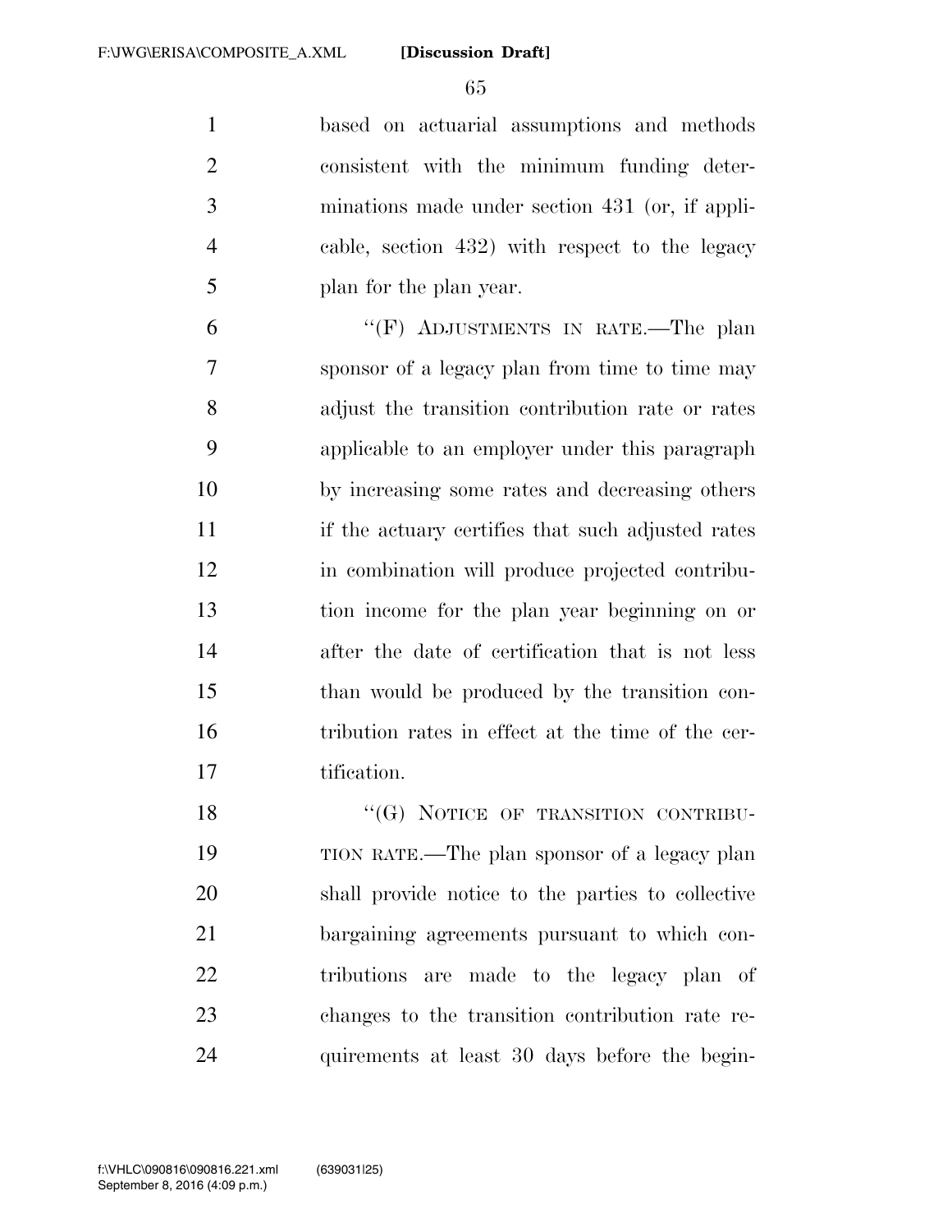based on actuarial assumptions and methods consistent with the minimum funding determinations made under section 431 (or, if applicable, section 432) with respect to the legacy plan for the plan year.

"(F) ADJUSTMENTS IN RATE.—The plan sponsor of a legacy plan from time to time may adjust the transition contribution rate or rates applicable to an employer under this paragraph by increasing some rates and decreasing others if the actuary certifies that such adjusted rates in combination will produce projected contribution income for the plan year beginning on or after the date of certification that is not less than would be produced by the transition contribution rates in effect at the time of the certification.

"(G) NOTICE OF TRANSITION CONTRIBUTION RATE.—The plan sponsor of a legacy plan shall provide notice to the parties to collective bargaining agreements pursuant to which contributions are made to the legacy plan of changes to the transition contribution rate requirements at least 30 days before the begin-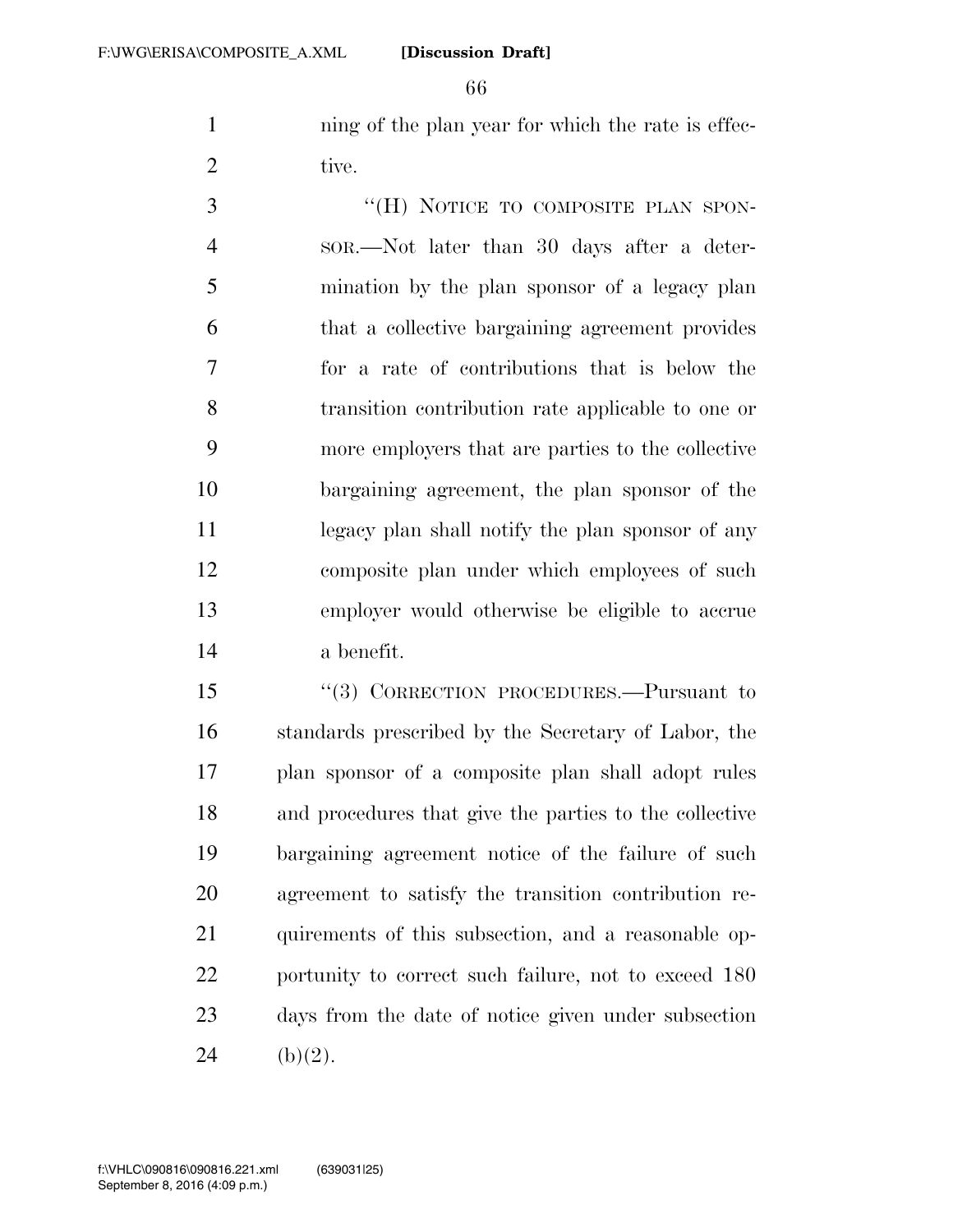ning of the plan year for which the rate is effective.

"(H) NOTICE TO COMPOSITE PLAN SPONSOR.—Not later than 30 days after a determination by the plan sponsor of a legacy plan that a collective bargaining agreement provides for a rate of contributions that is below the transition contribution rate applicable to one or more employers that are parties to the collective bargaining agreement, the plan sponsor of the legacy plan shall notify the plan sponsor of any composite plan under which employees of such employer would otherwise be eligible to accrue a benefit.

"(3) CORRECTION PROCEDURES.—Pursuant to standards prescribed by the Secretary of Labor, the plan sponsor of a composite plan shall adopt rules and procedures that give the parties to the collective bargaining agreement notice of the failure of such agreement to satisfy the transition contribution requirements of this subsection, and a reasonable opportunity to correct such failure, not to exceed 180 days from the date of notice given under subsection (b)(2).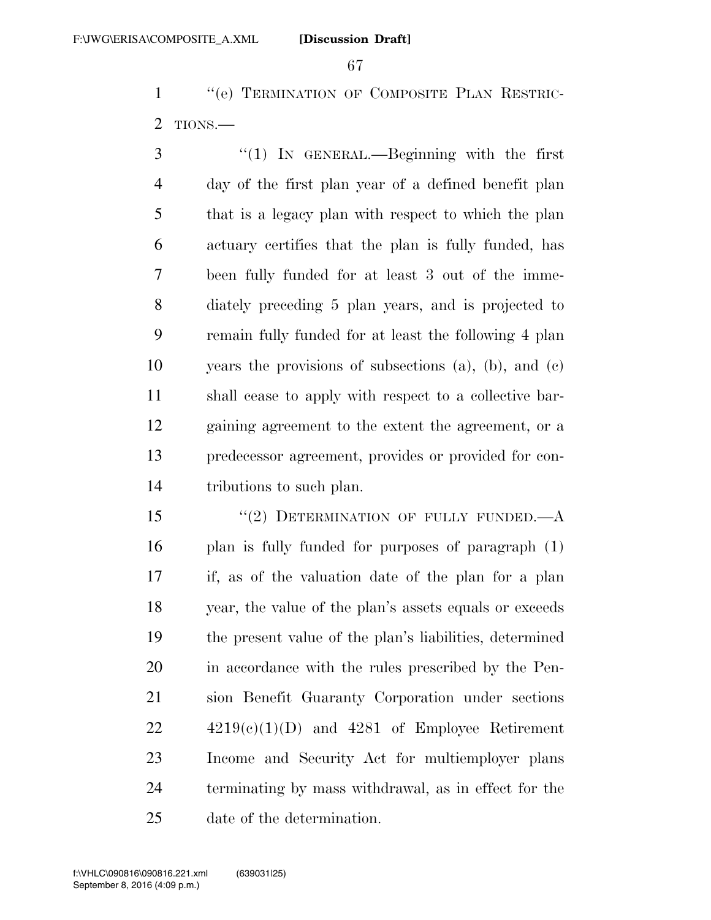"(e) TERMINATION OF COMPOSITE PLAN RESTRICTIONS.—

"(1) IN GENERAL.—Beginning with the first day of the first plan year of a defined benefit plan that is a legacy plan with respect to which the plan actuary certifies that the plan is fully funded, has been fully funded for at least 3 out of the immediately preceding 5 plan years, and is projected to remain fully funded for at least the following 4 plan years the provisions of subsections (a), (b), and (c) shall cease to apply with respect to a collective bargaining agreement to the extent the agreement, or a predecessor agreement, provides or provided for contributions to such plan.

"(2) DETERMINATION OF FULLY FUNDED.—A plan is fully funded for purposes of paragraph (1) if, as of the valuation date of the plan for a plan year, the value of the plan's assets equals or exceeds the present value of the plan's liabilities, determined in accordance with the rules prescribed by the Pension Benefit Guaranty Corporation under sections 4219(c)(1)(D) and 4281 of Employee Retirement Income and Security Act for multiemployer plans terminating by mass withdrawal, as in effect for the date of the determination.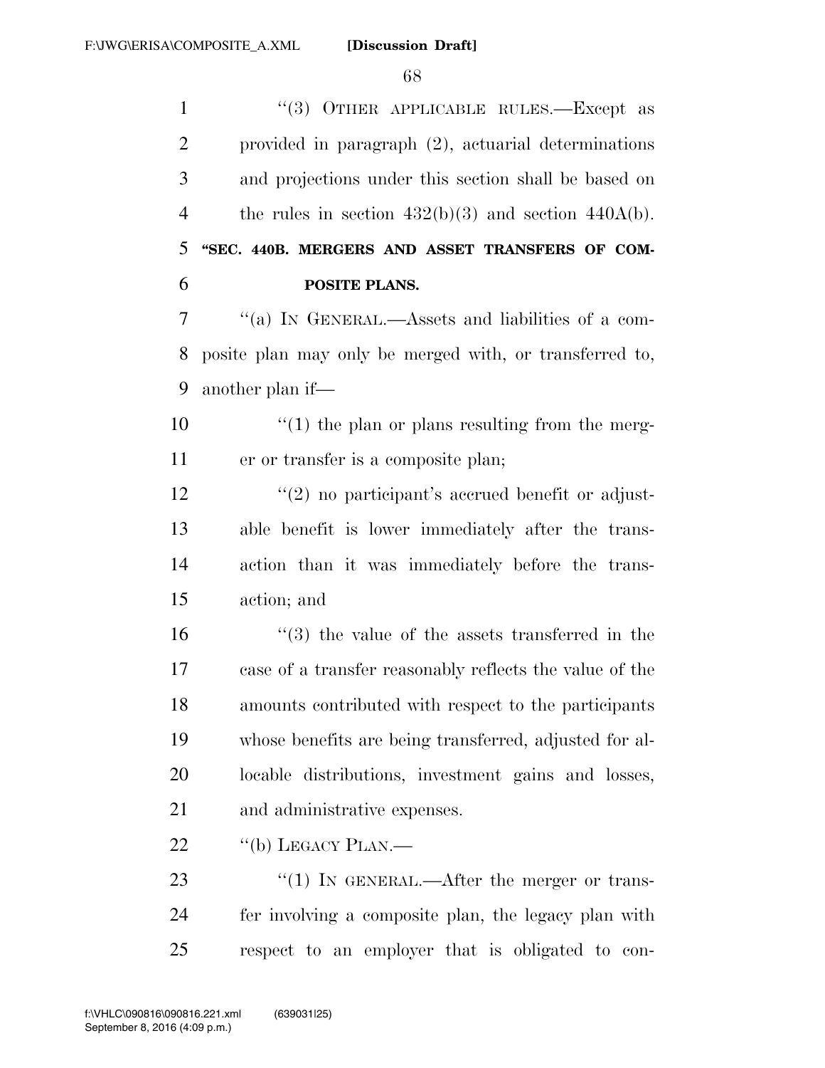"(3) OTHER APPLICABLE RULES.—Except as provided in paragraph (2), actuarial determinations and projections under this section shall be based on the rules in section 432(b)(3) and section 440A(b).

**"SEC. 440B. MERGERS AND ASSET TRANSFERS OF COMPOSITE PLANS.**

"(a) IN GENERAL.—Assets and liabilities of a composite plan may only be merged with, or transferred to, another plan if—

"(1) the plan or plans resulting from the merger or transfer is a composite plan;

"(2) no participant's accrued benefit or adjustable benefit is lower immediately after the transaction than it was immediately before the transaction; and

"(3) the value of the assets transferred in the case of a transfer reasonably reflects the value of the amounts contributed with respect to the participants whose benefits are being transferred, adjusted for allocable distributions, investment gains and losses, and administrative expenses.

"(b) LEGACY PLAN.—

"(1) IN GENERAL.—After the merger or transfer involving a composite plan, the legacy plan with respect to an employer that is obligated to con-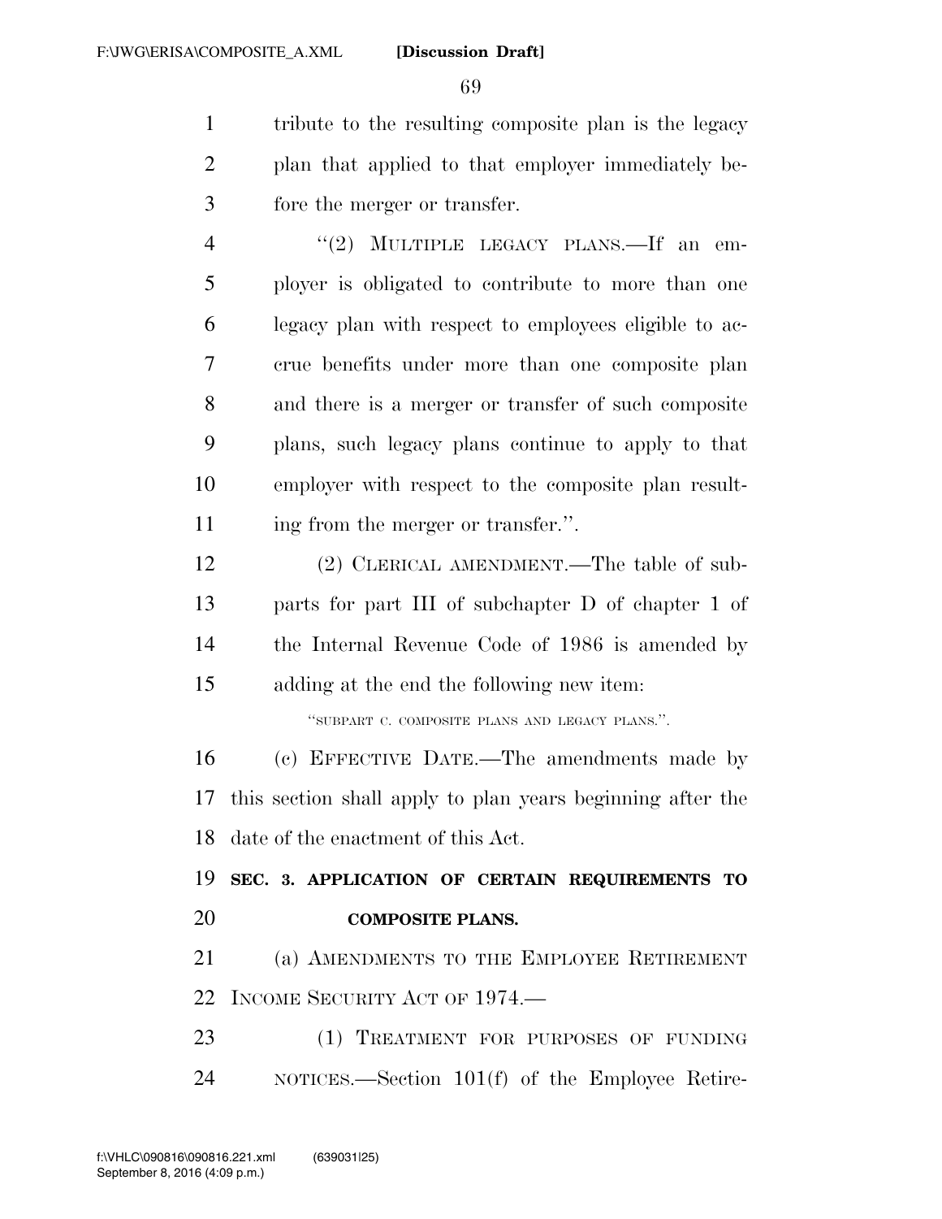tribute to the resulting composite plan is the legacy plan that applied to that employer immediately before the merger or transfer.

"(2) MULTIPLE LEGACY PLANS.—If an employer is obligated to contribute to more than one legacy plan with respect to employees eligible to accrue benefits under more than one composite plan and there is a merger or transfer of such composite plans, such legacy plans continue to apply to that employer with respect to the composite plan resulting from the merger or transfer.".

(2) CLERICAL AMENDMENT.—The table of subparts for part III of subchapter D of chapter 1 of the Internal Revenue Code of 1986 is amended by adding at the end the following new item:

"SUBPART C. COMPOSITE PLANS AND LEGACY PLANS.".

(c) EFFECTIVE DATE.—The amendments made by this section shall apply to plan years beginning after the date of the enactment of this Act.

**SEC. 3. APPLICATION OF CERTAIN REQUIREMENTS TO COMPOSITE PLANS.**

(a) AMENDMENTS TO THE EMPLOYEE RETIREMENT INCOME SECURITY ACT OF 1974.—

(1) TREATMENT FOR PURPOSES OF FUNDING NOTICES.—Section 101(f) of the Employee Retire-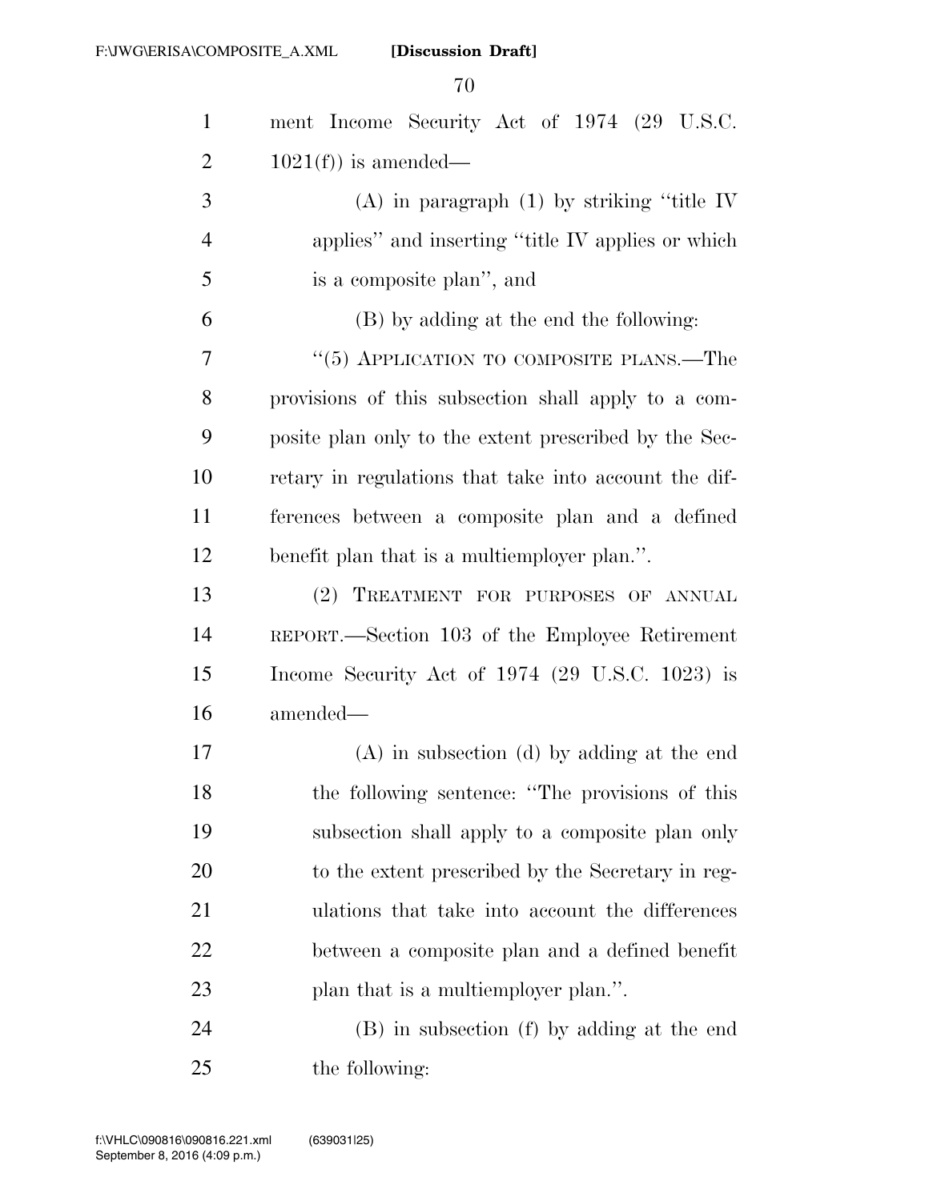ment Income Security Act of 1974 (29 U.S.C. 1021(f)) is amended—

(A) in paragraph (1) by striking "title IV applies" and inserting "title IV applies or which is a composite plan", and

(B) by adding at the end the following:

"(5) APPLICATION TO COMPOSITE PLANS.—The provisions of this subsection shall apply to a composite plan only to the extent prescribed by the Secretary in regulations that take into account the differences between a composite plan and a defined benefit plan that is a multiemployer plan.".

(2) TREATMENT FOR PURPOSES OF ANNUAL REPORT.—Section 103 of the Employee Retirement Income Security Act of 1974 (29 U.S.C. 1023) is amended—

(A) in subsection (d) by adding at the end the following sentence: "The provisions of this subsection shall apply to a composite plan only to the extent prescribed by the Secretary in regulations that take into account the differences between a composite plan and a defined benefit plan that is a multiemployer plan.".

(B) in subsection (f) by adding at the end the following: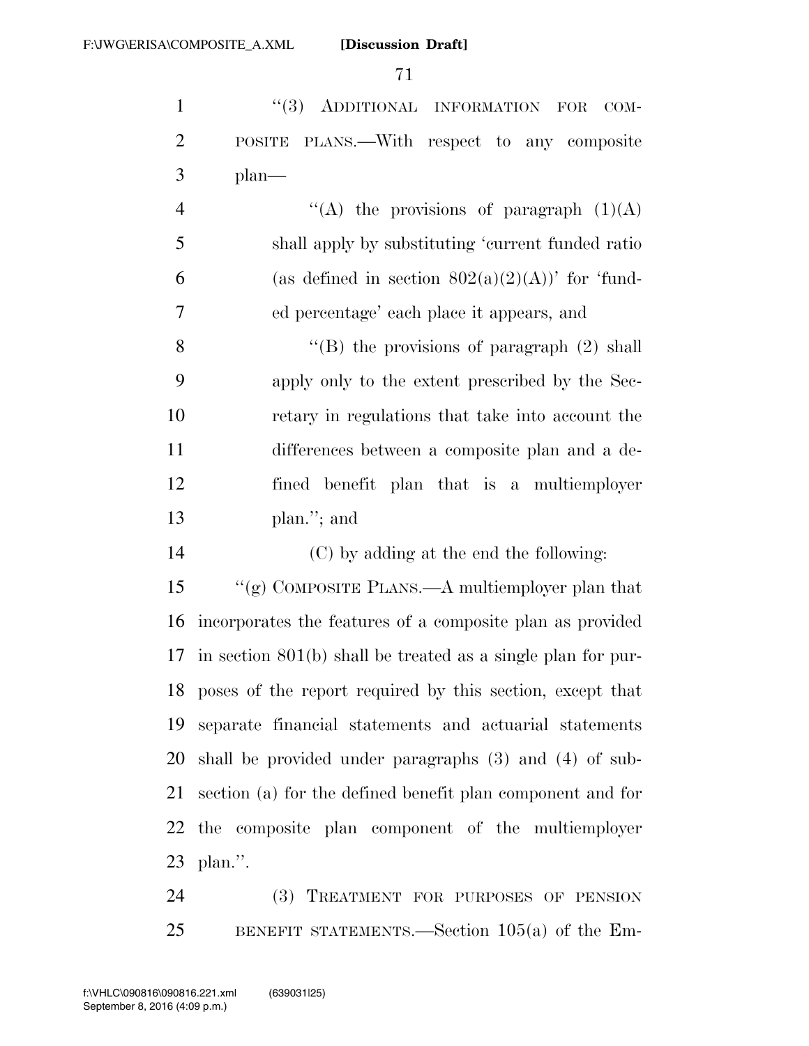"(3) ADDITIONAL INFORMATION FOR COMPOSITE PLANS.—With respect to any composite plan—

"(A) the provisions of paragraph (1)(A) shall apply by substituting 'current funded ratio (as defined in section 802(a)(2)(A))' for 'funded percentage' each place it appears, and

"(B) the provisions of paragraph (2) shall apply only to the extent prescribed by the Secretary in regulations that take into account the differences between a composite plan and a defined benefit plan that is a multiemployer plan."; and

(C) by adding at the end the following:

"(g) COMPOSITE PLANS.—A multiemployer plan that incorporates the features of a composite plan as provided in section 801(b) shall be treated as a single plan for purposes of the report required by this section, except that separate financial statements and actuarial statements shall be provided under paragraphs (3) and (4) of subsection (a) for the defined benefit plan component and for the composite plan component of the multiemployer plan.".

(3) TREATMENT FOR PURPOSES OF PENSION BENEFIT STATEMENTS.—Section 105(a) of the Em-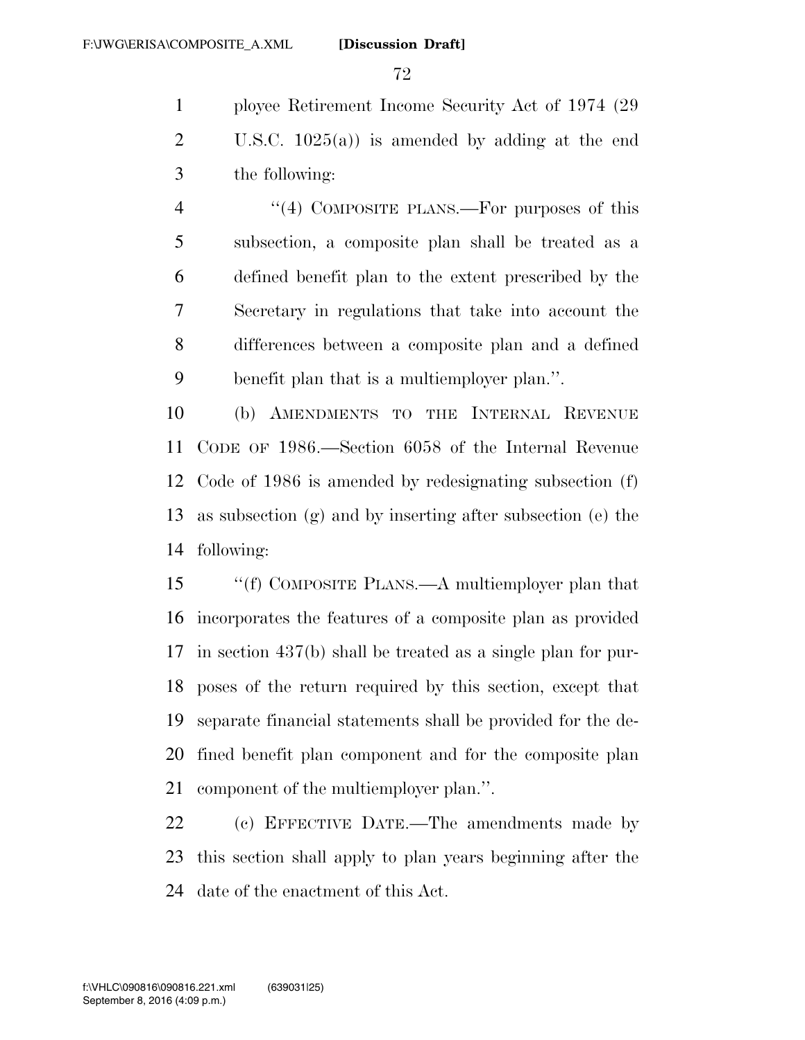ployee Retirement Income Security Act of 1974 (29 U.S.C. 1025(a)) is amended by adding at the end the following:

"(4) COMPOSITE PLANS.—For purposes of this subsection, a composite plan shall be treated as a defined benefit plan to the extent prescribed by the Secretary in regulations that take into account the differences between a composite plan and a defined benefit plan that is a multiemployer plan.".

(b) AMENDMENTS TO THE INTERNAL REVENUE CODE OF 1986.—Section 6058 of the Internal Revenue Code of 1986 is amended by redesignating subsection (f) as subsection (g) and by inserting after subsection (e) the following:

"(f) COMPOSITE PLANS.—A multiemployer plan that incorporates the features of a composite plan as provided in section 437(b) shall be treated as a single plan for purposes of the return required by this section, except that separate financial statements shall be provided for the defined benefit plan component and for the composite plan component of the multiemployer plan.".

(c) EFFECTIVE DATE.—The amendments made by this section shall apply to plan years beginning after the date of the enactment of this Act.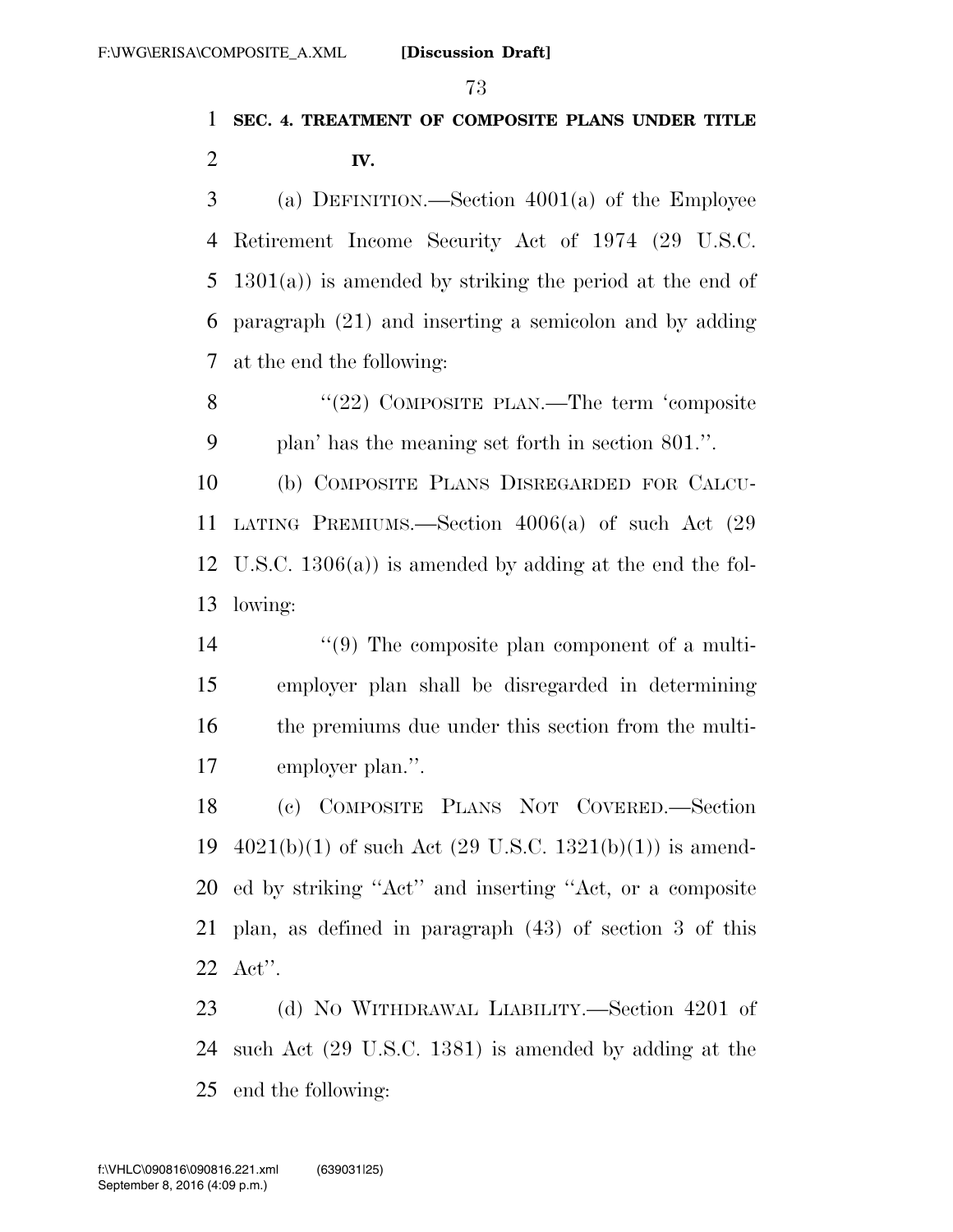**SEC. 4. TREATMENT OF COMPOSITE PLANS UNDER TITLE IV.**

(a) DEFINITION.—Section 4001(a) of the Employee Retirement Income Security Act of 1974 (29 U.S.C. 1301(a)) is amended by striking the period at the end of paragraph (21) and inserting a semicolon and by adding at the end the following:

"(22) COMPOSITE PLAN.—The term 'composite plan' has the meaning set forth in section 801.".

(b) COMPOSITE PLANS DISREGARDED FOR CALCULATING PREMIUMS.—Section 4006(a) of such Act (29 U.S.C. 1306(a)) is amended by adding at the end the following:

"(9) The composite plan component of a multiemployer plan shall be disregarded in determining the premiums due under this section from the multiemployer plan.".

(c) COMPOSITE PLANS NOT COVERED.—Section 4021(b)(1) of such Act (29 U.S.C. 1321(b)(1)) is amended by striking "Act" and inserting "Act, or a composite plan, as defined in paragraph (43) of section 3 of this Act".

(d) NO WITHDRAWAL LIABILITY.—Section 4201 of such Act (29 U.S.C. 1381) is amended by adding at the end the following: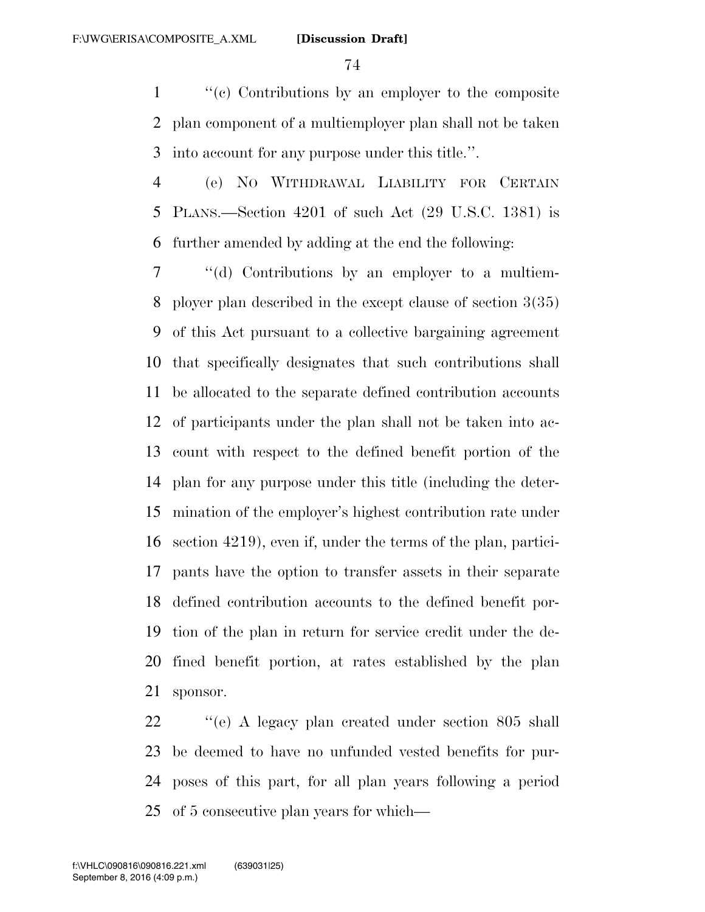"(c) Contributions by an employer to the composite plan component of a multiemployer plan shall not be taken into account for any purpose under this title.".

(e) NO WITHDRAWAL LIABILITY FOR CERTAIN PLANS.—Section 4201 of such Act (29 U.S.C. 1381) is further amended by adding at the end the following:

"(d) Contributions by an employer to a multiemployer plan described in the except clause of section 3(35) of this Act pursuant to a collective bargaining agreement that specifically designates that such contributions shall be allocated to the separate defined contribution accounts of participants under the plan shall not be taken into account with respect to the defined benefit portion of the plan for any purpose under this title (including the determination of the employer's highest contribution rate under section 4219), even if, under the terms of the plan, participants have the option to transfer assets in their separate defined contribution accounts to the defined benefit portion of the plan in return for service credit under the defined benefit portion, at rates established by the plan sponsor.

"(e) A legacy plan created under section 805 shall be deemed to have no unfunded vested benefits for purposes of this part, for all plan years following a period of 5 consecutive plan years for which—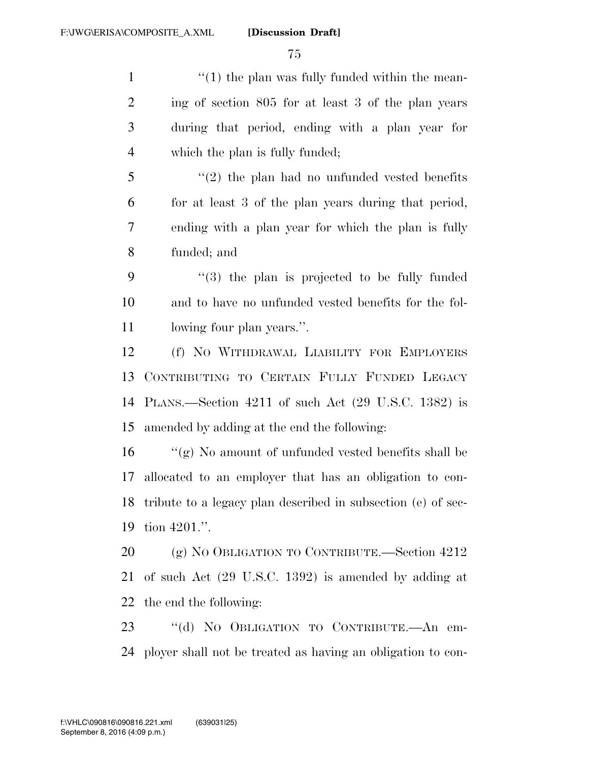"(1) the plan was fully funded within the meaning of section 805 for at least 3 of the plan years during that period, ending with a plan year for which the plan is fully funded;

"(2) the plan had no unfunded vested benefits for at least 3 of the plan years during that period, ending with a plan year for which the plan is fully funded; and

"(3) the plan is projected to be fully funded and to have no unfunded vested benefits for the following four plan years.".

(f) NO WITHDRAWAL LIABILITY FOR EMPLOYERS CONTRIBUTING TO CERTAIN FULLY FUNDED LEGACY PLANS.—Section 4211 of such Act (29 U.S.C. 1382) is amended by adding at the end the following:

"(g) No amount of unfunded vested benefits shall be allocated to an employer that has an obligation to contribute to a legacy plan described in subsection (e) of section 4201.".

(g) NO OBLIGATION TO CONTRIBUTE.—Section 4212 of such Act (29 U.S.C. 1392) is amended by adding at the end the following:

"(d) NO OBLIGATION TO CONTRIBUTE.—An employer shall not be treated as having an obligation to con-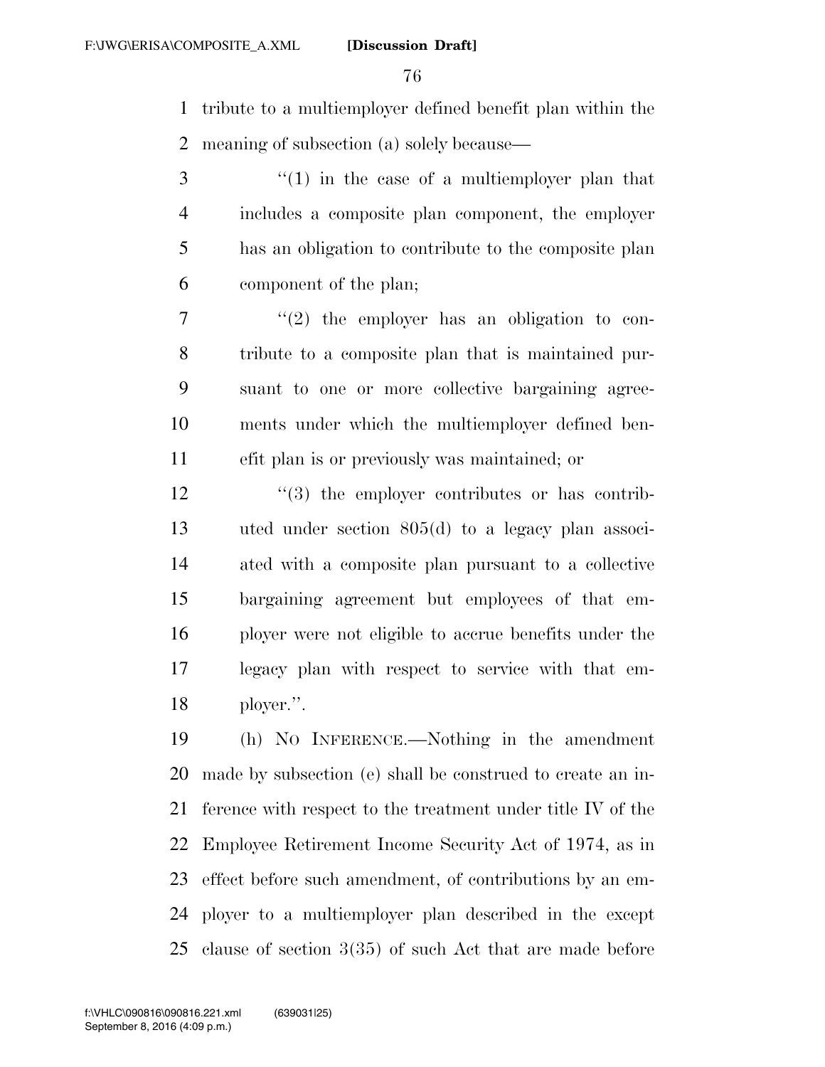tribute to a multiemployer defined benefit plan within the meaning of subsection (a) solely because—

"(1) in the case of a multiemployer plan that includes a composite plan component, the employer has an obligation to contribute to the composite plan component of the plan;

"(2) the employer has an obligation to contribute to a composite plan that is maintained pursuant to one or more collective bargaining agreements under which the multiemployer defined benefit plan is or previously was maintained; or

"(3) the employer contributes or has contributed under section 805(d) to a legacy plan associated with a composite plan pursuant to a collective bargaining agreement but employees of that employer were not eligible to accrue benefits under the legacy plan with respect to service with that employer.".

(h) NO INFERENCE.—Nothing in the amendment made by subsection (e) shall be construed to create an inference with respect to the treatment under title IV of the Employee Retirement Income Security Act of 1974, as in effect before such amendment, of contributions by an employer to a multiemployer plan described in the except clause of section 3(35) of such Act that are made before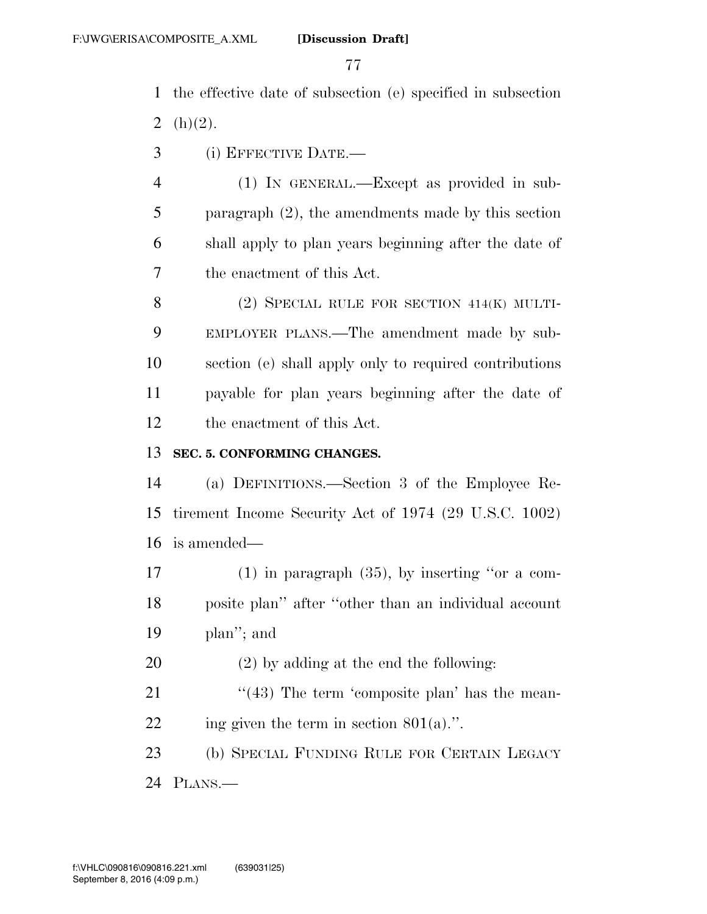the effective date of subsection (e) specified in subsection (h)(2).

(i) EFFECTIVE DATE.—

(1) IN GENERAL.—Except as provided in subparagraph (2), the amendments made by this section shall apply to plan years beginning after the date of the enactment of this Act.

(2) SPECIAL RULE FOR SECTION 414(K) MULTIEMPLOYER PLANS.—The amendment made by subsection (e) shall apply only to required contributions payable for plan years beginning after the date of the enactment of this Act.

**SEC. 5. CONFORMING CHANGES.**

(a) DEFINITIONS.—Section 3 of the Employee Retirement Income Security Act of 1974 (29 U.S.C. 1002) is amended—

(1) in paragraph (35), by inserting ''or a composite plan'' after ''other than an individual account plan''; and

(2) by adding at the end the following:

''(43) The term 'composite plan' has the meaning given the term in section 801(a).''.

(b) SPECIAL FUNDING RULE FOR CERTAIN LEGACY PLANS.—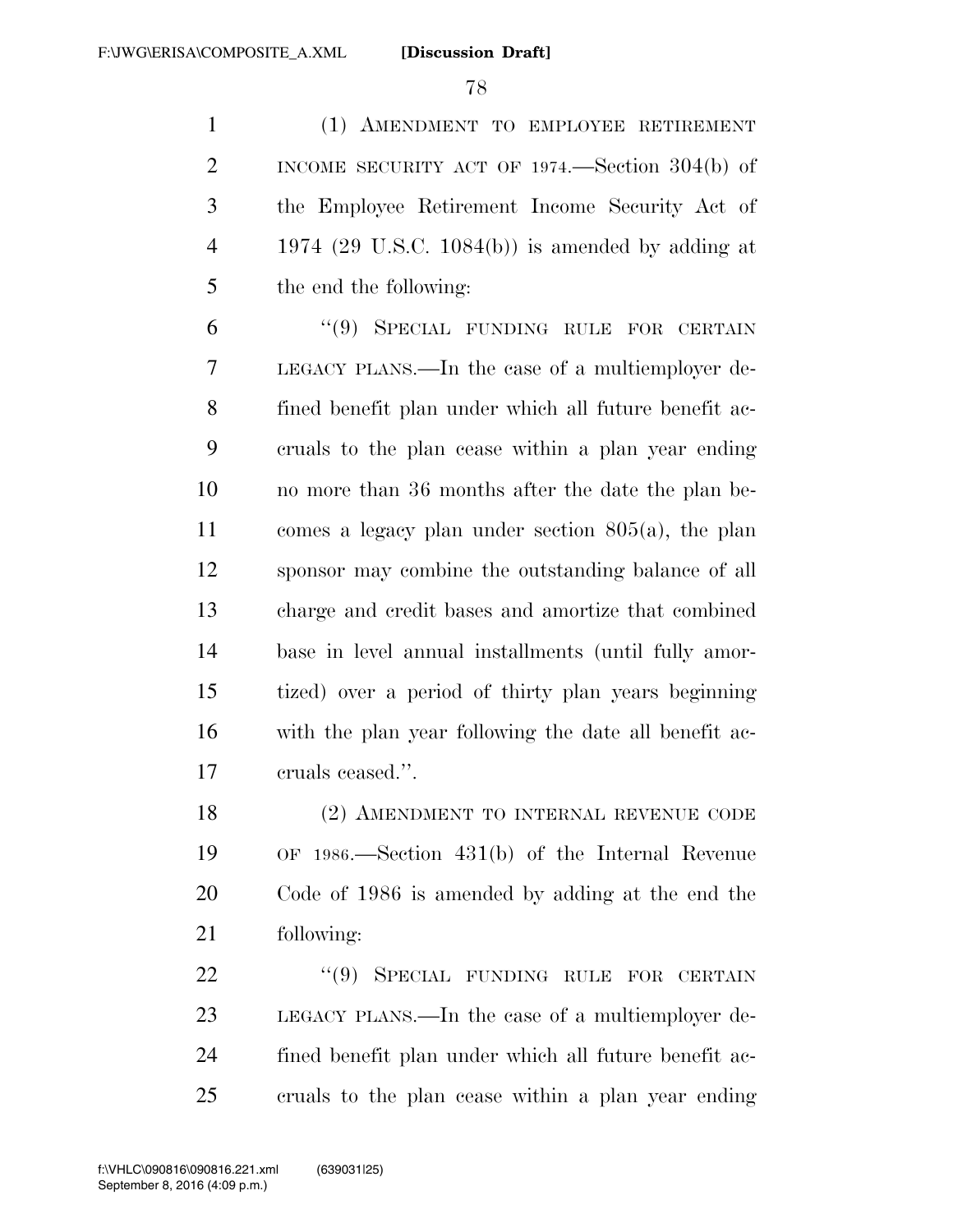(1) AMENDMENT TO EMPLOYEE RETIREMENT INCOME SECURITY ACT OF 1974.—Section 304(b) of the Employee Retirement Income Security Act of 1974 (29 U.S.C. 1084(b)) is amended by adding at the end the following:

"(9) SPECIAL FUNDING RULE FOR CERTAIN LEGACY PLANS.—In the case of a multiemployer defined benefit plan under which all future benefit accruals to the plan cease within a plan year ending no more than 36 months after the date the plan becomes a legacy plan under section 805(a), the plan sponsor may combine the outstanding balance of all charge and credit bases and amortize that combined base in level annual installments (until fully amortized) over a period of thirty plan years beginning with the plan year following the date all benefit accruals ceased.".

(2) AMENDMENT TO INTERNAL REVENUE CODE OF 1986.—Section 431(b) of the Internal Revenue Code of 1986 is amended by adding at the end the following:

"(9) SPECIAL FUNDING RULE FOR CERTAIN LEGACY PLANS.—In the case of a multiemployer defined benefit plan under which all future benefit accruals to the plan cease within a plan year ending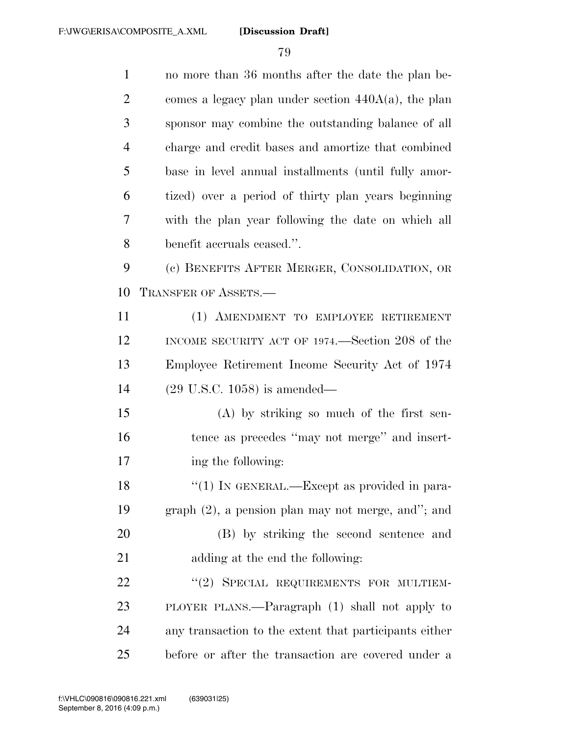no more than 36 months after the date the plan becomes a legacy plan under section 440A(a), the plan sponsor may combine the outstanding balance of all charge and credit bases and amortize that combined base in level annual installments (until fully amortized) over a period of thirty plan years beginning with the plan year following the date on which all benefit accruals ceased.''.

(c) BENEFITS AFTER MERGER, CONSOLIDATION, OR TRANSFER OF ASSETS.—

(1) AMENDMENT TO EMPLOYEE RETIREMENT INCOME SECURITY ACT OF 1974.—Section 208 of the Employee Retirement Income Security Act of 1974 (29 U.S.C. 1058) is amended—

(A) by striking so much of the first sentence as precedes ''may not merge'' and inserting the following:

''(1) IN GENERAL.—Except as provided in paragraph (2), a pension plan may not merge, and''; and

(B) by striking the second sentence and adding at the end the following:

''(2) SPECIAL REQUIREMENTS FOR MULTIEMPLOYER PLANS.—Paragraph (1) shall not apply to any transaction to the extent that participants either before or after the transaction are covered under a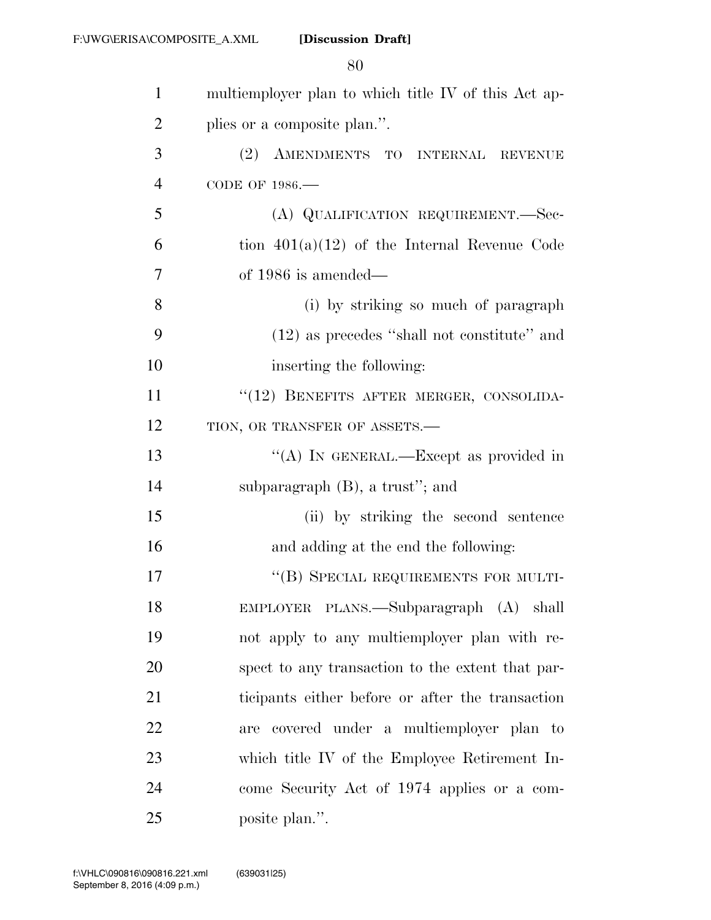multiemployer plan to which title IV of this Act applies or a composite plan.''.

(2) AMENDMENTS TO INTERNAL REVENUE CODE OF 1986.—

(A) QUALIFICATION REQUIREMENT.—Section 401(a)(12) of the Internal Revenue Code of 1986 is amended—

(i) by striking so much of paragraph (12) as precedes ''shall not constitute'' and inserting the following:

''(12) BENEFITS AFTER MERGER, CONSOLIDATION, OR TRANSFER OF ASSETS.—

''(A) IN GENERAL.—Except as provided in subparagraph (B), a trust''; and

(ii) by striking the second sentence and adding at the end the following:

''(B) SPECIAL REQUIREMENTS FOR MULTIEMPLOYER PLANS.—Subparagraph (A) shall not apply to any multiemployer plan with respect to any transaction to the extent that participants either before or after the transaction are covered under a multiemployer plan to which title IV of the Employee Retirement Income Security Act of 1974 applies or a composite plan.''.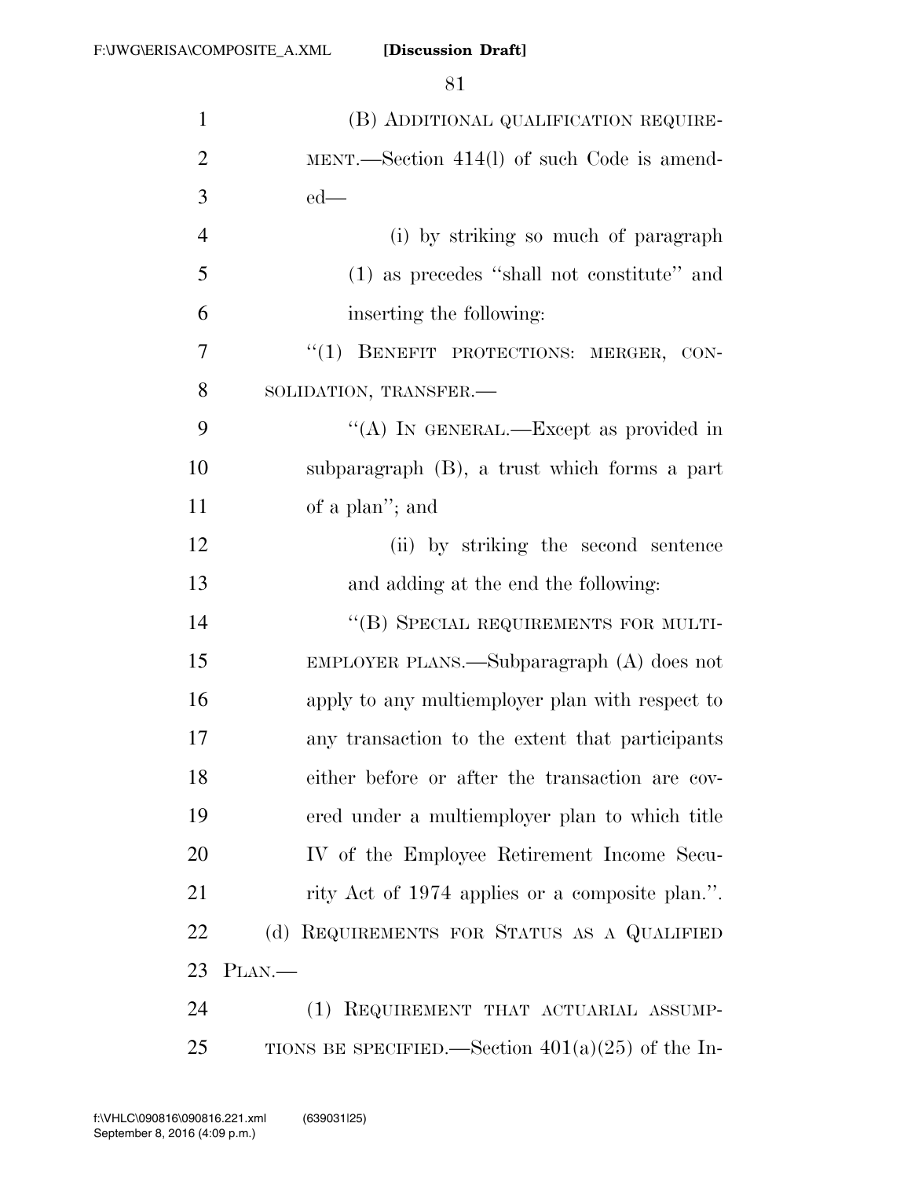(B) ADDITIONAL QUALIFICATION REQUIREMENT.—Section 414(l) of such Code is amended—

(i) by striking so much of paragraph (1) as precedes "shall not constitute" and inserting the following:

"(1) BENEFIT PROTECTIONS: MERGER, CONSOLIDATION, TRANSFER.—

"(A) IN GENERAL.—Except as provided in subparagraph (B), a trust which forms a part of a plan"; and

(ii) by striking the second sentence and adding at the end the following:

"(B) SPECIAL REQUIREMENTS FOR MULTIEMPLOYER PLANS.—Subparagraph (A) does not apply to any multiemployer plan with respect to any transaction to the extent that participants either before or after the transaction are covered under a multiemployer plan to which title IV of the Employee Retirement Income Security Act of 1974 applies or a composite plan.".

(d) REQUIREMENTS FOR STATUS AS A QUALIFIED PLAN.—

(1) REQUIREMENT THAT ACTUARIAL ASSUMPTIONS BE SPECIFIED.—Section 401(a)(25) of the In-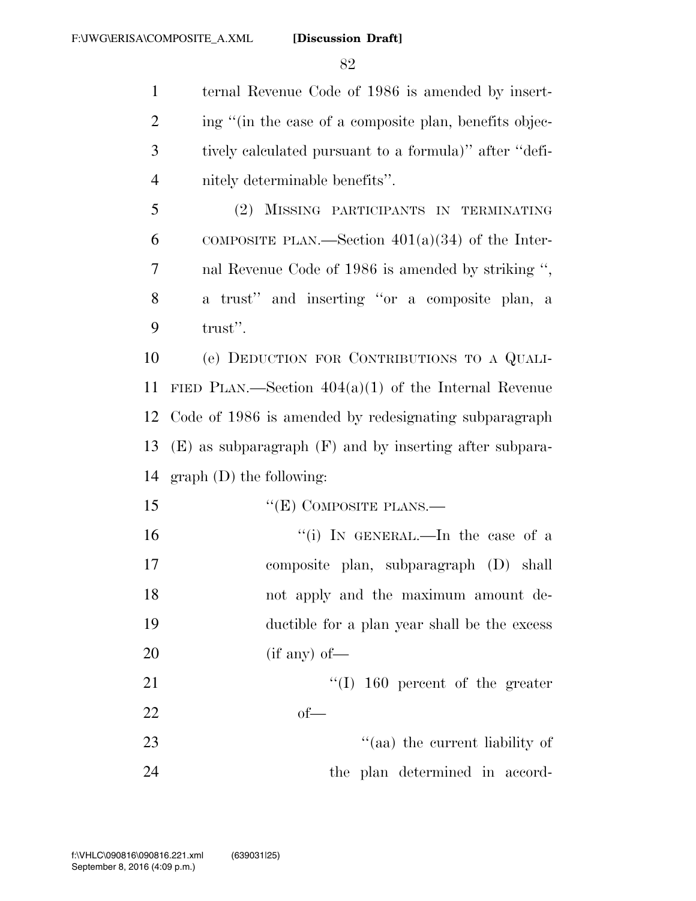ternal Revenue Code of 1986 is amended by inserting "(in the case of a composite plan, benefits objectively calculated pursuant to a formula)" after "definitely determinable benefits".

(2) MISSING PARTICIPANTS IN TERMINATING COMPOSITE PLAN.—Section 401(a)(34) of the Internal Revenue Code of 1986 is amended by striking ", a trust" and inserting "or a composite plan, a trust".

(e) DEDUCTION FOR CONTRIBUTIONS TO A QUALIFIED PLAN.—Section 404(a)(1) of the Internal Revenue Code of 1986 is amended by redesignating subparagraph (E) as subparagraph (F) and by inserting after subparagraph (D) the following:

"(E) COMPOSITE PLANS.—

"(i) IN GENERAL.—In the case of a composite plan, subparagraph (D) shall not apply and the maximum amount deductible for a plan year shall be the excess (if any) of—

"(I) 160 percent of the greater of—

"(aa) the current liability of the plan determined in accord-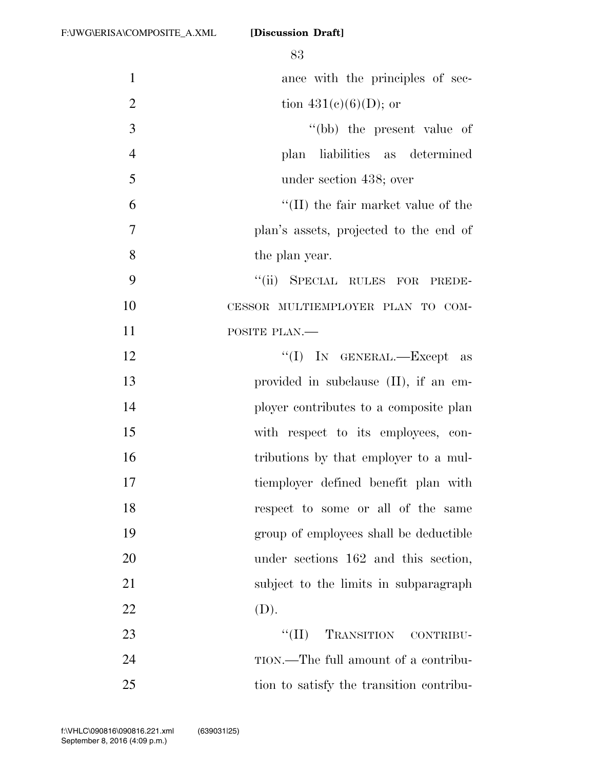ance with the principles of section 431(c)(6)(D); or

''(bb) the present value of plan liabilities as determined under section 438; over

''(II) the fair market value of the plan's assets, projected to the end of the plan year.

''(ii) SPECIAL RULES FOR PREDECESSOR MULTIEMPLOYER PLAN TO COMPOSITE PLAN.—

''(I) IN GENERAL.—Except as provided in subclause (II), if an employer contributes to a composite plan with respect to its employees, contributions by that employer to a multiemployer defined benefit plan with respect to some or all of the same group of employees shall be deductible under sections 162 and this section, subject to the limits in subparagraph (D).

''(II) TRANSITION CONTRIBUTION.—The full amount of a contribution to satisfy the transition contribu-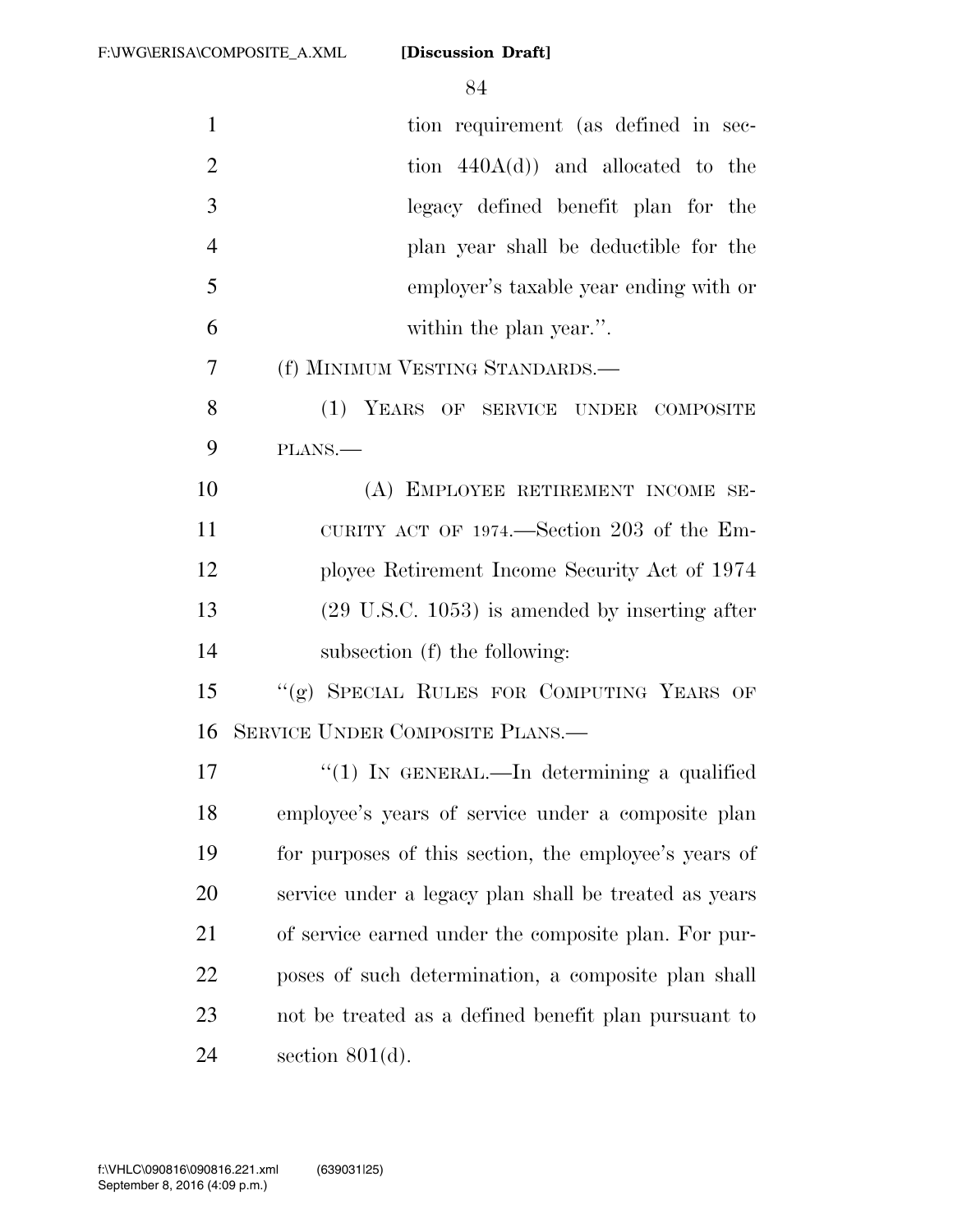tion requirement (as defined in section 440A(d)) and allocated to the legacy defined benefit plan for the plan year shall be deductible for the employer's taxable year ending with or within the plan year.''.

(f) MINIMUM VESTING STANDARDS.—

(1) YEARS OF SERVICE UNDER COMPOSITE PLANS.—

(A) EMPLOYEE RETIREMENT INCOME SECURITY ACT OF 1974.—Section 203 of the Employee Retirement Income Security Act of 1974 (29 U.S.C. 1053) is amended by inserting after subsection (f) the following:

''(g) SPECIAL RULES FOR COMPUTING YEARS OF SERVICE UNDER COMPOSITE PLANS.—

''(1) IN GENERAL.—In determining a qualified employee's years of service under a composite plan for purposes of this section, the employee's years of service under a legacy plan shall be treated as years of service earned under the composite plan. For purposes of such determination, a composite plan shall not be treated as a defined benefit plan pursuant to section 801(d).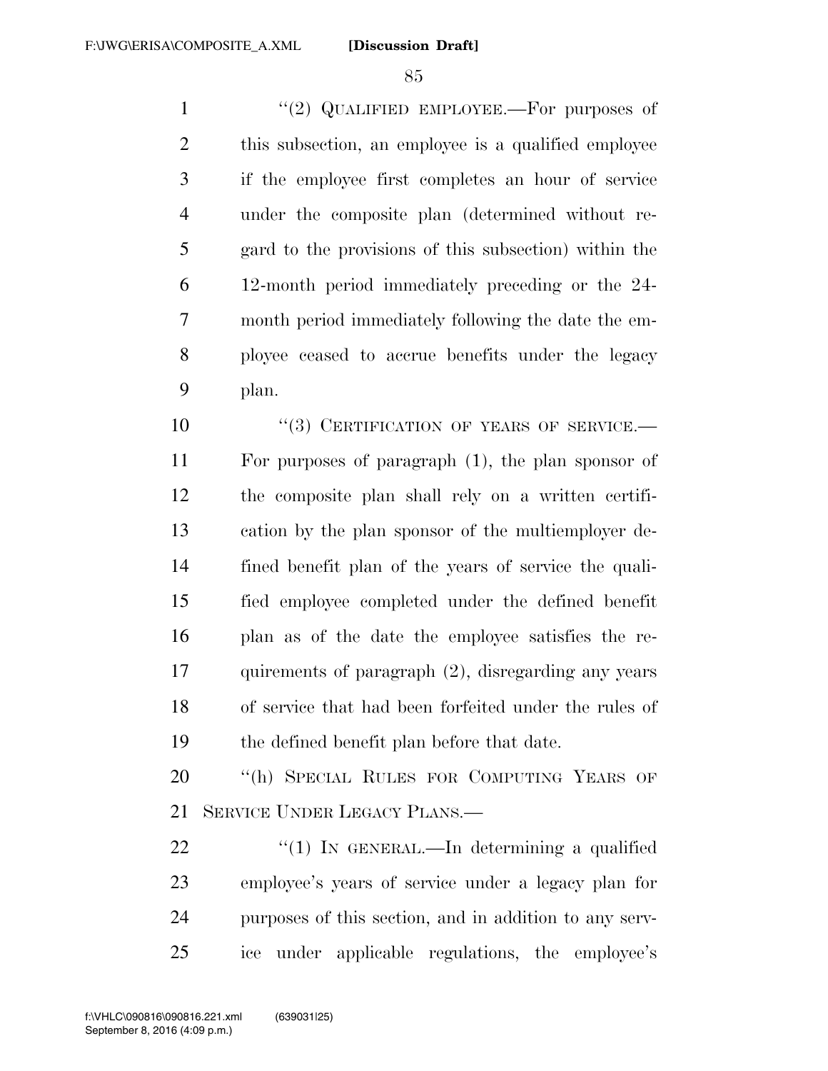"(2) QUALIFIED EMPLOYEE.—For purposes of this subsection, an employee is a qualified employee if the employee first completes an hour of service under the composite plan (determined without regard to the provisions of this subsection) within the 12-month period immediately preceding or the 24-month period immediately following the date the employee ceased to accrue benefits under the legacy plan.

"(3) CERTIFICATION OF YEARS OF SERVICE.—For purposes of paragraph (1), the plan sponsor of the composite plan shall rely on a written certification by the plan sponsor of the multiemployer defined benefit plan of the years of service the qualified employee completed under the defined benefit plan as of the date the employee satisfies the requirements of paragraph (2), disregarding any years of service that had been forfeited under the rules of the defined benefit plan before that date.

"(h) SPECIAL RULES FOR COMPUTING YEARS OF SERVICE UNDER LEGACY PLANS.—

"(1) IN GENERAL.—In determining a qualified employee's years of service under a legacy plan for purposes of this section, and in addition to any service under applicable regulations, the employee's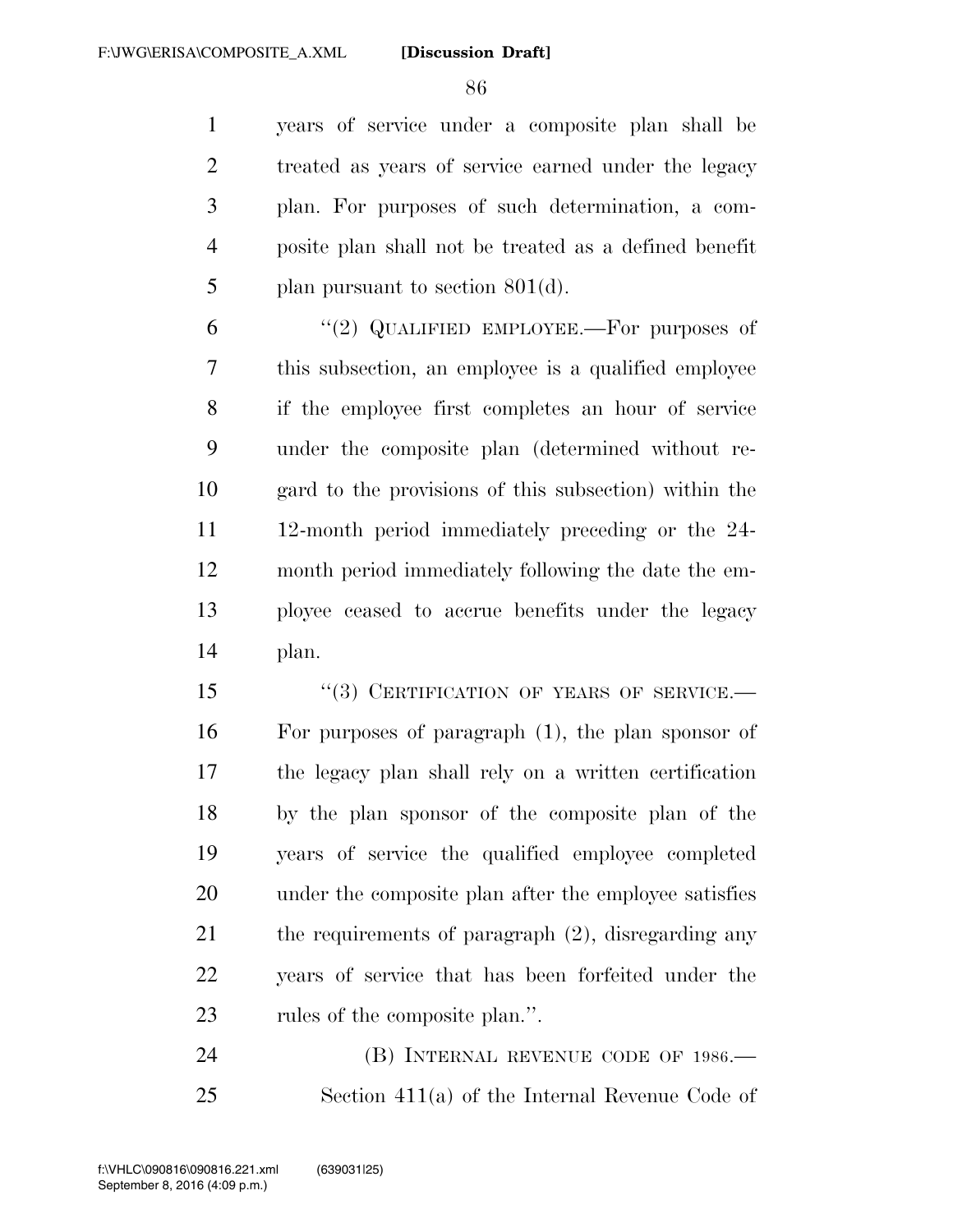years of service under a composite plan shall be treated as years of service earned under the legacy plan. For purposes of such determination, a composite plan shall not be treated as a defined benefit plan pursuant to section 801(d).

"(2) QUALIFIED EMPLOYEE.—For purposes of this subsection, an employee is a qualified employee if the employee first completes an hour of service under the composite plan (determined without regard to the provisions of this subsection) within the 12-month period immediately preceding or the 24-month period immediately following the date the employee ceased to accrue benefits under the legacy plan.

"(3) CERTIFICATION OF YEARS OF SERVICE.—For purposes of paragraph (1), the plan sponsor of the legacy plan shall rely on a written certification by the plan sponsor of the composite plan of the years of service the qualified employee completed under the composite plan after the employee satisfies the requirements of paragraph (2), disregarding any years of service that has been forfeited under the rules of the composite plan.".

(B) INTERNAL REVENUE CODE OF 1986.—Section 411(a) of the Internal Revenue Code of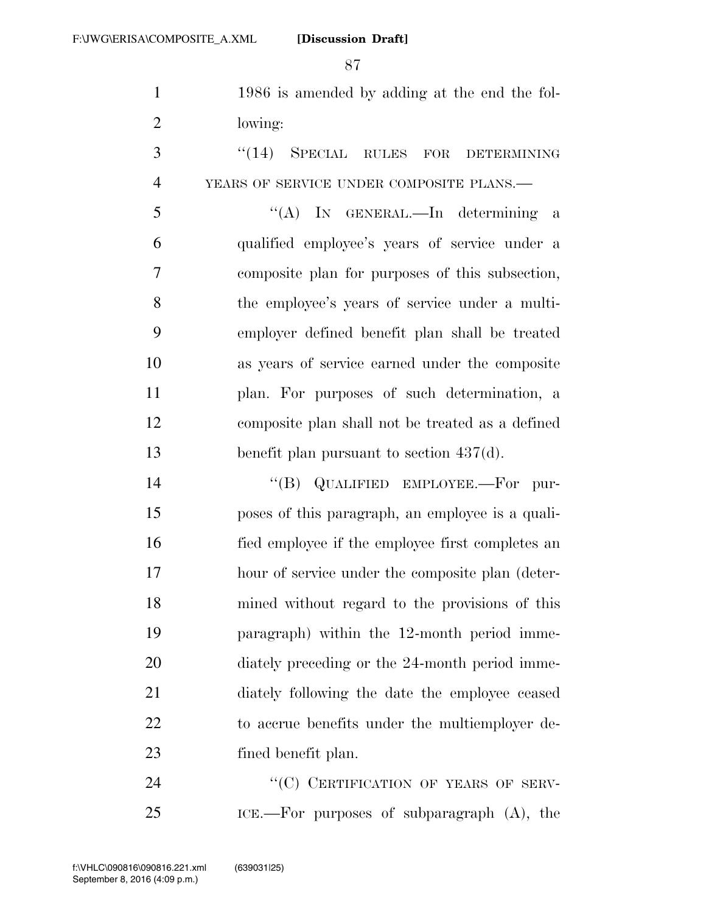1986 is amended by adding at the end the following:

"(14) SPECIAL RULES FOR DETERMINING YEARS OF SERVICE UNDER COMPOSITE PLANS.—

"(A) IN GENERAL.—In determining a qualified employee's years of service under a composite plan for purposes of this subsection, the employee's years of service under a multiemployer defined benefit plan shall be treated as years of service earned under the composite plan. For purposes of such determination, a composite plan shall not be treated as a defined benefit plan pursuant to section 437(d).

"(B) QUALIFIED EMPLOYEE.—For purposes of this paragraph, an employee is a qualified employee if the employee first completes an hour of service under the composite plan (determined without regard to the provisions of this paragraph) within the 12-month period immediately preceding or the 24-month period immediately following the date the employee ceased to accrue benefits under the multiemployer defined benefit plan.

"(C) CERTIFICATION OF YEARS OF SERVICE.—For purposes of subparagraph (A), the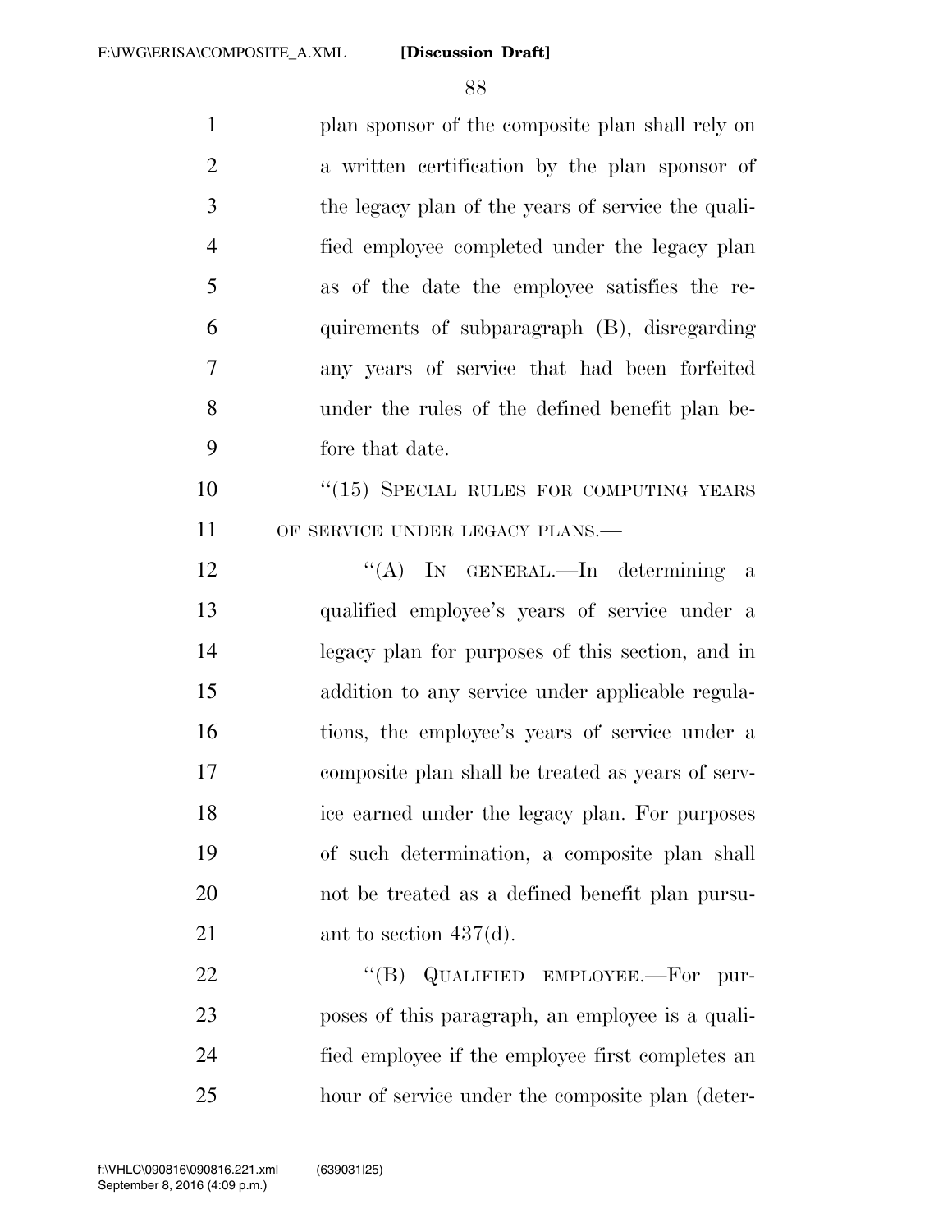plan sponsor of the composite plan shall rely on a written certification by the plan sponsor of the legacy plan of the years of service the qualified employee completed under the legacy plan as of the date the employee satisfies the requirements of subparagraph (B), disregarding any years of service that had been forfeited under the rules of the defined benefit plan before that date.

"(15) SPECIAL RULES FOR COMPUTING YEARS OF SERVICE UNDER LEGACY PLANS.—

"(A) IN GENERAL.—In determining a qualified employee's years of service under a legacy plan for purposes of this section, and in addition to any service under applicable regulations, the employee's years of service under a composite plan shall be treated as years of service earned under the legacy plan. For purposes of such determination, a composite plan shall not be treated as a defined benefit plan pursuant to section 437(d).

"(B) QUALIFIED EMPLOYEE.—For purposes of this paragraph, an employee is a qualified employee if the employee first completes an hour of service under the composite plan (deter-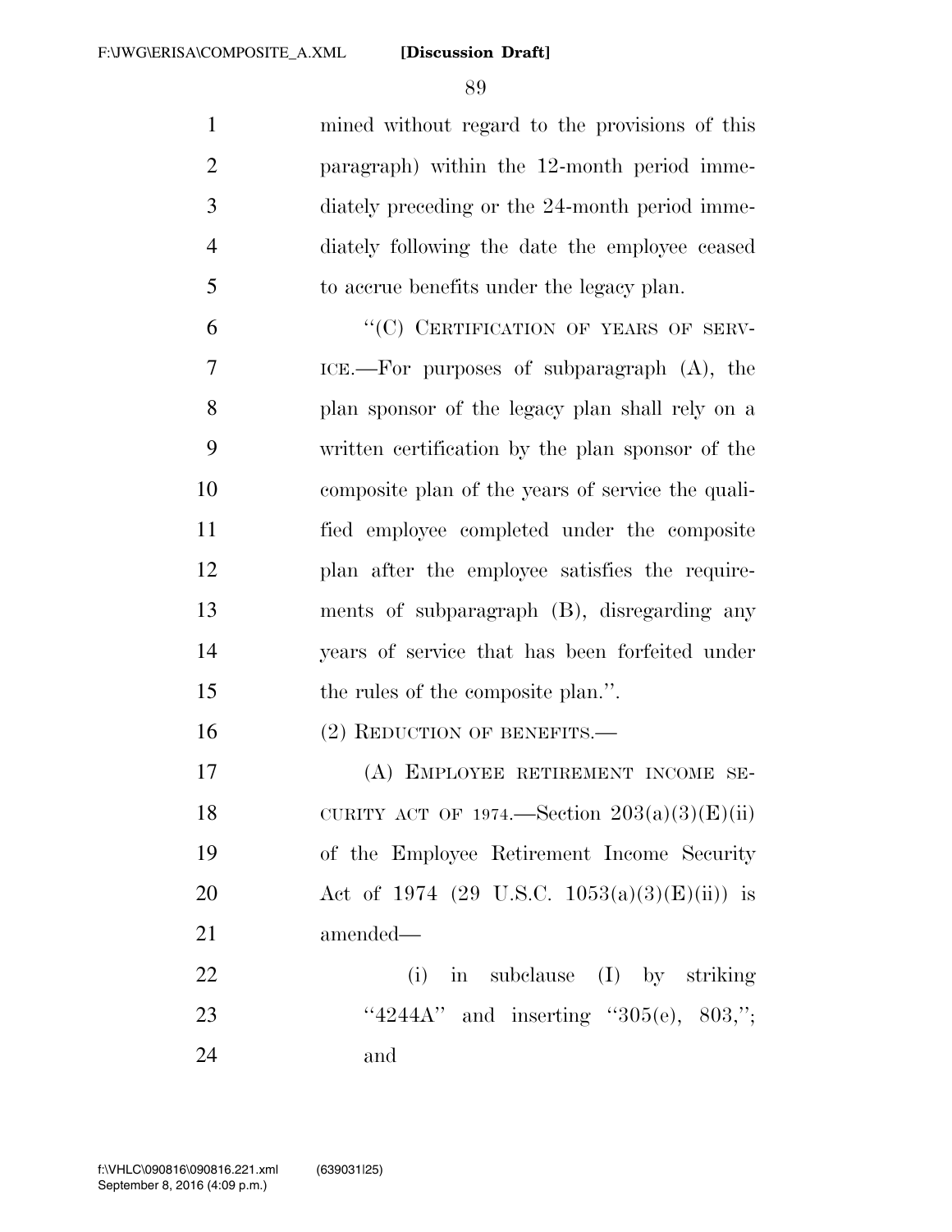mined without regard to the provisions of this paragraph) within the 12-month period immediately preceding or the 24-month period immediately following the date the employee ceased to accrue benefits under the legacy plan.

"(C) CERTIFICATION OF YEARS OF SERVICE.—For purposes of subparagraph (A), the plan sponsor of the legacy plan shall rely on a written certification by the plan sponsor of the composite plan of the years of service the qualified employee completed under the composite plan after the employee satisfies the requirements of subparagraph (B), disregarding any years of service that has been forfeited under the rules of the composite plan.".

(2) REDUCTION OF BENEFITS.—

(A) EMPLOYEE RETIREMENT INCOME SECURITY ACT OF 1974.—Section 203(a)(3)(E)(ii) of the Employee Retirement Income Security Act of 1974 (29 U.S.C. 1053(a)(3)(E)(ii)) is amended—

(i) in subclause (I) by striking "4244A" and inserting "305(e), 803,"; and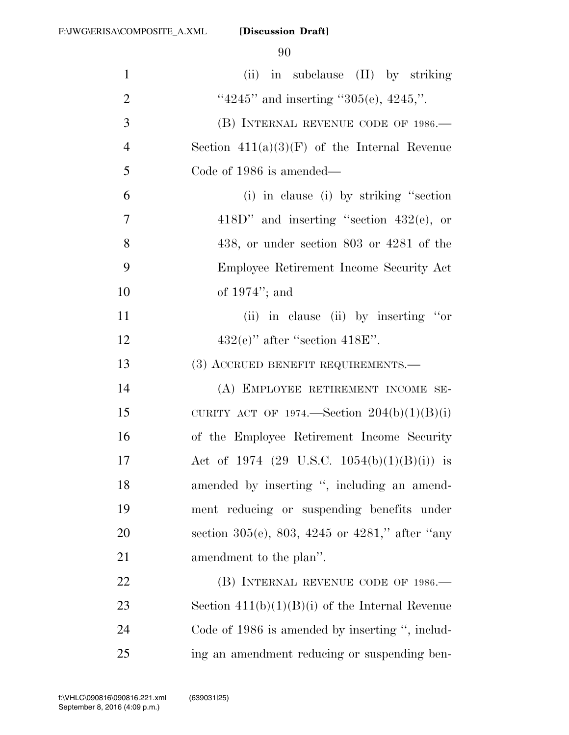(ii) in subclause (II) by striking "4245" and inserting "305(e), 4245,".

(B) INTERNAL REVENUE CODE OF 1986.—Section 411(a)(3)(F) of the Internal Revenue Code of 1986 is amended—

(i) in clause (i) by striking "section 418D" and inserting "section 432(e), or 438, or under section 803 or 4281 of the Employee Retirement Income Security Act of 1974"; and

(ii) in clause (ii) by inserting "or 432(e)" after "section 418E".

(3) ACCRUED BENEFIT REQUIREMENTS.—

(A) EMPLOYEE RETIREMENT INCOME SECURITY ACT OF 1974.—Section 204(b)(1)(B)(i) of the Employee Retirement Income Security Act of 1974 (29 U.S.C. 1054(b)(1)(B)(i)) is amended by inserting ", including an amendment reducing or suspending benefits under section 305(e), 803, 4245 or 4281," after "any amendment to the plan".

(B) INTERNAL REVENUE CODE OF 1986.—Section 411(b)(1)(B)(i) of the Internal Revenue Code of 1986 is amended by inserting ", including an amendment reducing or suspending ben-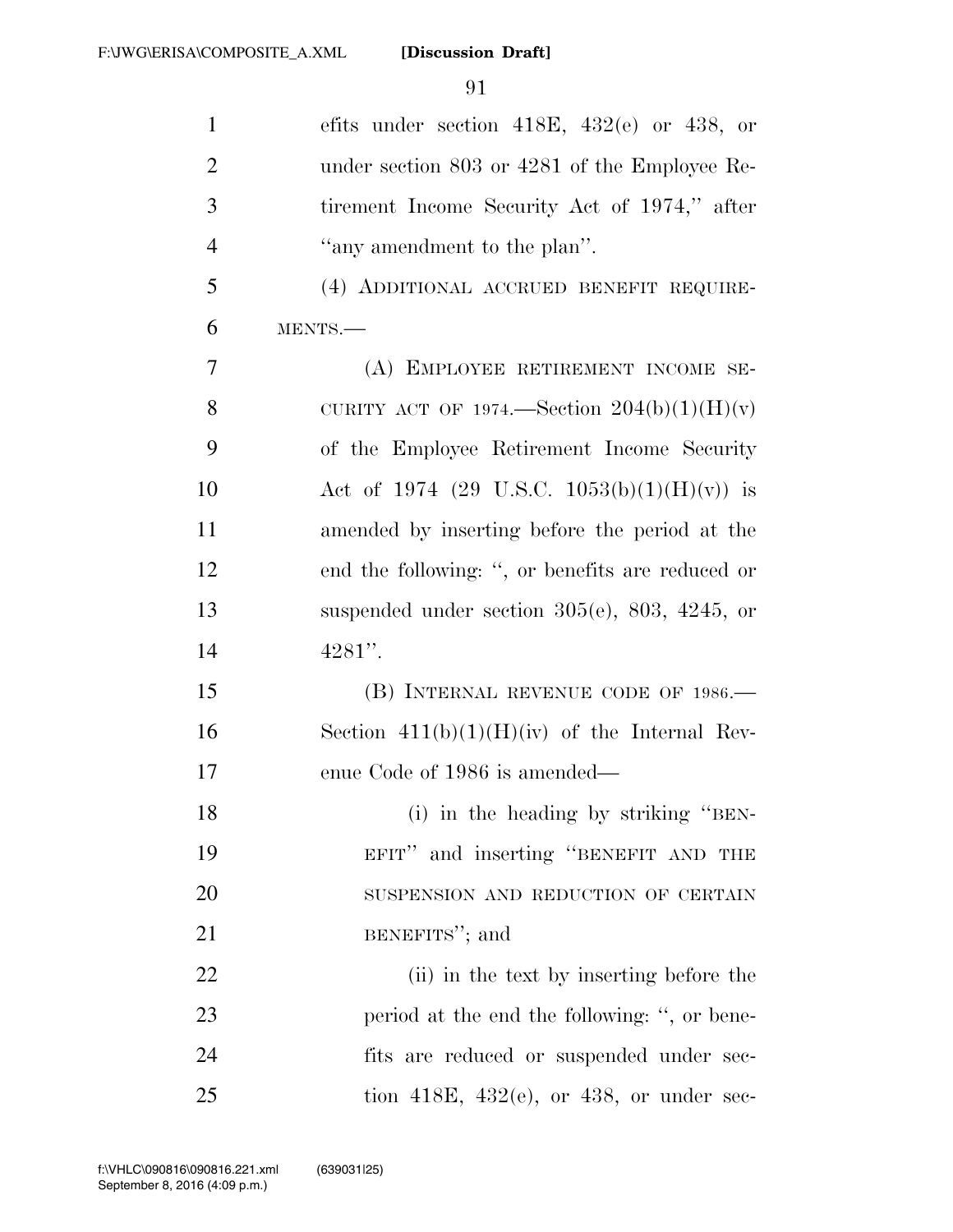efits under section 418E, 432(e) or 438, or under section 803 or 4281 of the Employee Retirement Income Security Act of 1974," after "any amendment to the plan".

(4) ADDITIONAL ACCRUED BENEFIT REQUIREMENTS.—

(A) EMPLOYEE RETIREMENT INCOME SECURITY ACT OF 1974.—Section 204(b)(1)(H)(v) of the Employee Retirement Income Security Act of 1974 (29 U.S.C. 1053(b)(1)(H)(v)) is amended by inserting before the period at the end the following: ", or benefits are reduced or suspended under section 305(e), 803, 4245, or 4281".

(B) INTERNAL REVENUE CODE OF 1986.—Section 411(b)(1)(H)(iv) of the Internal Revenue Code of 1986 is amended—

(i) in the heading by striking "BENEFIT" and inserting "BENEFIT AND THE SUSPENSION AND REDUCTION OF CERTAIN BENEFITS"; and

(ii) in the text by inserting before the period at the end the following: ", or benefits are reduced or suspended under section 418E, 432(e), or 438, or under sec-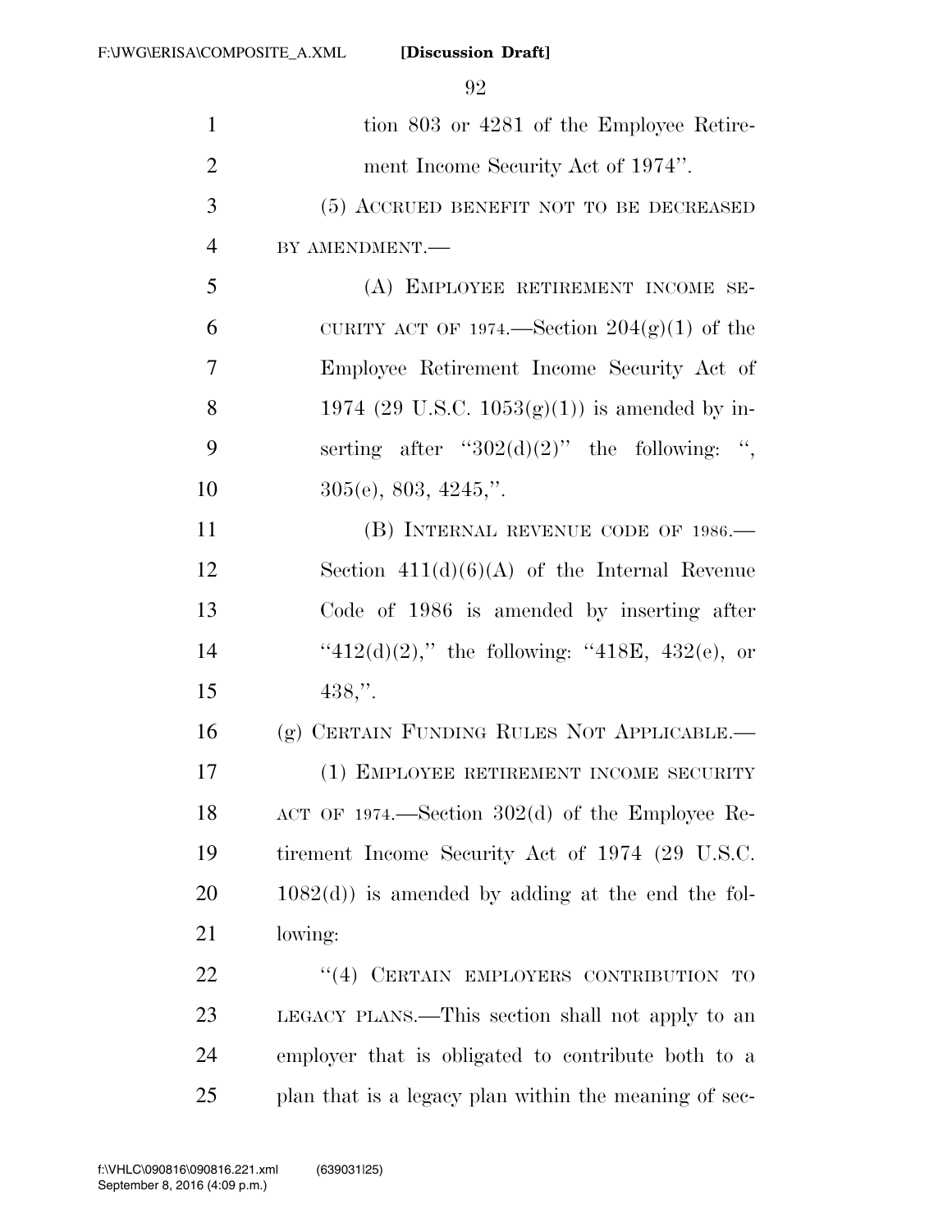tion 803 or 4281 of the Employee Retirement Income Security Act of 1974''.

(5) ACCRUED BENEFIT NOT TO BE DECREASED BY AMENDMENT.—

(A) EMPLOYEE RETIREMENT INCOME SECURITY ACT OF 1974.—Section 204(g)(1) of the Employee Retirement Income Security Act of 1974 (29 U.S.C. 1053(g)(1)) is amended by inserting after ''302(d)(2)'' the following: '', 305(e), 803, 4245,''.

(B) INTERNAL REVENUE CODE OF 1986.—Section 411(d)(6)(A) of the Internal Revenue Code of 1986 is amended by inserting after ''412(d)(2),'' the following: ''418E, 432(e), or 438,''.

(g) CERTAIN FUNDING RULES NOT APPLICABLE.—

(1) EMPLOYEE RETIREMENT INCOME SECURITY ACT OF 1974.—Section 302(d) of the Employee Retirement Income Security Act of 1974 (29 U.S.C. 1082(d)) is amended by adding at the end the following:

''(4) CERTAIN EMPLOYERS CONTRIBUTION TO LEGACY PLANS.—This section shall not apply to an employer that is obligated to contribute both to a plan that is a legacy plan within the meaning of sec-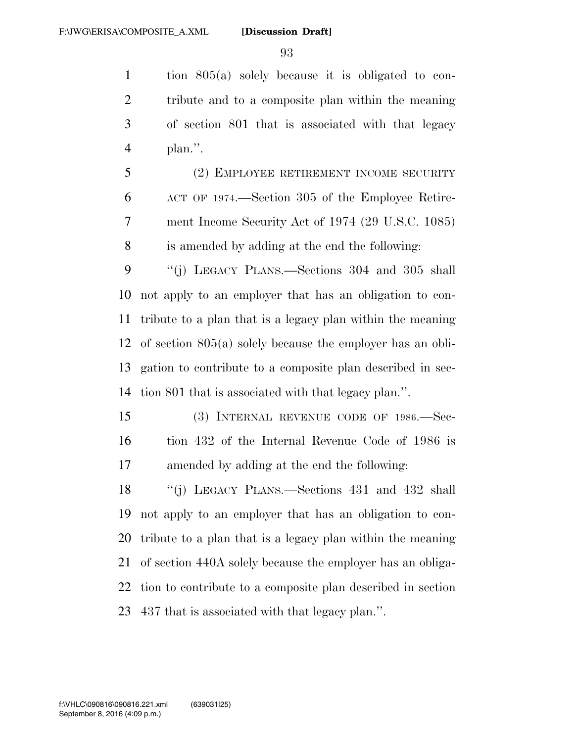tion 805(a) solely because it is obligated to contribute and to a composite plan within the meaning of section 801 that is associated with that legacy plan.''.

(2) EMPLOYEE RETIREMENT INCOME SECURITY ACT OF 1974.—Section 305 of the Employee Retirement Income Security Act of 1974 (29 U.S.C. 1085) is amended by adding at the end the following:

''(j) LEGACY PLANS.—Sections 304 and 305 shall not apply to an employer that has an obligation to contribute to a plan that is a legacy plan within the meaning of section 805(a) solely because the employer has an obligation to contribute to a composite plan described in section 801 that is associated with that legacy plan.''.

(3) INTERNAL REVENUE CODE OF 1986.—Section 432 of the Internal Revenue Code of 1986 is amended by adding at the end the following:

''(j) LEGACY PLANS.—Sections 431 and 432 shall not apply to an employer that has an obligation to contribute to a plan that is a legacy plan within the meaning of section 440A solely because the employer has an obligation to contribute to a composite plan described in section 437 that is associated with that legacy plan.''.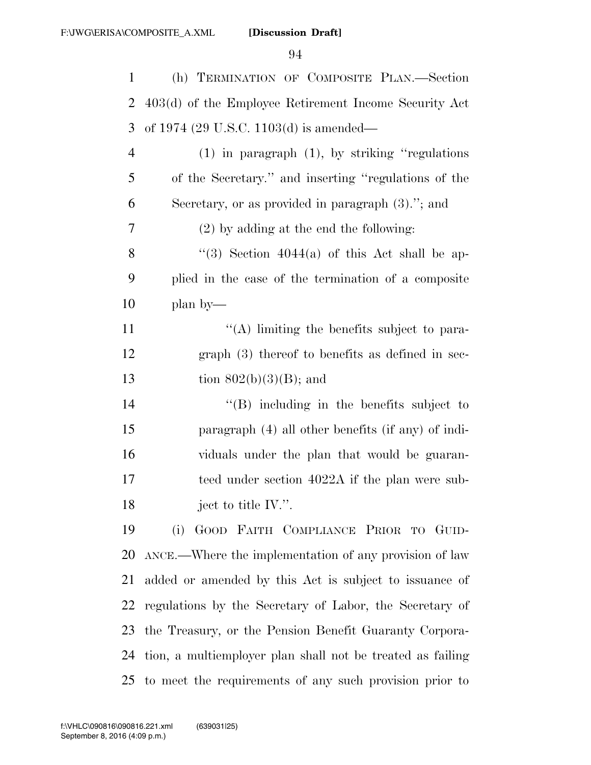(h) TERMINATION OF COMPOSITE PLAN.—Section 403(d) of the Employee Retirement Income Security Act of 1974 (29 U.S.C. 1103(d) is amended—

(1) in paragraph (1), by striking "regulations of the Secretary." and inserting "regulations of the Secretary, or as provided in paragraph (3)."; and

(2) by adding at the end the following:

"(3) Section 4044(a) of this Act shall be applied in the case of the termination of a composite plan by—

"(A) limiting the benefits subject to paragraph (3) thereof to benefits as defined in section 802(b)(3)(B); and

"(B) including in the benefits subject to paragraph (4) all other benefits (if any) of individuals under the plan that would be guaranteed under section 4022A if the plan were subject to title IV.".

(i) GOOD FAITH COMPLIANCE PRIOR TO GUIDANCE.—Where the implementation of any provision of law added or amended by this Act is subject to issuance of regulations by the Secretary of Labor, the Secretary of the Treasury, or the Pension Benefit Guaranty Corporation, a multiemployer plan shall not be treated as failing to meet the requirements of any such provision prior to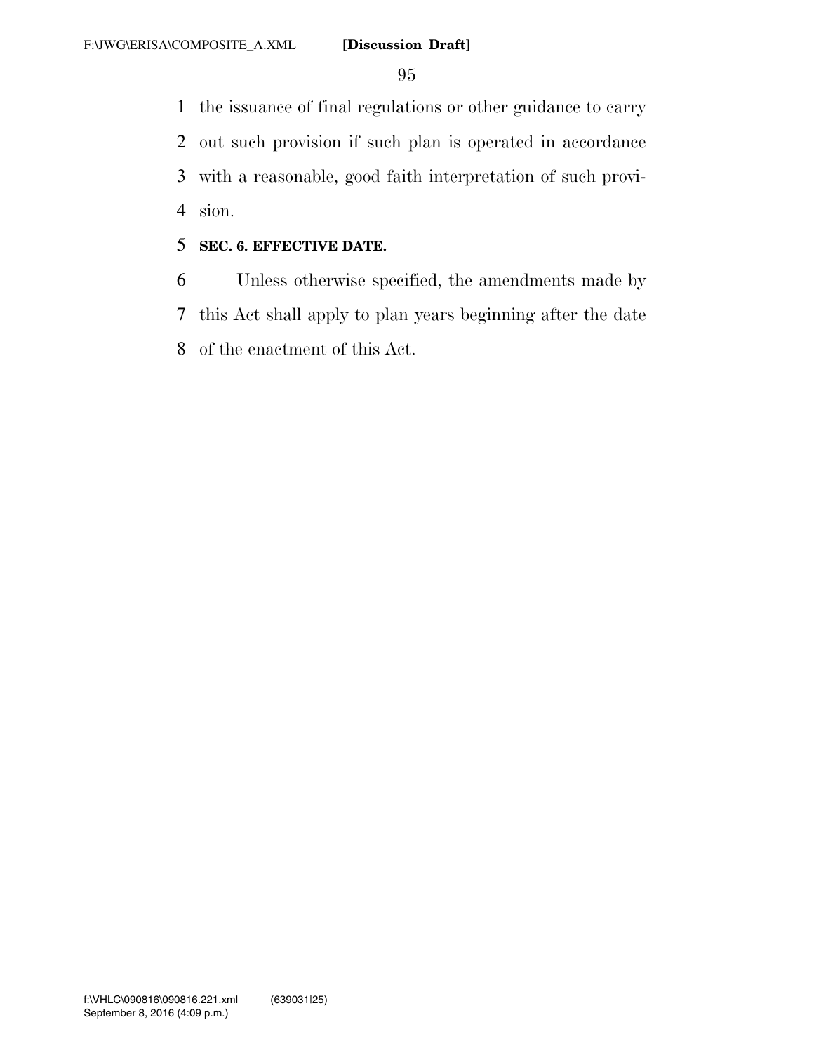the issuance of final regulations or other guidance to carry out such provision if such plan is operated in accordance with a reasonable, good faith interpretation of such provision.

### SEC. 6. EFFECTIVE DATE.

Unless otherwise specified, the amendments made by this Act shall apply to plan years beginning after the date of the enactment of this Act.